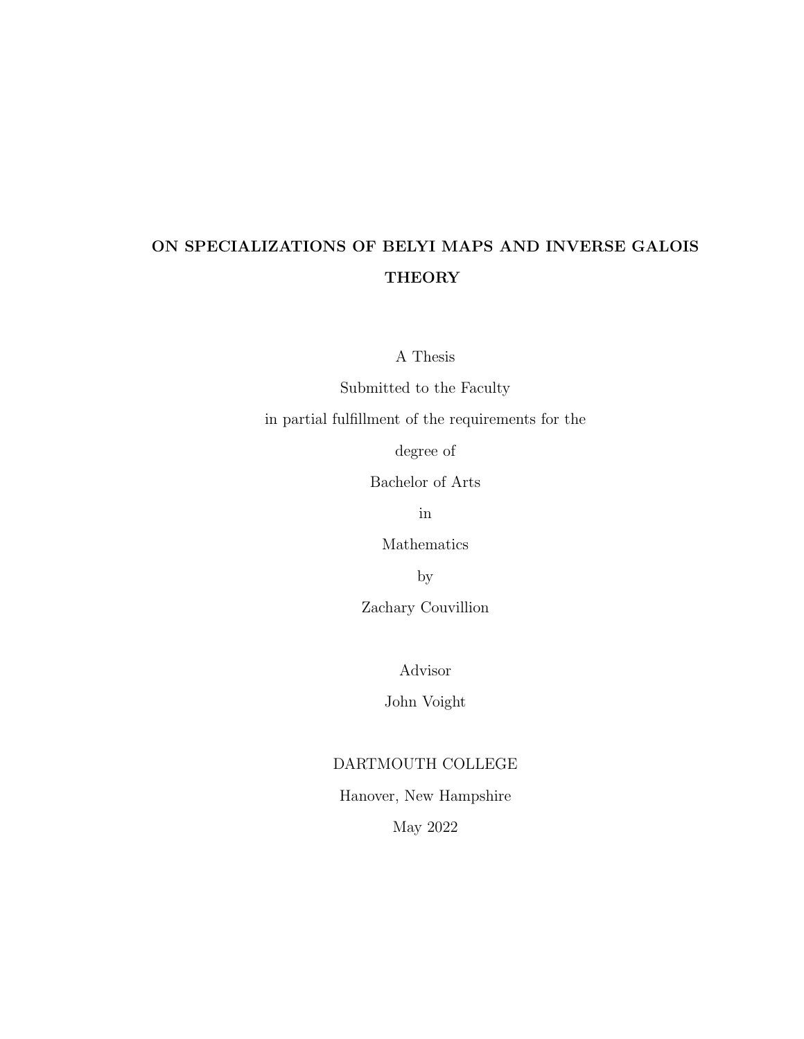# ON SPECIALIZATIONS OF BELYI MAPS AND INVERSE GALOIS THEORY

A Thesis

Submitted to the Faculty

in partial fulfillment of the requirements for the

degree of

Bachelor of Arts

in

Mathematics

by

Zachary Couvillion

Advisor

John Voight

DARTMOUTH COLLEGE

Hanover, New Hampshire

May 2022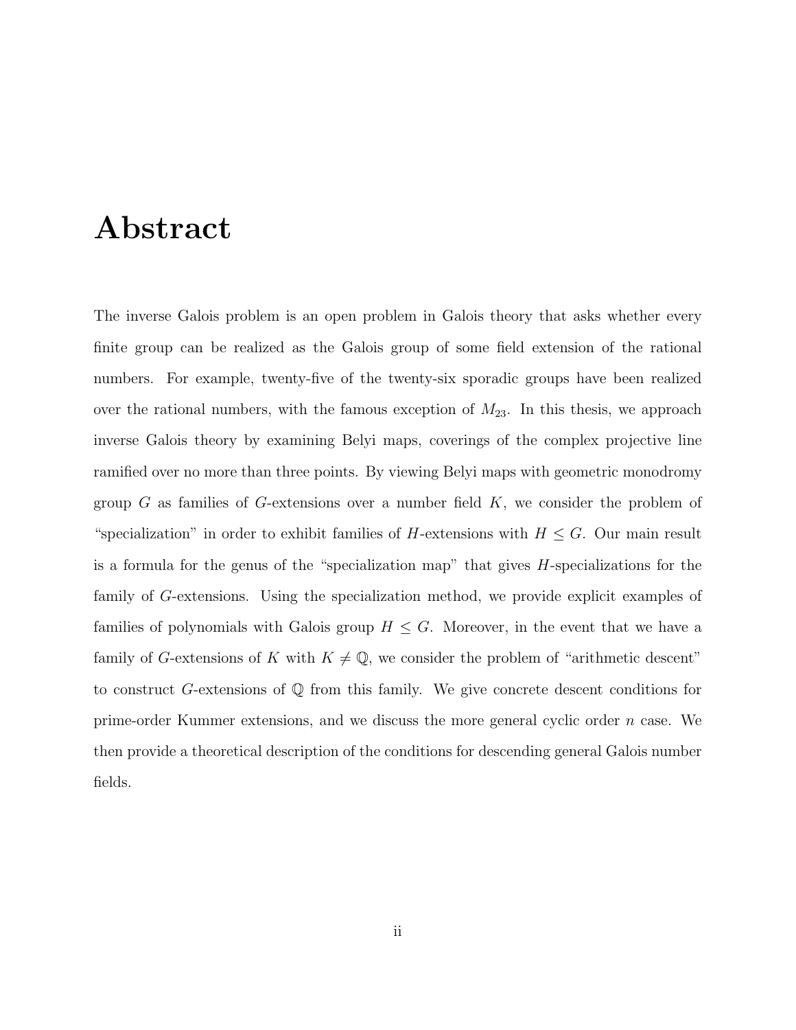# Abstract

The inverse Galois problem is an open problem in Galois theory that asks whether every finite group can be realized as the Galois group of some field extension of the rational numbers. For example, twenty-five of the twenty-six sporadic groups have been realized over the rational numbers, with the famous exception of $M_{23}$. In this thesis, we approach inverse Galois theory by examining Belyi maps, coverings of the complex projective line ramified over no more than three points. By viewing Belyi maps with geometric monodromy group $G$ as families of $G$-extensions over a number field $K$, we consider the problem of "specialization" in order to exhibit families of $H$-extensions with $H \leq G$. Our main result is a formula for the genus of the "specialization map" that gives $H$-specializations for the family of $G$-extensions. Using the specialization method, we provide explicit examples of families of polynomials with Galois group $H \leq G$. Moreover, in the event that we have a family of $G$-extensions of $K$ with $K \neq \mathbb{Q}$, we consider the problem of "arithmetic descent" to construct $G$-extensions of $\mathbb{Q}$ from this family. We give concrete descent conditions for prime-order Kummer extensions, and we discuss the more general cyclic order $n$ case. We then provide a theoretical description of the conditions for descending general Galois number fields.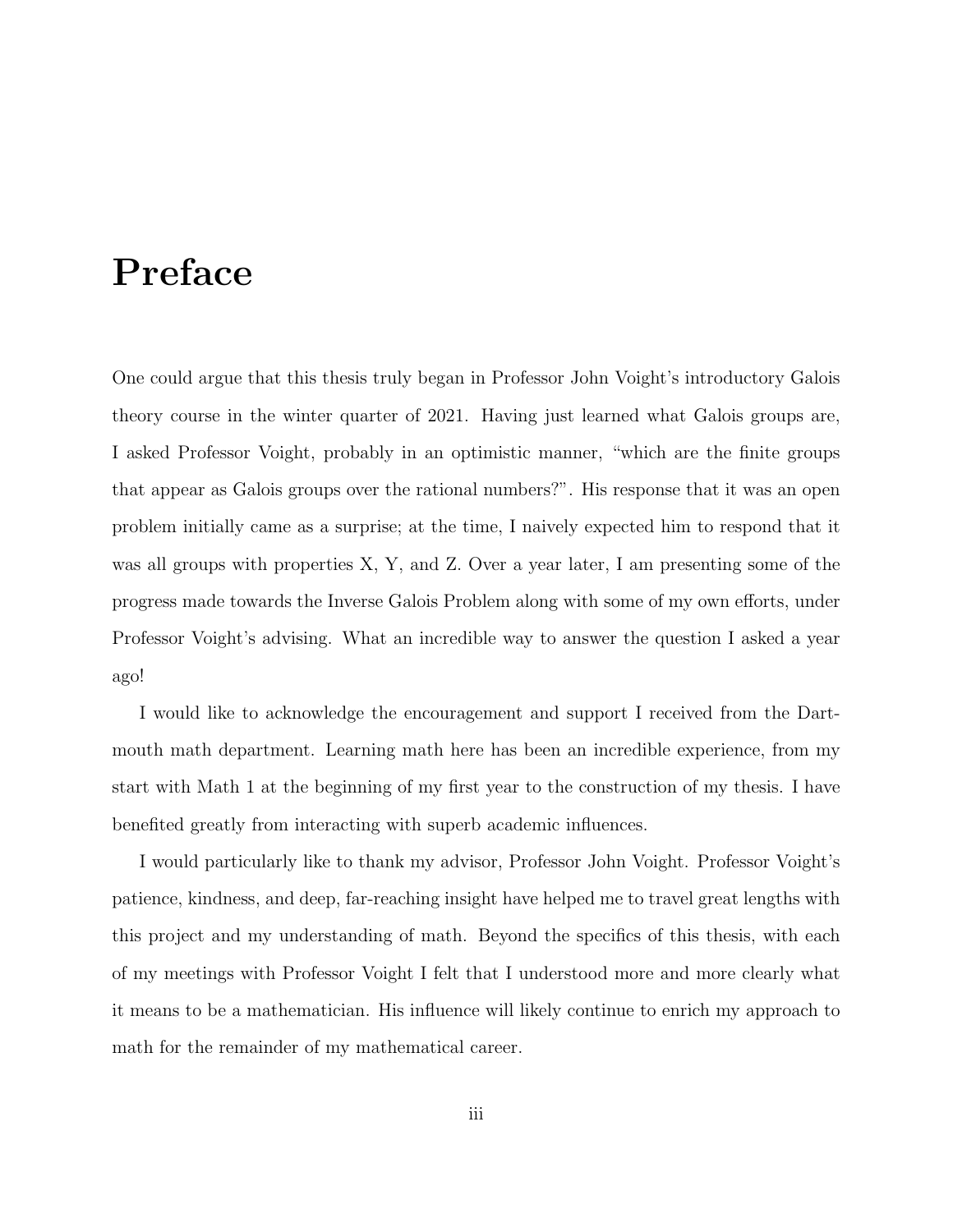# Preface

One could argue that this thesis truly began in Professor John Voight's introductory Galois theory course in the winter quarter of 2021. Having just learned what Galois groups are, I asked Professor Voight, probably in an optimistic manner, "which are the finite groups that appear as Galois groups over the rational numbers?". His response that it was an open problem initially came as a surprise; at the time, I naively expected him to respond that it was all groups with properties X, Y, and Z. Over a year later, I am presenting some of the progress made towards the Inverse Galois Problem along with some of my own efforts, under Professor Voight's advising. What an incredible way to answer the question I asked a year ago!

I would like to acknowledge the encouragement and support I received from the Dartmouth math department. Learning math here has been an incredible experience, from my start with Math 1 at the beginning of my first year to the construction of my thesis. I have benefited greatly from interacting with superb academic influences.

I would particularly like to thank my advisor, Professor John Voight. Professor Voight's patience, kindness, and deep, far-reaching insight have helped me to travel great lengths with this project and my understanding of math. Beyond the specifics of this thesis, with each of my meetings with Professor Voight I felt that I understood more and more clearly what it means to be a mathematician. His influence will likely continue to enrich my approach to math for the remainder of my mathematical career.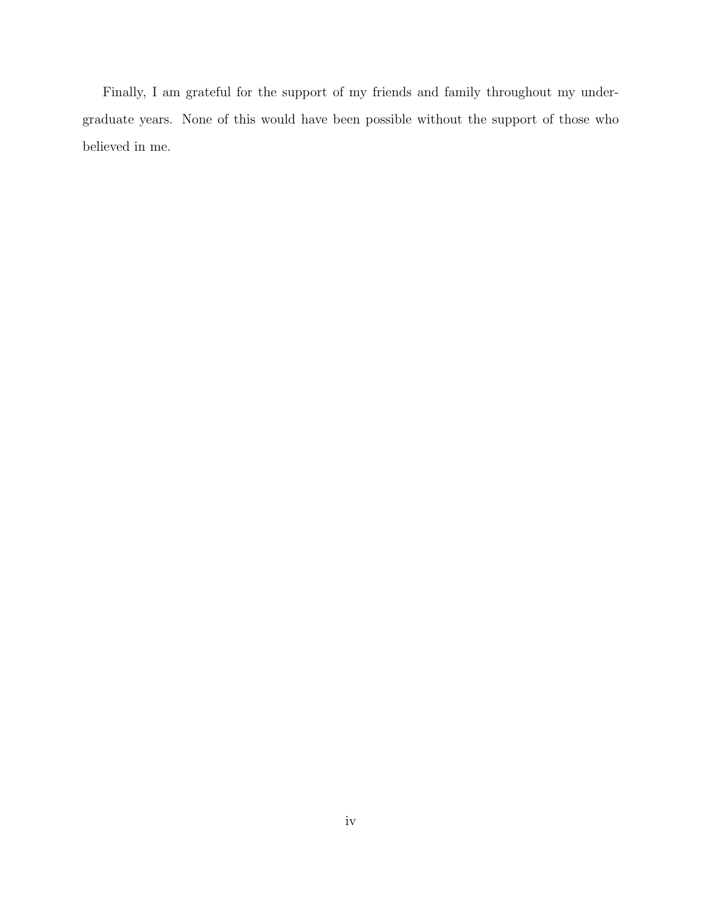Finally, I am grateful for the support of my friends and family throughout my undergraduate years. None of this would have been possible without the support of those who believed in me.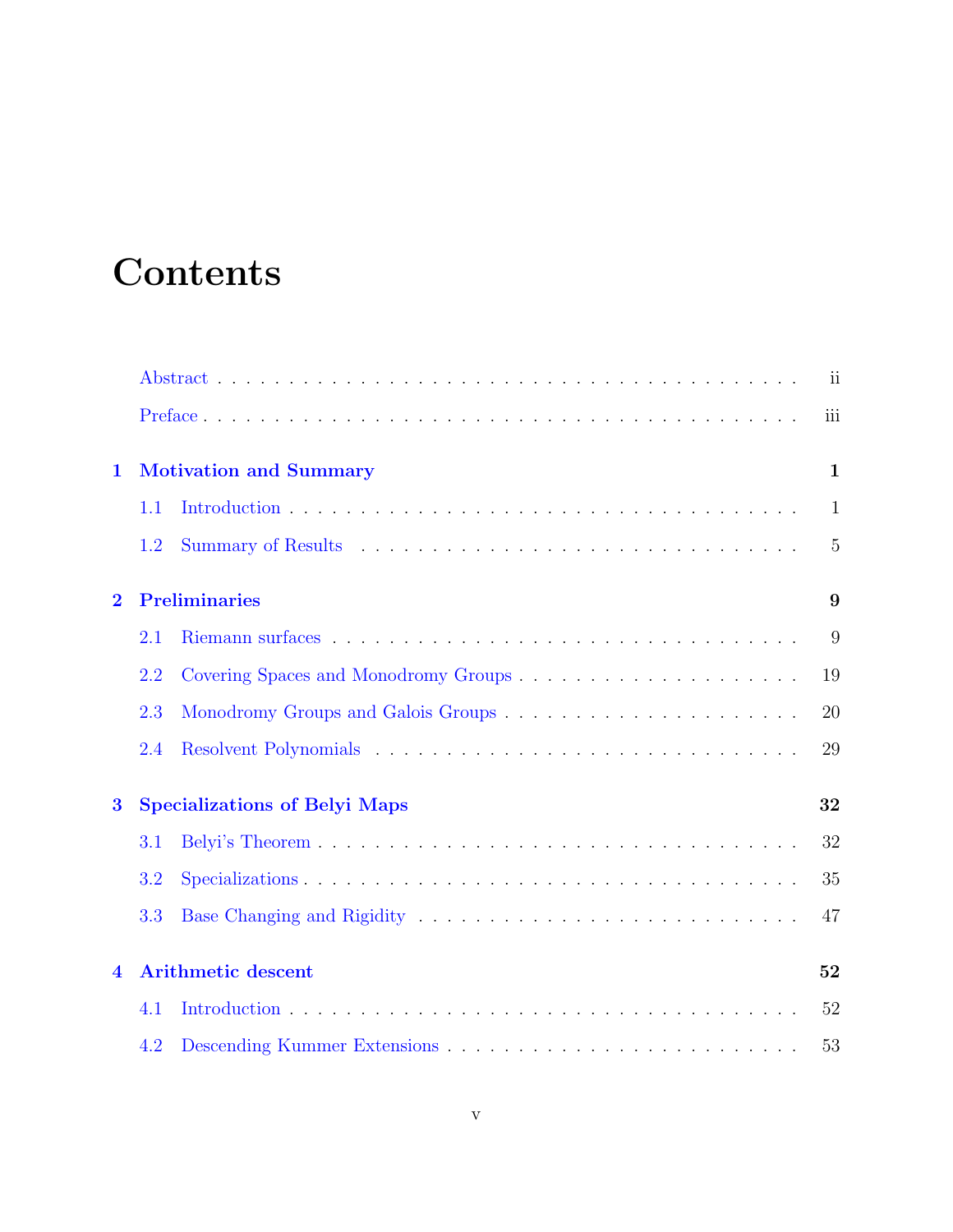# Contents

Abstract . . . . . . . . . . . . . . . . . . . . . . . . . . . . . . . . . . . . . . ii

Preface . . . . . . . . . . . . . . . . . . . . . . . . . . . . . . . . . . . . . . . iii

**1 Motivation and Summary** **1**

1.1 Introduction . . . . . . . . . . . . . . . . . . . . . . . . . . . . . . . . . . 1

1.2 Summary of Results . . . . . . . . . . . . . . . . . . . . . . . . . . . . . 5

**2 Preliminaries** **9**

2.1 Riemann surfaces . . . . . . . . . . . . . . . . . . . . . . . . . . . . . . . 9

2.2 Covering Spaces and Monodromy Groups . . . . . . . . . . . . . . . . . . 19

2.3 Monodromy Groups and Galois Groups . . . . . . . . . . . . . . . . . . . 20

2.4 Resolvent Polynomials . . . . . . . . . . . . . . . . . . . . . . . . . . . . 29

**3 Specializations of Belyi Maps** **32**

3.1 Belyi's Theorem . . . . . . . . . . . . . . . . . . . . . . . . . . . . . . . . 32

3.2 Specializations . . . . . . . . . . . . . . . . . . . . . . . . . . . . . . . . 35

3.3 Base Changing and Rigidity . . . . . . . . . . . . . . . . . . . . . . . . . 47

**4 Arithmetic descent** **52**

4.1 Introduction . . . . . . . . . . . . . . . . . . . . . . . . . . . . . . . . . . 52

4.2 Descending Kummer Extensions . . . . . . . . . . . . . . . . . . . . . . . 53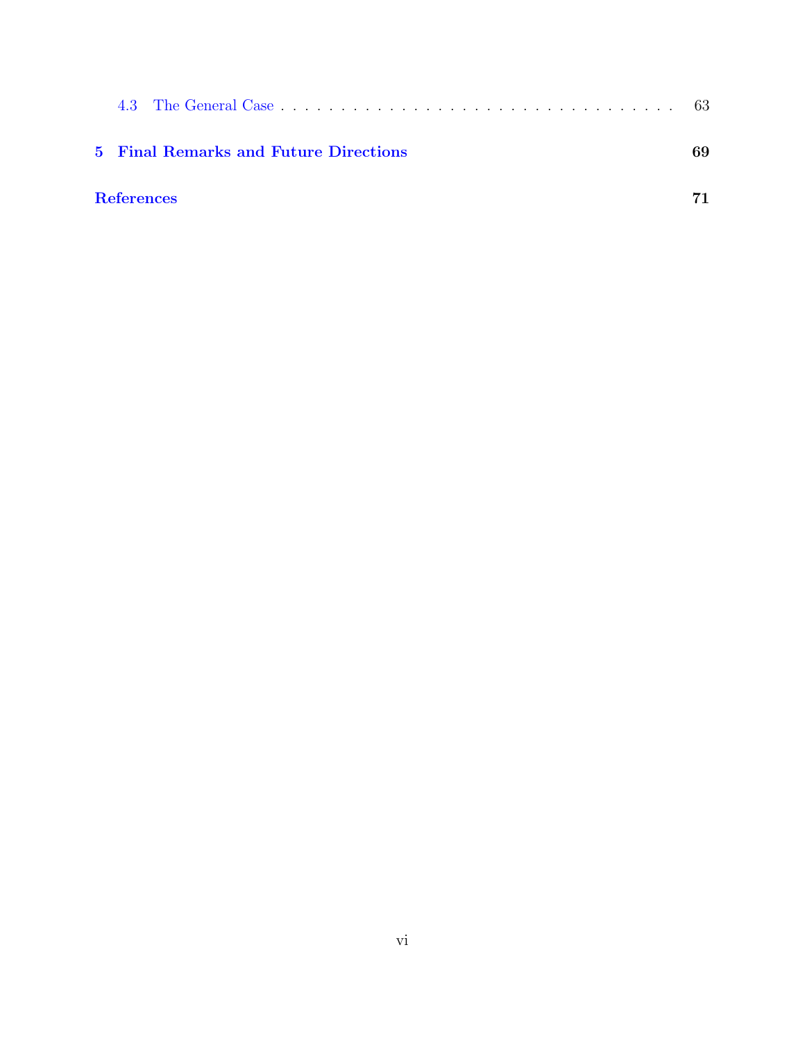4.3 The General Case . . . . . . . . . . . . . . . . . . . . . . . . . . . . . . . . 63

**5 Final Remarks and Future Directions** **69**

**References** **71**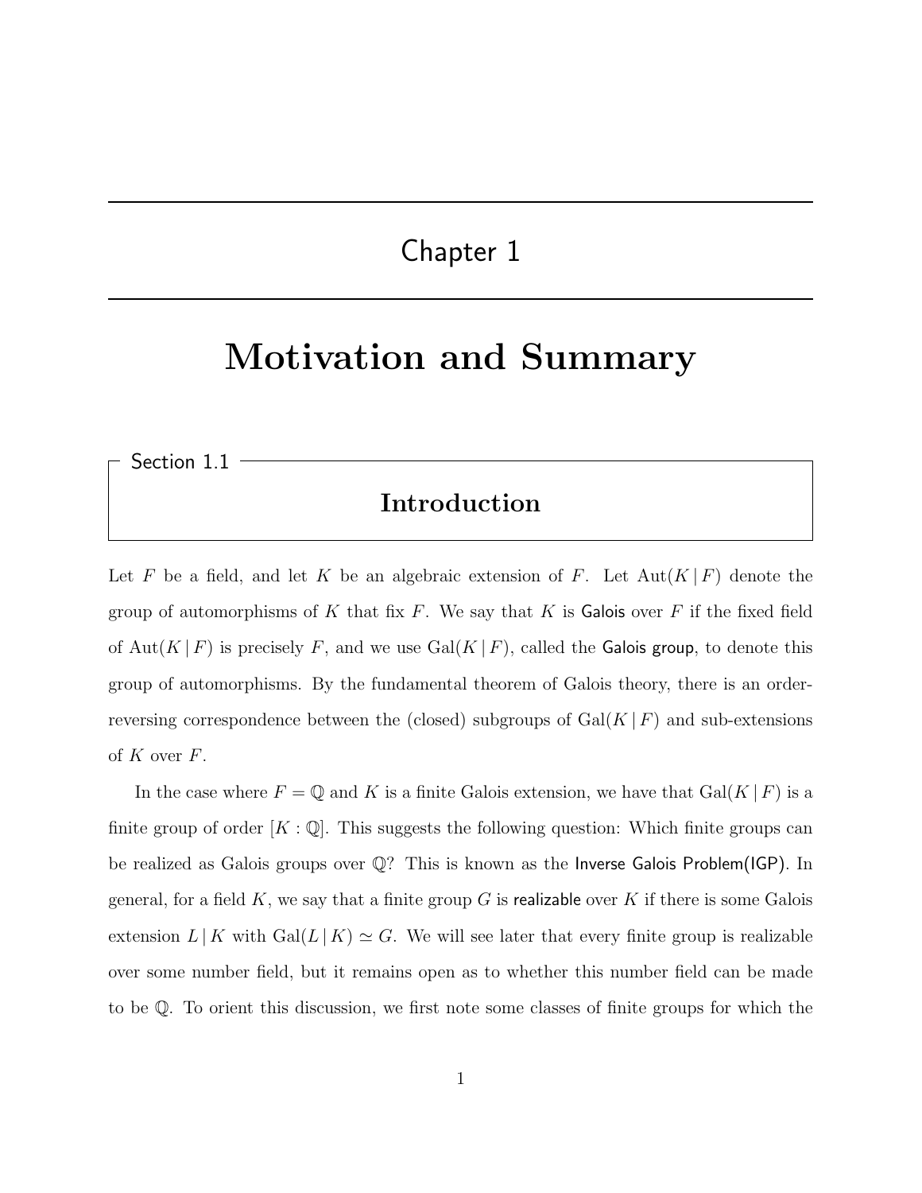# Chapter 1

# Motivation and Summary

## Section 1.1

## Introduction

Let $F$ be a field, and let $K$ be an algebraic extension of $F$. Let $\mathrm{Aut}(K \mid F)$ denote the group of automorphisms of $K$ that fix $F$. We say that $K$ is Galois over $F$ if the fixed field of $\mathrm{Aut}(K \mid F)$ is precisely $F$, and we use $\mathrm{Gal}(K \mid F)$, called the Galois group, to denote this group of automorphisms. By the fundamental theorem of Galois theory, there is an order-reversing correspondence between the (closed) subgroups of $\mathrm{Gal}(K \mid F)$ and sub-extensions of $K$ over $F$.

In the case where $F = \mathbb{Q}$ and $K$ is a finite Galois extension, we have that $\mathrm{Gal}(K \mid F)$ is a finite group of order $[K : \mathbb{Q}]$. This suggests the following question: Which finite groups can be realized as Galois groups over $\mathbb{Q}$? This is known as the Inverse Galois Problem(IGP). In general, for a field $K$, we say that a finite group $G$ is realizable over $K$ if there is some Galois extension $L \mid K$ with $\mathrm{Gal}(L \mid K) \simeq G$. We will see later that every finite group is realizable over some number field, but it remains open as to whether this number field can be made to be $\mathbb{Q}$. To orient this discussion, we first note some classes of finite groups for which the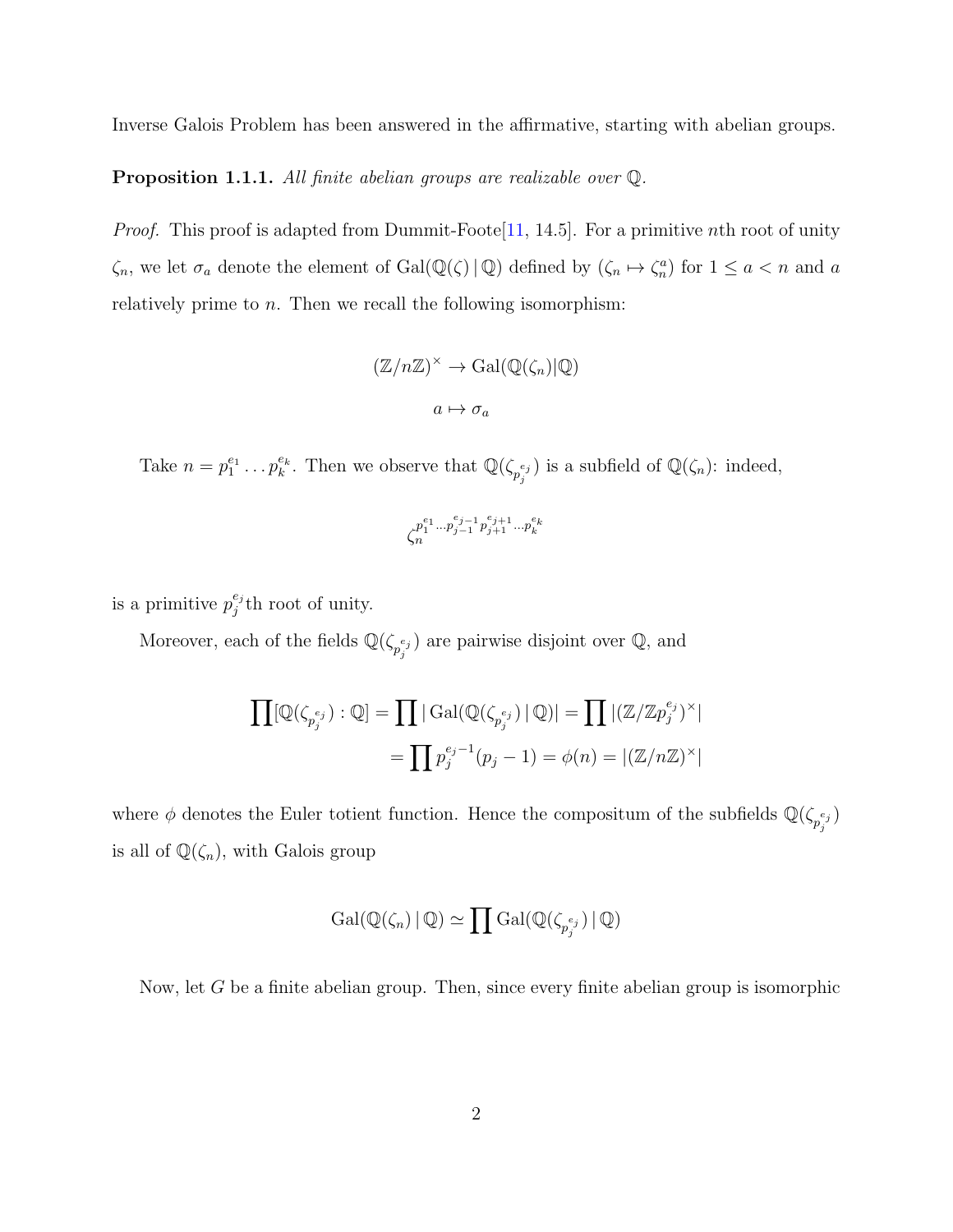Inverse Galois Problem has been answered in the affirmative, starting with abelian groups.

**Proposition 1.1.1.** *All finite abelian groups are realizable over* $\mathbb{Q}$*.*

*Proof.* This proof is adapted from Dummit-Foote[11, 14.5]. For a primitive $n$th root of unity $\zeta_n$, we let $\sigma_a$ denote the element of $\mathrm{Gal}(\mathbb{Q}(\zeta) \,|\, \mathbb{Q})$ defined by $(\zeta_n \mapsto \zeta_n^a)$ for $1 \leq a < n$ and $a$ relatively prime to $n$. Then we recall the following isomorphism:

$$(\mathbb{Z}/n\mathbb{Z})^\times \to \mathrm{Gal}(\mathbb{Q}(\zeta_n)|\mathbb{Q})$$

$$a \mapsto \sigma_a$$

Take $n = p_1^{e_1} \dots p_k^{e_k}$. Then we observe that $\mathbb{Q}(\zeta_{p_j^{e_j}})$ is a subfield of $\mathbb{Q}(\zeta_n)$: indeed,

$$\zeta_n^{p_1^{e_1} \dots p_{j-1}^{e_{j-1}} p_{j+1}^{e_{j+1}} \dots p_k^{e_k}}$$

is a primitive $p_j^{e_j}$th root of unity.

Moreover, each of the fields $\mathbb{Q}(\zeta_{p_j^{e_j}})$ are pairwise disjoint over $\mathbb{Q}$, and

$$\begin{aligned}\prod [\mathbb{Q}(\zeta_{p_j^{e_j}}) : \mathbb{Q}] = \prod |\, \mathrm{Gal}(\mathbb{Q}(\zeta_{p_j^{e_j}}) \,|\, \mathbb{Q})| = \prod |(\mathbb{Z}/\mathbb{Z}p_j^{e_j})^\times| \\ = \prod p_j^{e_j - 1}(p_j - 1) = \phi(n) = |(\mathbb{Z}/n\mathbb{Z})^\times|\end{aligned}$$

where $\phi$ denotes the Euler totient function. Hence the compositum of the subfields $\mathbb{Q}(\zeta_{p_j^{e_j}})$ is all of $\mathbb{Q}(\zeta_n)$, with Galois group

$$\mathrm{Gal}(\mathbb{Q}(\zeta_n) \,|\, \mathbb{Q}) \simeq \prod \mathrm{Gal}(\mathbb{Q}(\zeta_{p_j^{e_j}}) \,|\, \mathbb{Q})$$

Now, let $G$ be a finite abelian group. Then, since every finite abelian group is isomorphic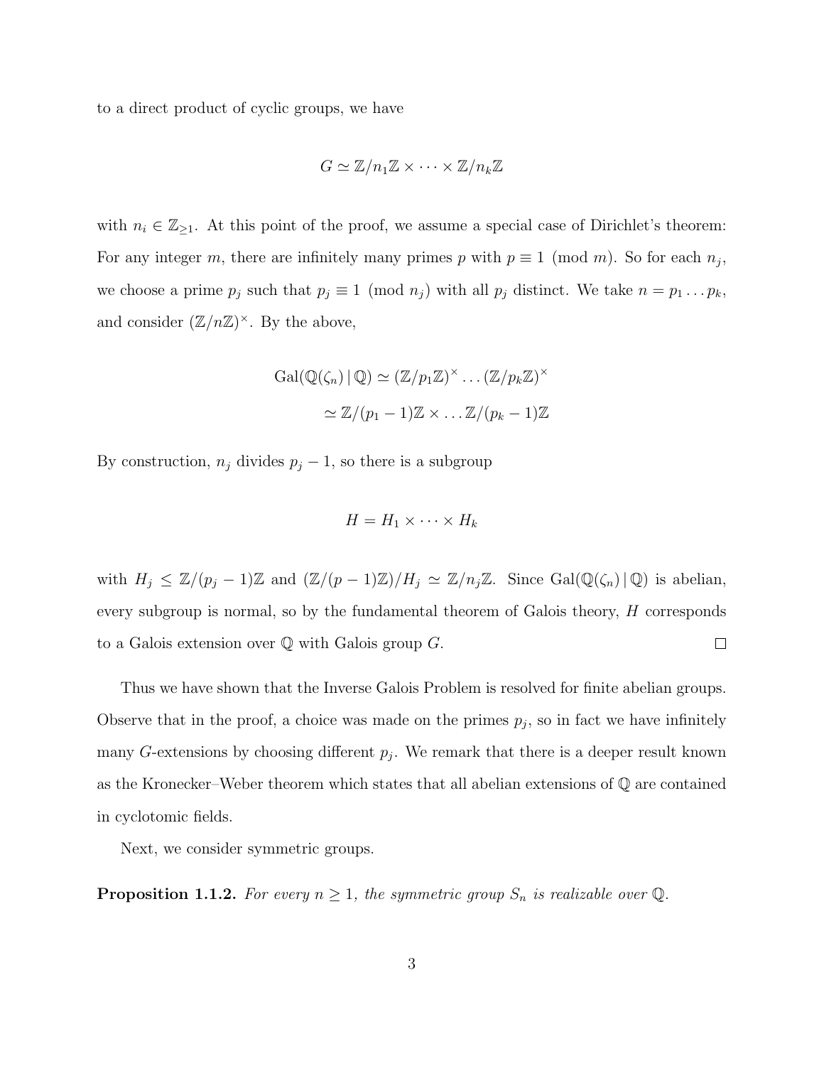to a direct product of cyclic groups, we have

$$G \simeq \mathbb{Z}/n_1\mathbb{Z} \times \cdots \times \mathbb{Z}/n_k\mathbb{Z}$$

with $n_i \in \mathbb{Z}_{\geq 1}$. At this point of the proof, we assume a special case of Dirichlet's theorem: For any integer $m$, there are infinitely many primes $p$ with $p \equiv 1 \pmod{m}$. So for each $n_j$, we choose a prime $p_j$ such that $p_j \equiv 1 \pmod{n_j}$ with all $p_j$ distinct. We take $n = p_1 \dots p_k$, and consider $(\mathbb{Z}/n\mathbb{Z})^\times$. By the above,

$$\begin{aligned}
\mathrm{Gal}(\mathbb{Q}(\zeta_n) \,|\, \mathbb{Q}) &\simeq (\mathbb{Z}/p_1\mathbb{Z})^\times \dots (\mathbb{Z}/p_k\mathbb{Z})^\times \\
&\simeq \mathbb{Z}/(p_1 - 1)\mathbb{Z} \times \dots \mathbb{Z}/(p_k - 1)\mathbb{Z}
\end{aligned}$$

By construction, $n_j$ divides $p_j - 1$, so there is a subgroup

$$H = H_1 \times \cdots \times H_k$$

with $H_j \leq \mathbb{Z}/(p_j - 1)\mathbb{Z}$ and $(\mathbb{Z}/(p-1)\mathbb{Z})/H_j \simeq \mathbb{Z}/n_j\mathbb{Z}$. Since $\mathrm{Gal}(\mathbb{Q}(\zeta_n) \,|\, \mathbb{Q})$ is abelian, every subgroup is normal, so by the fundamental theorem of Galois theory, $H$ corresponds to a Galois extension over $\mathbb{Q}$ with Galois group $G$. □

Thus we have shown that the Inverse Galois Problem is resolved for finite abelian groups. Observe that in the proof, a choice was made on the primes $p_j$, so in fact we have infinitely many $G$-extensions by choosing different $p_j$. We remark that there is a deeper result known as the Kronecker–Weber theorem which states that all abelian extensions of $\mathbb{Q}$ are contained in cyclotomic fields.

Next, we consider symmetric groups.

**Proposition 1.1.2.** *For every $n \geq 1$, the symmetric group $S_n$ is realizable over $\mathbb{Q}$.*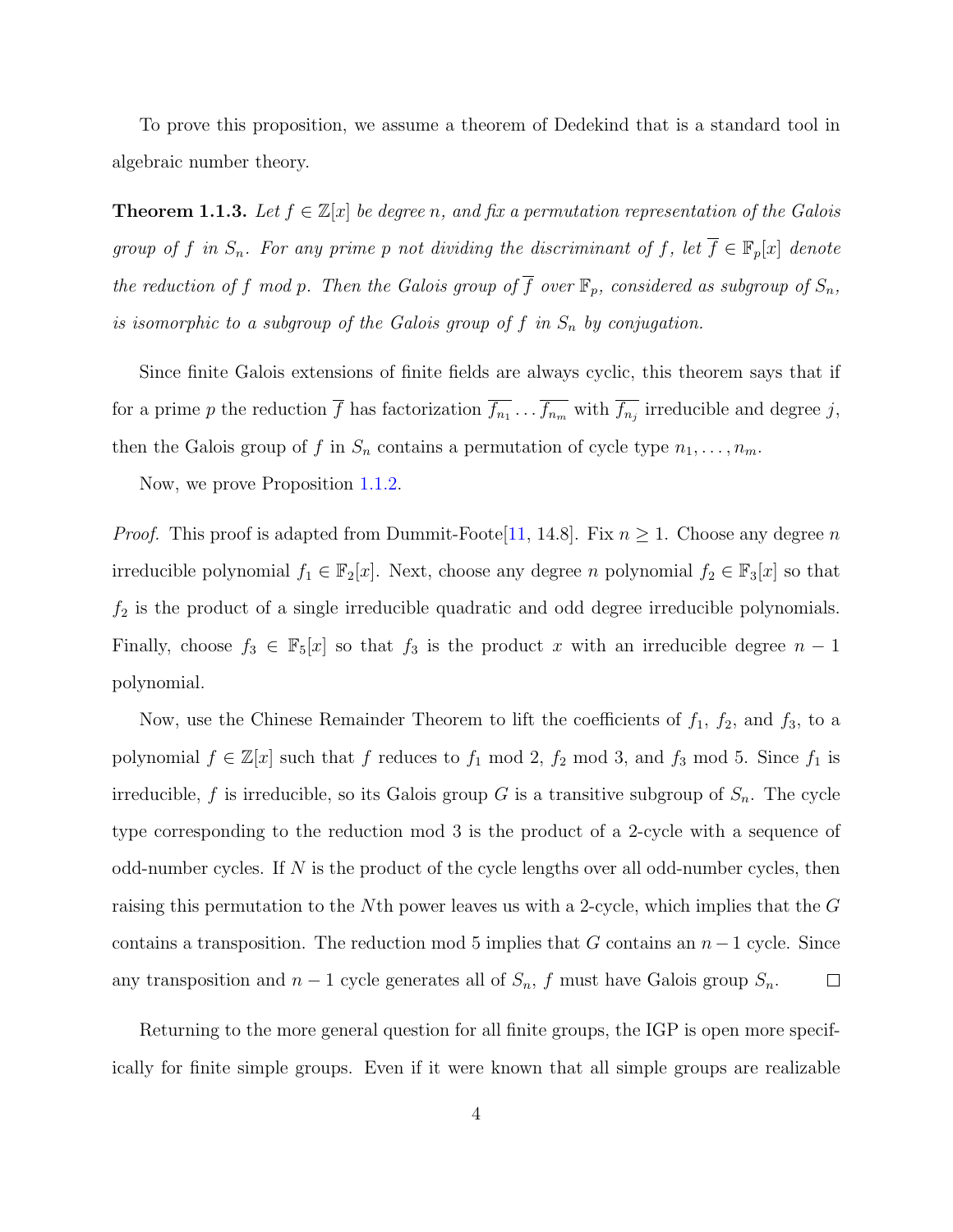To prove this proposition, we assume a theorem of Dedekind that is a standard tool in algebraic number theory.

**Theorem 1.1.3.** *Let $f \in \mathbb{Z}[x]$ be degree $n$, and fix a permutation representation of the Galois group of $f$ in $S_n$. For any prime $p$ not dividing the discriminant of $f$, let $\overline{f} \in \mathbb{F}_p[x]$ denote the reduction of $f$ mod $p$. Then the Galois group of $\overline{f}$ over $\mathbb{F}_p$, considered as subgroup of $S_n$, is isomorphic to a subgroup of the Galois group of $f$ in $S_n$ by conjugation.*

Since finite Galois extensions of finite fields are always cyclic, this theorem says that if for a prime $p$ the reduction $\overline{f}$ has factorization $\overline{f_{n_1}} \dots \overline{f_{n_m}}$ with $\overline{f_{n_j}}$ irreducible and degree $j$, then the Galois group of $f$ in $S_n$ contains a permutation of cycle type $n_1, \dots, n_m$.

Now, we prove Proposition 1.1.2.

*Proof.* This proof is adapted from Dummit-Foote[11, 14.8]. Fix $n \geq 1$. Choose any degree $n$ irreducible polynomial $f_1 \in \mathbb{F}_2[x]$. Next, choose any degree $n$ polynomial $f_2 \in \mathbb{F}_3[x]$ so that $f_2$ is the product of a single irreducible quadratic and odd degree irreducible polynomials. Finally, choose $f_3 \in \mathbb{F}_5[x]$ so that $f_3$ is the product $x$ with an irreducible degree $n-1$ polynomial.

Now, use the Chinese Remainder Theorem to lift the coefficients of $f_1$, $f_2$, and $f_3$, to a polynomial $f \in \mathbb{Z}[x]$ such that $f$ reduces to $f_1$ mod 2, $f_2$ mod 3, and $f_3$ mod 5. Since $f_1$ is irreducible, $f$ is irreducible, so its Galois group $G$ is a transitive subgroup of $S_n$. The cycle type corresponding to the reduction mod 3 is the product of a 2-cycle with a sequence of odd-number cycles. If $N$ is the product of the cycle lengths over all odd-number cycles, then raising this permutation to the $N$th power leaves us with a 2-cycle, which implies that the $G$ contains a transposition. The reduction mod 5 implies that $G$ contains an $n-1$ cycle. Since any transposition and $n-1$ cycle generates all of $S_n$, $f$ must have Galois group $S_n$. $\square$

Returning to the more general question for all finite groups, the IGP is open more specifically for finite simple groups. Even if it were known that all simple groups are realizable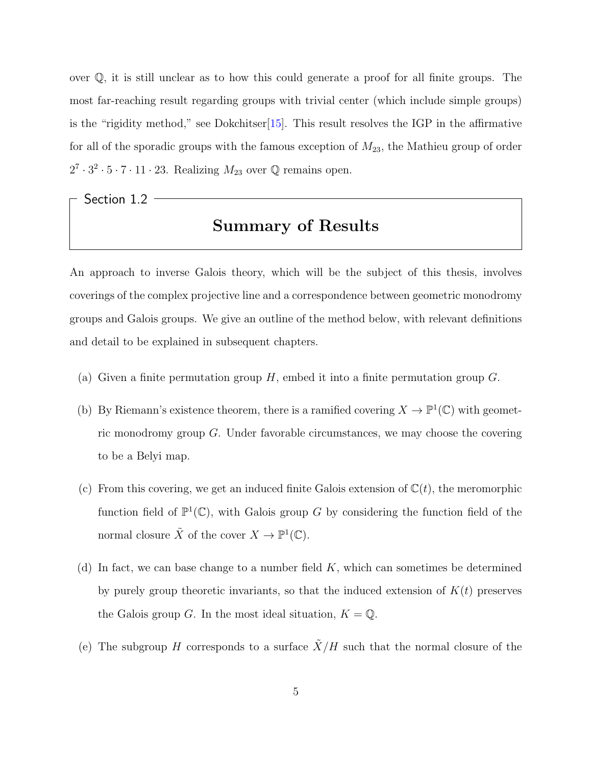over $\mathbb{Q}$, it is still unclear as to how this could generate a proof for all finite groups. The most far-reaching result regarding groups with trivial center (which include simple groups) is the "rigidity method," see Dokchitser[15]. This result resolves the IGP in the affirmative for all of the sporadic groups with the famous exception of $M_{23}$, the Mathieu group of order $2^7 \cdot 3^2 \cdot 5 \cdot 7 \cdot 11 \cdot 23$. Realizing $M_{23}$ over $\mathbb{Q}$ remains open.

## Section 1.2

## Summary of Results

An approach to inverse Galois theory, which will be the subject of this thesis, involves coverings of the complex projective line and a correspondence between geometric monodromy groups and Galois groups. We give an outline of the method below, with relevant definitions and detail to be explained in subsequent chapters.

(a) Given a finite permutation group $H$, embed it into a finite permutation group $G$.

(b) By Riemann's existence theorem, there is a ramified covering $X \to \mathbb{P}^1(\mathbb{C})$ with geometric monodromy group $G$. Under favorable circumstances, we may choose the covering to be a Belyi map.

(c) From this covering, we get an induced finite Galois extension of $\mathbb{C}(t)$, the meromorphic function field of $\mathbb{P}^1(\mathbb{C})$, with Galois group $G$ by considering the function field of the normal closure $\tilde{X}$ of the cover $X \to \mathbb{P}^1(\mathbb{C})$.

(d) In fact, we can base change to a number field $K$, which can sometimes be determined by purely group theoretic invariants, so that the induced extension of $K(t)$ preserves the Galois group $G$. In the most ideal situation, $K = \mathbb{Q}$.

(e) The subgroup $H$ corresponds to a surface $\tilde{X}/H$ such that the normal closure of the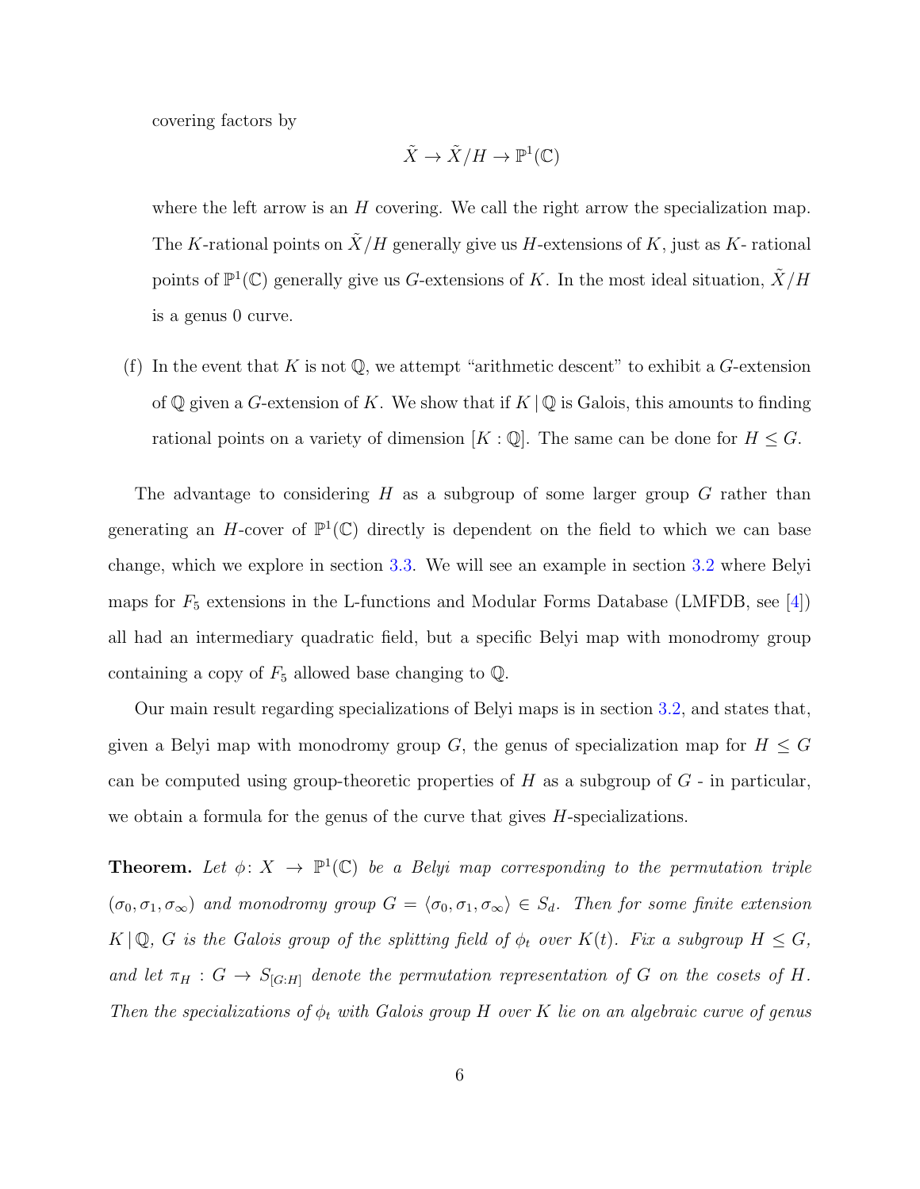covering factors by

$$\tilde{X} \to \tilde{X}/H \to \mathbb{P}^1(\mathbb{C})$$

where the left arrow is an $H$ covering. We call the right arrow the specialization map. The $K$-rational points on $\tilde{X}/H$ generally give us $H$-extensions of $K$, just as $K$- rational points of $\mathbb{P}^1(\mathbb{C})$ generally give us $G$-extensions of $K$. In the most ideal situation, $\tilde{X}/H$ is a genus 0 curve.

(f) In the event that $K$ is not $\mathbb{Q}$, we attempt "arithmetic descent" to exhibit a $G$-extension of $\mathbb{Q}$ given a $G$-extension of $K$. We show that if $K \mid \mathbb{Q}$ is Galois, this amounts to finding rational points on a variety of dimension $[K : \mathbb{Q}]$. The same can be done for $H \leq G$.

The advantage to considering $H$ as a subgroup of some larger group $G$ rather than generating an $H$-cover of $\mathbb{P}^1(\mathbb{C})$ directly is dependent on the field to which we can base change, which we explore in section 3.3. We will see an example in section 3.2 where Belyi maps for $F_5$ extensions in the L-functions and Modular Forms Database (LMFDB, see [4]) all had an intermediary quadratic field, but a specific Belyi map with monodromy group containing a copy of $F_5$ allowed base changing to $\mathbb{Q}$.

Our main result regarding specializations of Belyi maps is in section 3.2, and states that, given a Belyi map with monodromy group $G$, the genus of specialization map for $H \leq G$ can be computed using group-theoretic properties of $H$ as a subgroup of $G$ - in particular, we obtain a formula for the genus of the curve that gives $H$-specializations.

**Theorem.** *Let $\phi\colon X \to \mathbb{P}^1(\mathbb{C})$ be a Belyi map corresponding to the permutation triple $(\sigma_0, \sigma_1, \sigma_\infty)$ and monodromy group $G = \langle \sigma_0, \sigma_1, \sigma_\infty \rangle \in S_d$. Then for some finite extension $K \mid \mathbb{Q}$, $G$ is the Galois group of the splitting field of $\phi_t$ over $K(t)$. Fix a subgroup $H \leq G$, and let $\pi_H : G \to S_{[G:H]}$ denote the permutation representation of $G$ on the cosets of $H$. Then the specializations of $\phi_t$ with Galois group $H$ over $K$ lie on an algebraic curve of genus*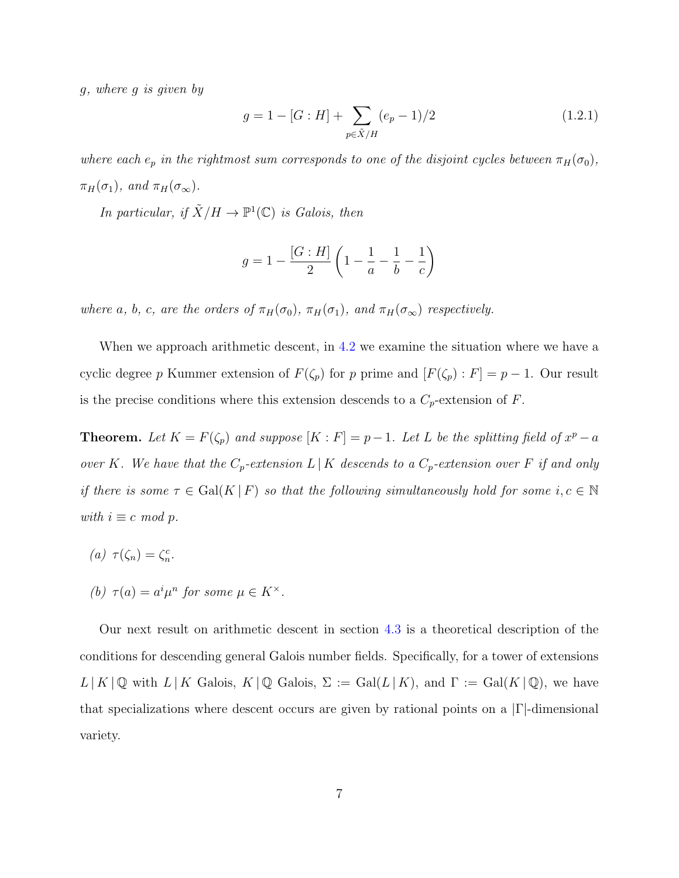*g, where g is given by*

$$g = 1 - [G : H] + \sum_{p \in \tilde{X}/H} (e_p - 1)/2 \tag{1.2.1}$$

*where each $e_p$ in the rightmost sum corresponds to one of the disjoint cycles between $\pi_H(\sigma_0)$, $\pi_H(\sigma_1)$, and $\pi_H(\sigma_\infty)$.*

*In particular, if $\tilde{X}/H \to \mathbb{P}^1(\mathbb{C})$ is Galois, then*

$$g = 1 - \frac{[G : H]}{2}\left(1 - \frac{1}{a} - \frac{1}{b} - \frac{1}{c}\right)$$

*where $a$, $b$, $c$, are the orders of $\pi_H(\sigma_0)$, $\pi_H(\sigma_1)$, and $\pi_H(\sigma_\infty)$ respectively.*

When we approach arithmetic descent, in 4.2 we examine the situation where we have a cyclic degree $p$ Kummer extension of $F(\zeta_p)$ for $p$ prime and $[F(\zeta_p) : F] = p - 1$. Our result is the precise conditions where this extension descends to a $C_p$-extension of $F$.

**Theorem.** *Let $K = F(\zeta_p)$ and suppose $[K : F] = p-1$. Let $L$ be the splitting field of $x^p - a$ over $K$. We have that the $C_p$-extension $L \,|\, K$ descends to a $C_p$-extension over $F$ if and only if there is some $\tau \in \mathrm{Gal}(K \,|\, F)$ so that the following simultaneously hold for some $i, c \in \mathbb{N}$ with $i \equiv c$ mod $p$.*

*(a) $\tau(\zeta_n) = \zeta_n^c$.*

*(b) $\tau(a) = a^i \mu^n$ for some $\mu \in K^\times$.*

Our next result on arithmetic descent in section 4.3 is a theoretical description of the conditions for descending general Galois number fields. Specifically, for a tower of extensions $L \,|\, K \,|\, \mathbb{Q}$ with $L \,|\, K$ Galois, $K \,|\, \mathbb{Q}$ Galois, $\Sigma := \mathrm{Gal}(L \,|\, K)$, and $\Gamma := \mathrm{Gal}(K \,|\, \mathbb{Q})$, we have that specializations where descent occurs are given by rational points on a $|\Gamma|$-dimensional variety.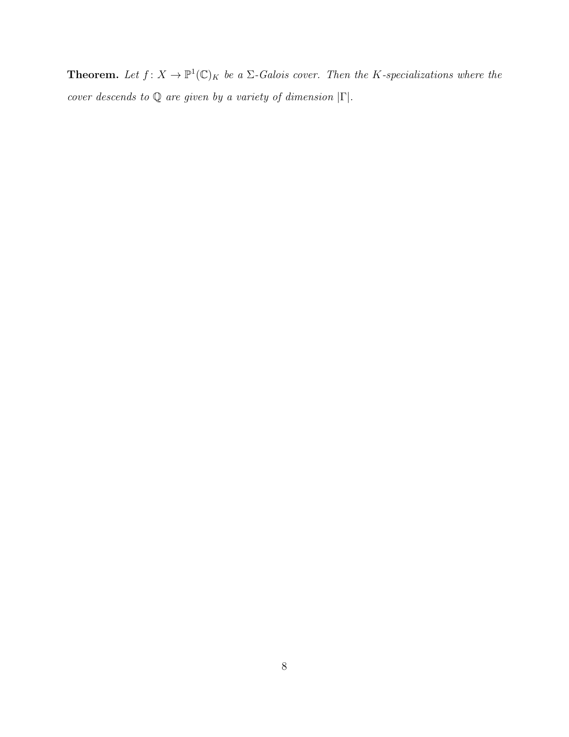**Theorem.** *Let $f\colon X \to \mathbb{P}^1(\mathbb{C})_K$ be a $\Sigma$-Galois cover. Then the $K$-specializations where the cover descends to $\mathbb{Q}$ are given by a variety of dimension $|\Gamma|$.*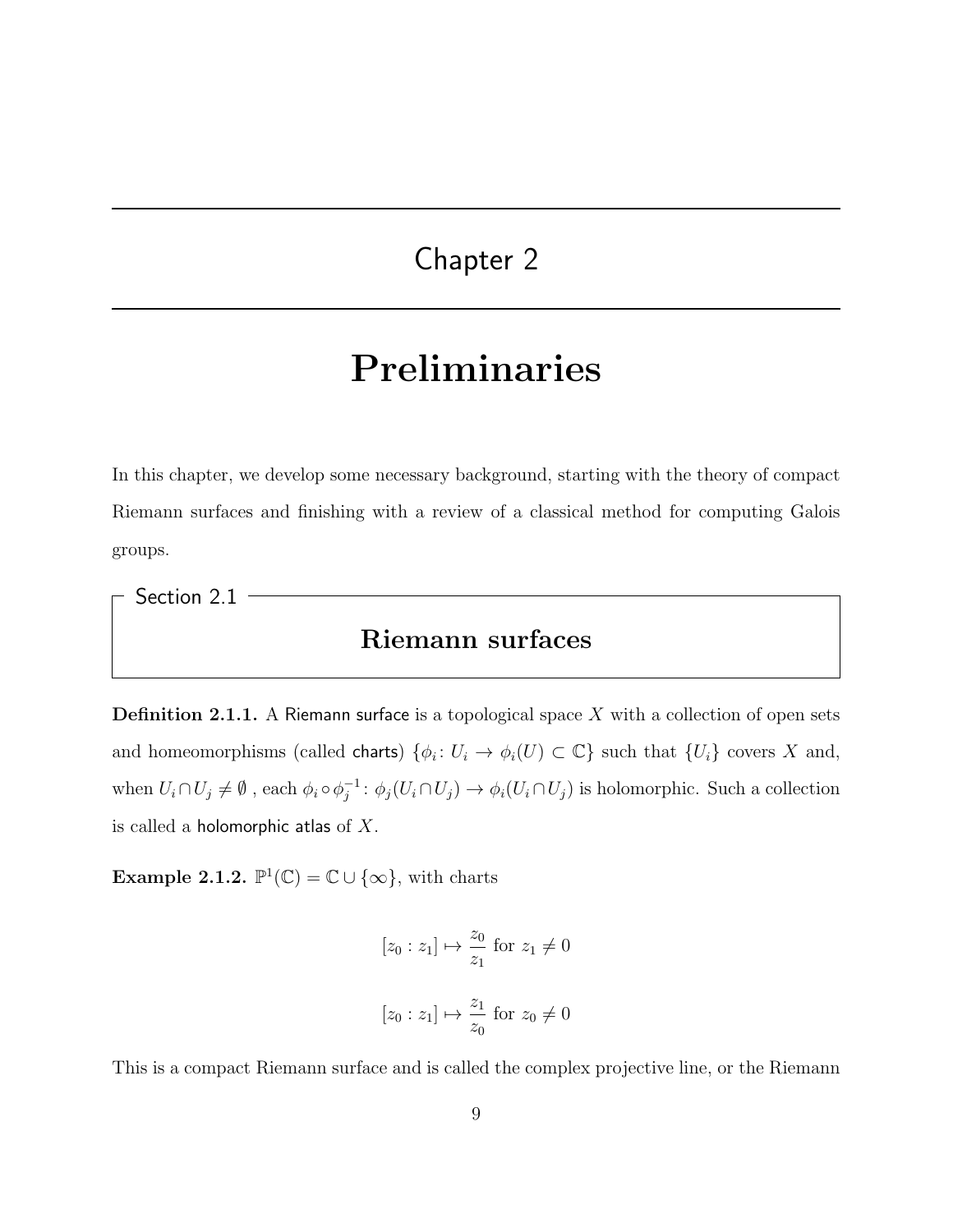# Chapter 2

# Preliminaries

In this chapter, we develop some necessary background, starting with the theory of compact Riemann surfaces and finishing with a review of a classical method for computing Galois groups.

## Section 2.1

## Riemann surfaces

**Definition 2.1.1.** A Riemann surface is a topological space $X$ with a collection of open sets and homeomorphisms (called charts) $\{\phi_i \colon U_i \to \phi_i(U) \subset \mathbb{C}\}$ such that $\{U_i\}$ covers $X$ and, when $U_i \cap U_j \neq \emptyset$ , each $\phi_i \circ \phi_j^{-1} \colon \phi_j(U_i \cap U_j) \to \phi_i(U_i \cap U_j)$ is holomorphic. Such a collection is called a holomorphic atlas of $X$.

**Example 2.1.2.** $\mathbb{P}^1(\mathbb{C}) = \mathbb{C} \cup \{\infty\}$, with charts

$$[z_0 : z_1] \mapsto \frac{z_0}{z_1} \text{ for } z_1 \neq 0$$

$$[z_0 : z_1] \mapsto \frac{z_1}{z_0} \text{ for } z_0 \neq 0$$

This is a compact Riemann surface and is called the complex projective line, or the Riemann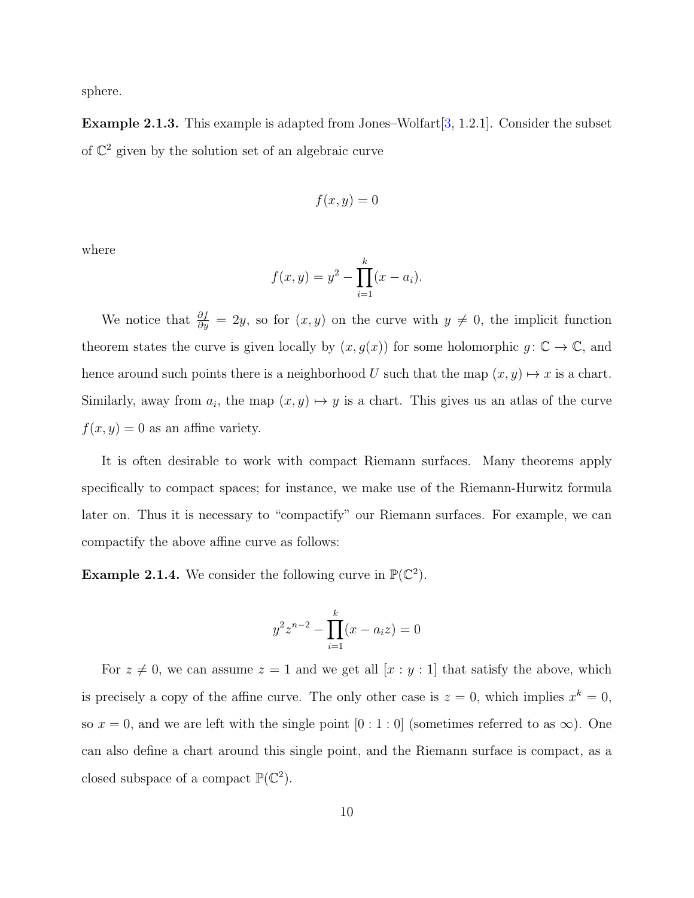sphere.

**Example 2.1.3.** This example is adapted from Jones–Wolfart[3, 1.2.1]. Consider the subset of $\mathbb{C}^2$ given by the solution set of an algebraic curve

$$f(x, y) = 0$$

where

$$f(x, y) = y^2 - \prod_{i=1}^{k} (x - a_i).$$

We notice that $\frac{\partial f}{\partial y} = 2y$, so for $(x, y)$ on the curve with $y \neq 0$, the implicit function theorem states the curve is given locally by $(x, g(x))$ for some holomorphic $g\colon \mathbb{C} \to \mathbb{C}$, and hence around such points there is a neighborhood $U$ such that the map $(x, y) \mapsto x$ is a chart. Similarly, away from $a_i$, the map $(x, y) \mapsto y$ is a chart. This gives us an atlas of the curve $f(x, y) = 0$ as an affine variety.

It is often desirable to work with compact Riemann surfaces. Many theorems apply specifically to compact spaces; for instance, we make use of the Riemann-Hurwitz formula later on. Thus it is necessary to "compactify" our Riemann surfaces. For example, we can compactify the above affine curve as follows:

**Example 2.1.4.** We consider the following curve in $\mathbb{P}(\mathbb{C}^2)$.

$$y^2 z^{n-2} - \prod_{i=1}^{k} (x - a_i z) = 0$$

For $z \neq 0$, we can assume $z = 1$ and we get all $[x : y : 1]$ that satisfy the above, which is precisely a copy of the affine curve. The only other case is $z = 0$, which implies $x^k = 0$, so $x = 0$, and we are left with the single point $[0 : 1 : 0]$ (sometimes referred to as $\infty$). One can also define a chart around this single point, and the Riemann surface is compact, as a closed subspace of a compact $\mathbb{P}(\mathbb{C}^2)$.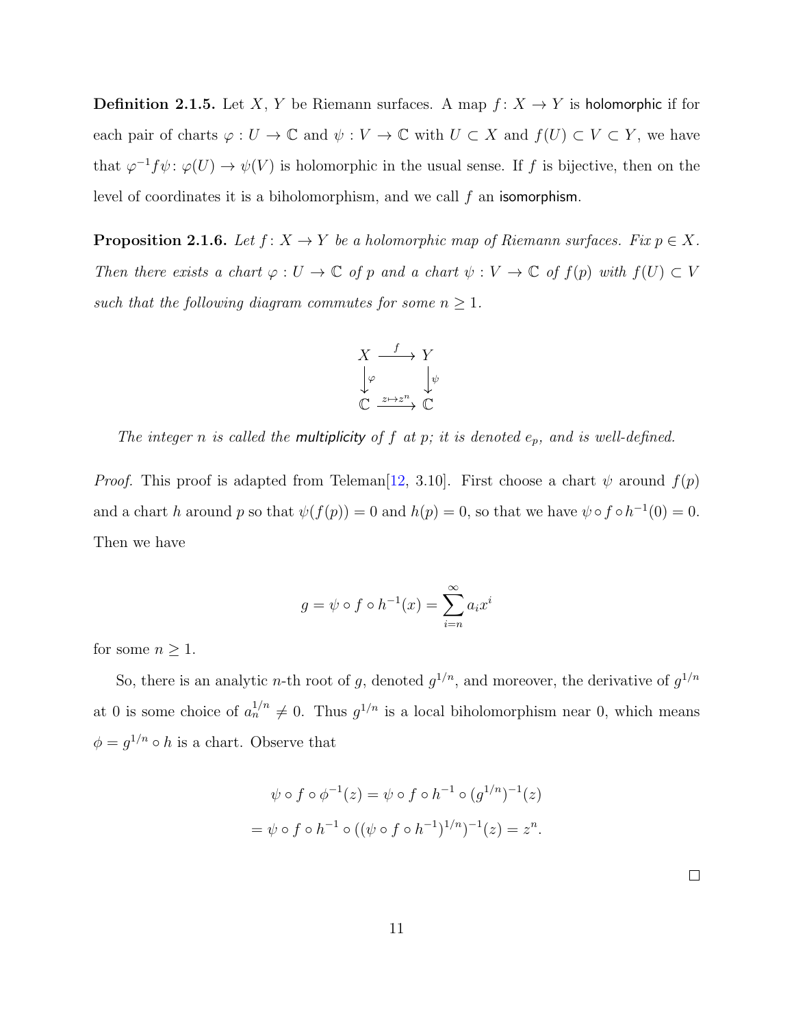**Definition 2.1.5.** Let $X$, $Y$ be Riemann surfaces. A map $f\colon X \to Y$ is holomorphic if for each pair of charts $\varphi : U \to \mathbb{C}$ and $\psi : V \to \mathbb{C}$ with $U \subset X$ and $f(U) \subset V \subset Y$, we have that $\varphi^{-1} f \psi\colon \varphi(U) \to \psi(V)$ is holomorphic in the usual sense. If $f$ is bijective, then on the level of coordinates it is a biholomorphism, and we call $f$ an isomorphism.

**Proposition 2.1.6.** *Let $f\colon X \to Y$ be a holomorphic map of Riemann surfaces. Fix $p \in X$. Then there exists a chart $\varphi : U \to \mathbb{C}$ of $p$ and a chart $\psi : V \to \mathbb{C}$ of $f(p)$ with $f(U) \subset V$ such that the following diagram commutes for some $n \geq 1$.*

$$\begin{array}{ccc} X & \xrightarrow{f} & Y \\ \downarrow{\scriptstyle\varphi} & & \downarrow{\scriptstyle\psi} \\ \mathbb{C} & \xrightarrow{z \mapsto z^n} & \mathbb{C} \end{array}$$

*The integer $n$ is called the* multiplicity *of $f$ at $p$; it is denoted $e_p$, and is well-defined.*

*Proof.* This proof is adapted from Teleman[12, 3.10]. First choose a chart $\psi$ around $f(p)$ and a chart $h$ around $p$ so that $\psi(f(p)) = 0$ and $h(p) = 0$, so that we have $\psi \circ f \circ h^{-1}(0) = 0$. Then we have

$$g = \psi \circ f \circ h^{-1}(x) = \sum_{i=n}^{\infty} a_i x^i$$

for some $n \geq 1$.

So, there is an analytic $n$-th root of $g$, denoted $g^{1/n}$, and moreover, the derivative of $g^{1/n}$ at 0 is some choice of $a_n^{1/n} \neq 0$. Thus $g^{1/n}$ is a local biholomorphism near 0, which means $\phi = g^{1/n} \circ h$ is a chart. Observe that

$$\psi \circ f \circ \phi^{-1}(z) = \psi \circ f \circ h^{-1} \circ (g^{1/n})^{-1}(z)$$
$$= \psi \circ f \circ h^{-1} \circ ((\psi \circ f \circ h^{-1})^{1/n})^{-1}(z) = z^n.$$

□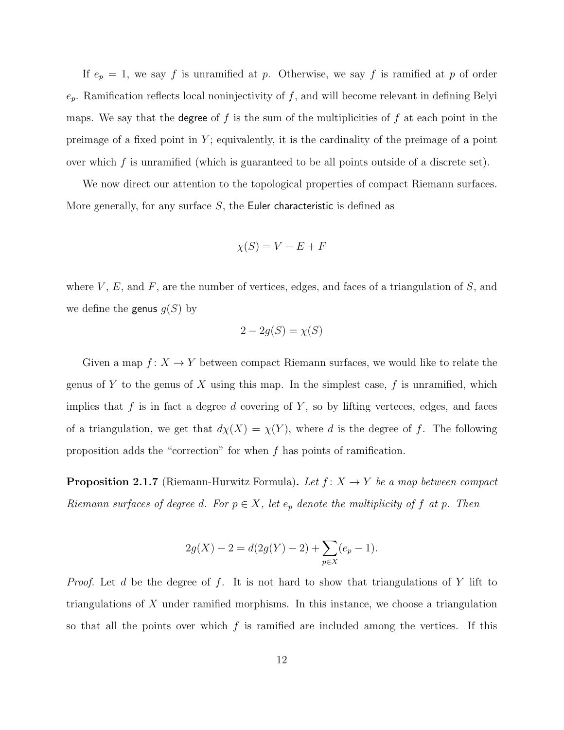If $e_p = 1$, we say $f$ is unramified at $p$. Otherwise, we say $f$ is ramified at $p$ of order $e_p$. Ramification reflects local noninjectivity of $f$, and will become relevant in defining Belyi maps. We say that the **degree** of $f$ is the sum of the multiplicities of $f$ at each point in the preimage of a fixed point in $Y$; equivalently, it is the cardinality of the preimage of a point over which $f$ is unramified (which is guaranteed to be all points outside of a discrete set).

We now direct our attention to the topological properties of compact Riemann surfaces. More generally, for any surface $S$, the **Euler characteristic** is defined as

$$\chi(S) = V - E + F$$

where $V$, $E$, and $F$, are the number of vertices, edges, and faces of a triangulation of $S$, and we define the **genus** $g(S)$ by

$$2 - 2g(S) = \chi(S)$$

Given a map $f \colon X \to Y$ between compact Riemann surfaces, we would like to relate the genus of $Y$ to the genus of $X$ using this map. In the simplest case, $f$ is unramified, which implies that $f$ is in fact a degree $d$ covering of $Y$, so by lifting verteces, edges, and faces of a triangulation, we get that $d\chi(X) = \chi(Y)$, where $d$ is the degree of $f$. The following proposition adds the "correction" for when $f$ has points of ramification.

**Proposition 2.1.7** (Riemann-Hurwitz Formula)**.** *Let $f \colon X \to Y$ be a map between compact Riemann surfaces of degree $d$. For $p \in X$, let $e_p$ denote the multiplicity of $f$ at $p$. Then*

$$2g(X) - 2 = d(2g(Y) - 2) + \sum_{p \in X} (e_p - 1).$$

*Proof.* Let $d$ be the degree of $f$. It is not hard to show that triangulations of $Y$ lift to triangulations of $X$ under ramified morphisms. In this instance, we choose a triangulation so that all the points over which $f$ is ramified are included among the vertices. If this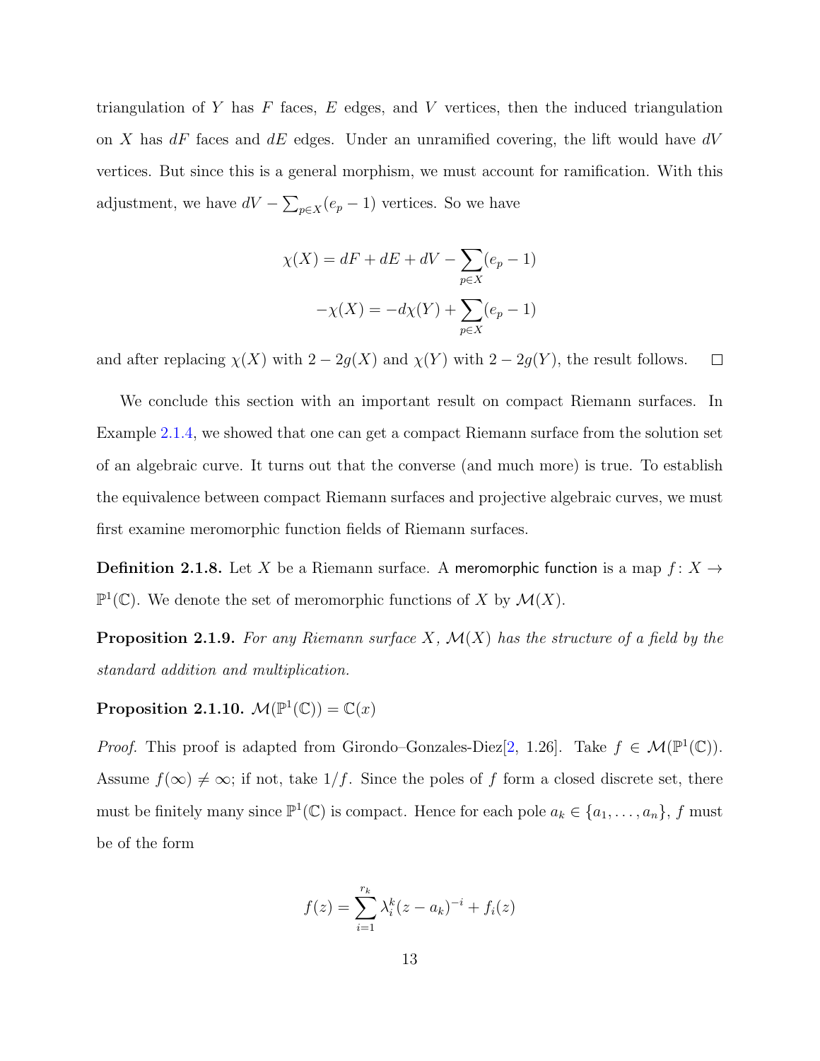triangulation of $Y$ has $F$ faces, $E$ edges, and $V$ vertices, then the induced triangulation on $X$ has $dF$ faces and $dE$ edges. Under an unramified covering, the lift would have $dV$ vertices. But since this is a general morphism, we must account for ramification. With this adjustment, we have $dV - \sum_{p \in X}(e_p - 1)$ vertices. So we have

$$\chi(X) = dF + dE + dV - \sum_{p \in X}(e_p - 1)$$

$$-\chi(X) = -d\chi(Y) + \sum_{p \in X}(e_p - 1)$$

and after replacing $\chi(X)$ with $2 - 2g(X)$ and $\chi(Y)$ with $2 - 2g(Y)$, the result follows. □

We conclude this section with an important result on compact Riemann surfaces. In Example 2.1.4, we showed that one can get a compact Riemann surface from the solution set of an algebraic curve. It turns out that the converse (and much more) is true. To establish the equivalence between compact Riemann surfaces and projective algebraic curves, we must first examine meromorphic function fields of Riemann surfaces.

**Definition 2.1.8.** Let $X$ be a Riemann surface. A meromorphic function is a map $f\colon X \to \mathbb{P}^1(\mathbb{C})$. We denote the set of meromorphic functions of $X$ by $\mathcal{M}(X)$.

**Proposition 2.1.9.** *For any Riemann surface $X$, $\mathcal{M}(X)$ has the structure of a field by the standard addition and multiplication.*

**Proposition 2.1.10.** $\mathcal{M}(\mathbb{P}^1(\mathbb{C})) = \mathbb{C}(x)$

*Proof.* This proof is adapted from Girondo–Gonzales-Diez[2, 1.26]. Take $f \in \mathcal{M}(\mathbb{P}^1(\mathbb{C}))$. Assume $f(\infty) \neq \infty$; if not, take $1/f$. Since the poles of $f$ form a closed discrete set, there must be finitely many since $\mathbb{P}^1(\mathbb{C})$ is compact. Hence for each pole $a_k \in \{a_1, \ldots, a_n\}$, $f$ must be of the form

$$f(z) = \sum_{i=1}^{r_k} \lambda_i^k (z - a_k)^{-i} + f_i(z)$$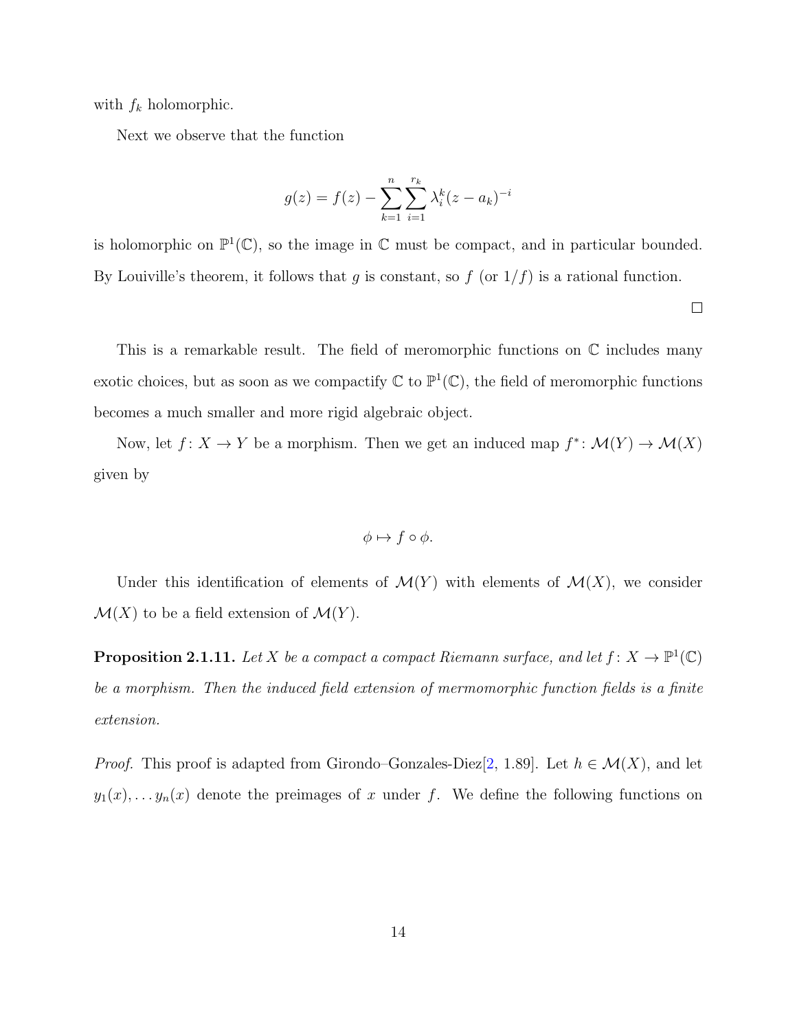with $f_k$ holomorphic.

Next we observe that the function

$$g(z) = f(z) - \sum_{k=1}^{n} \sum_{i=1}^{r_k} \lambda_i^k (z - a_k)^{-i}$$

is holomorphic on $\mathbb{P}^1(\mathbb{C})$, so the image in $\mathbb{C}$ must be compact, and in particular bounded. By Louiville's theorem, it follows that $g$ is constant, so $f$ (or $1/f$) is a rational function.

□

This is a remarkable result. The field of meromorphic functions on $\mathbb{C}$ includes many exotic choices, but as soon as we compactify $\mathbb{C}$ to $\mathbb{P}^1(\mathbb{C})$, the field of meromorphic functions becomes a much smaller and more rigid algebraic object.

Now, let $f: X \to Y$ be a morphism. Then we get an induced map $f^*: \mathcal{M}(Y) \to \mathcal{M}(X)$ given by

$$\phi \mapsto f \circ \phi.$$

Under this identification of elements of $\mathcal{M}(Y)$ with elements of $\mathcal{M}(X)$, we consider $\mathcal{M}(X)$ to be a field extension of $\mathcal{M}(Y)$.

**Proposition 2.1.11.** *Let $X$ be a compact a compact Riemann surface, and let $f: X \to \mathbb{P}^1(\mathbb{C})$ be a morphism. Then the induced field extension of mermomorphic function fields is a finite extension.*

*Proof.* This proof is adapted from Girondo–Gonzales-Diez[2, 1.89]. Let $h \in \mathcal{M}(X)$, and let $y_1(x), \ldots y_n(x)$ denote the preimages of $x$ under $f$. We define the following functions on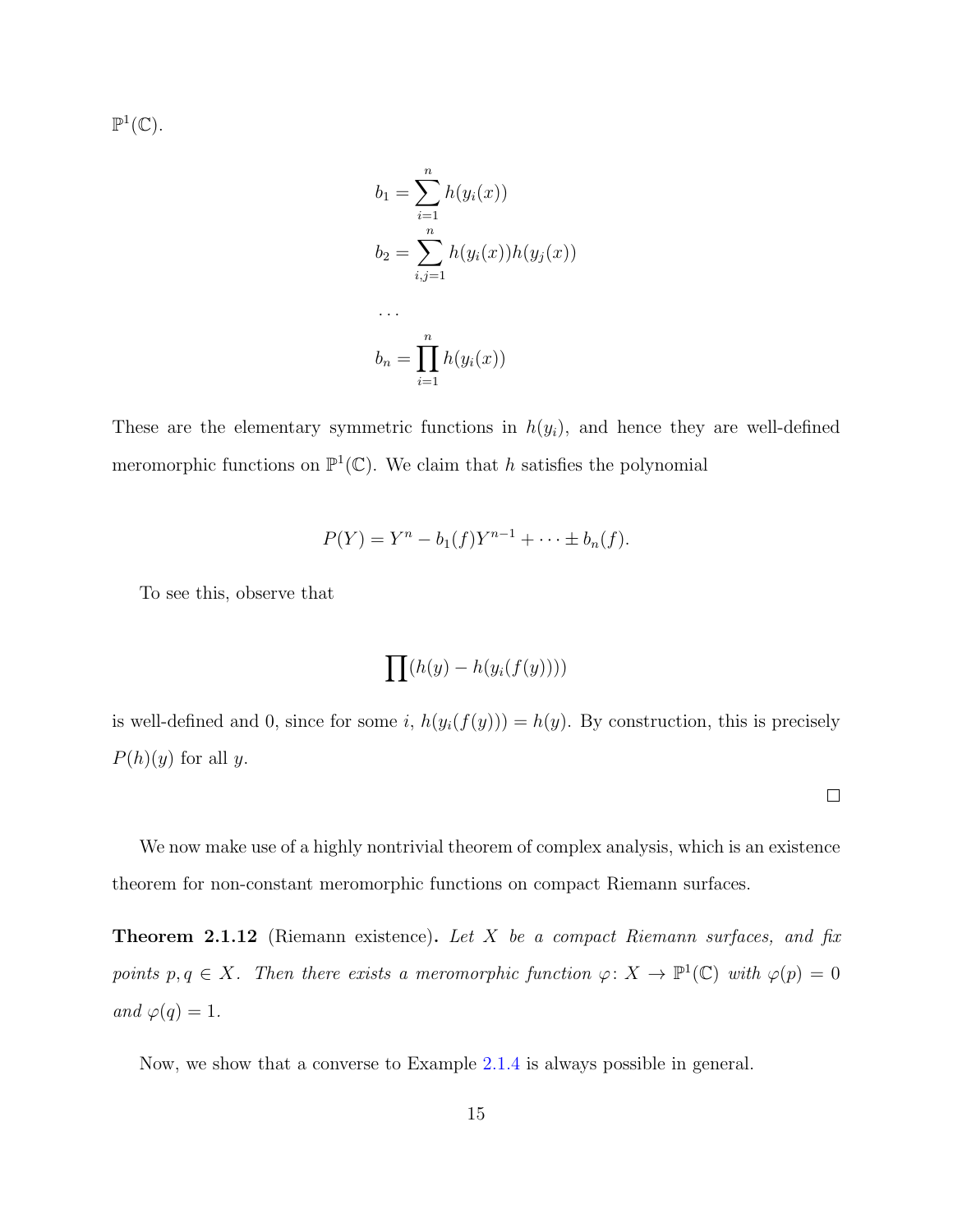$\mathbb{P}^1(\mathbb{C})$.

$$
\begin{aligned}
b_1 &= \sum_{i=1}^{n} h(y_i(x)) \\
b_2 &= \sum_{i,j=1}^{n} h(y_i(x))h(y_j(x)) \\
&\cdots \\
b_n &= \prod_{i=1}^{n} h(y_i(x))
\end{aligned}
$$

These are the elementary symmetric functions in $h(y_i)$, and hence they are well-defined meromorphic functions on $\mathbb{P}^1(\mathbb{C})$. We claim that $h$ satisfies the polynomial

$$
P(Y) = Y^n - b_1(f)Y^{n-1} + \cdots \pm b_n(f).
$$

To see this, observe that

$$
\prod (h(y) - h(y_i(f(y))))
$$

is well-defined and 0, since for some $i$, $h(y_i(f(y))) = h(y)$. By construction, this is precisely $P(h)(y)$ for all $y$.

□

We now make use of a highly nontrivial theorem of complex analysis, which is an existence theorem for non-constant meromorphic functions on compact Riemann surfaces.

**Theorem 2.1.12** (Riemann existence)**.** *Let $X$ be a compact Riemann surfaces, and fix points $p, q \in X$. Then there exists a meromorphic function $\varphi\colon X \to \mathbb{P}^1(\mathbb{C})$ with $\varphi(p) = 0$ and $\varphi(q) = 1$.*

Now, we show that a converse to Example 2.1.4 is always possible in general.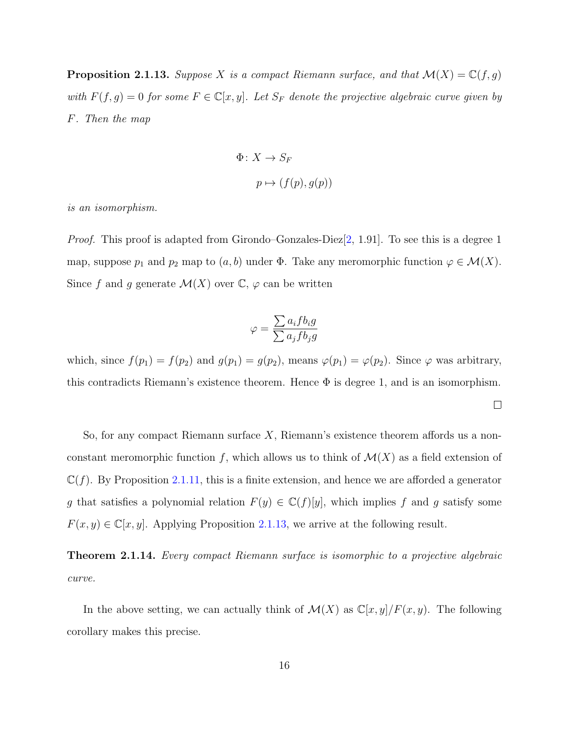**Proposition 2.1.13.** *Suppose $X$ is a compact Riemann surface, and that $\mathcal{M}(X) = \mathbb{C}(f, g)$ with $F(f, g) = 0$ for some $F \in \mathbb{C}[x, y]$. Let $S_F$ denote the projective algebraic curve given by $F$. Then the map*

$$\Phi \colon X \to S_F$$
$$p \mapsto (f(p), g(p))$$

*is an isomorphism.*

*Proof.* This proof is adapted from Girondo–Gonzales-Diez[2, 1.91]. To see this is a degree 1 map, suppose $p_1$ and $p_2$ map to $(a, b)$ under $\Phi$. Take any meromorphic function $\varphi \in \mathcal{M}(X)$. Since $f$ and $g$ generate $\mathcal{M}(X)$ over $\mathbb{C}$, $\varphi$ can be written

$$\varphi = \frac{\sum a_i f b_i g}{\sum a_j f b_j g}$$

which, since $f(p_1) = f(p_2)$ and $g(p_1) = g(p_2)$, means $\varphi(p_1) = \varphi(p_2)$. Since $\varphi$ was arbitrary, this contradicts Riemann's existence theorem. Hence $\Phi$ is degree 1, and is an isomorphism. □

So, for any compact Riemann surface $X$, Riemann's existence theorem affords us a non-constant meromorphic function $f$, which allows us to think of $\mathcal{M}(X)$ as a field extension of $\mathbb{C}(f)$. By Proposition 2.1.11, this is a finite extension, and hence we are afforded a generator $g$ that satisfies a polynomial relation $F(y) \in \mathbb{C}(f)[y]$, which implies $f$ and $g$ satisfy some $F(x, y) \in \mathbb{C}[x, y]$. Applying Proposition 2.1.13, we arrive at the following result.

**Theorem 2.1.14.** *Every compact Riemann surface is isomorphic to a projective algebraic curve.*

In the above setting, we can actually think of $\mathcal{M}(X)$ as $\mathbb{C}[x, y]/F(x, y)$. The following corollary makes this precise.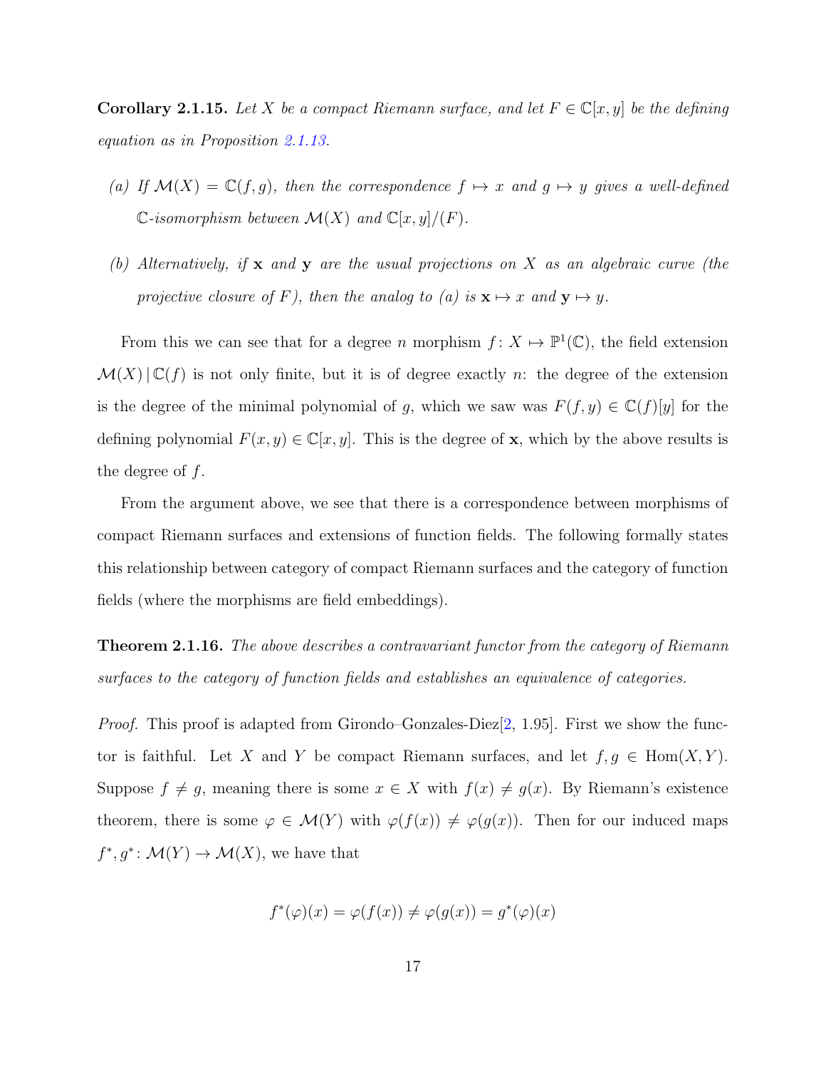**Corollary 2.1.15.** *Let $X$ be a compact Riemann surface, and let $F \in \mathbb{C}[x, y]$ be the defining equation as in Proposition 2.1.13.*

*(a) If $\mathcal{M}(X) = \mathbb{C}(f, g)$, then the correspondence $f \mapsto x$ and $g \mapsto y$ gives a well-defined $\mathbb{C}$-isomorphism between $\mathcal{M}(X)$ and $\mathbb{C}[x, y]/(F)$.*

*(b) Alternatively, if $\mathbf{x}$ and $\mathbf{y}$ are the usual projections on $X$ as an algebraic curve (the projective closure of $F$), then the analog to (a) is $\mathbf{x} \mapsto x$ and $\mathbf{y} \mapsto y$.*

From this we can see that for a degree $n$ morphism $f \colon X \mapsto \mathbb{P}^1(\mathbb{C})$, the field extension $\mathcal{M}(X) \,|\, \mathbb{C}(f)$ is not only finite, but it is of degree exactly $n$: the degree of the extension is the degree of the minimal polynomial of $g$, which we saw was $F(f, y) \in \mathbb{C}(f)[y]$ for the defining polynomial $F(x, y) \in \mathbb{C}[x, y]$. This is the degree of $\mathbf{x}$, which by the above results is the degree of $f$.

From the argument above, we see that there is a correspondence between morphisms of compact Riemann surfaces and extensions of function fields. The following formally states this relationship between category of compact Riemann surfaces and the category of function fields (where the morphisms are field embeddings).

**Theorem 2.1.16.** *The above describes a contravariant functor from the category of Riemann surfaces to the category of function fields and establishes an equivalence of categories.*

*Proof.* This proof is adapted from Girondo–Gonzales-Diez[2, 1.95]. First we show the functor is faithful. Let $X$ and $Y$ be compact Riemann surfaces, and let $f, g \in \operatorname{Hom}(X, Y)$. Suppose $f \neq g$, meaning there is some $x \in X$ with $f(x) \neq g(x)$. By Riemann's existence theorem, there is some $\varphi \in \mathcal{M}(Y)$ with $\varphi(f(x)) \neq \varphi(g(x))$. Then for our induced maps $f^*, g^* \colon \mathcal{M}(Y) \to \mathcal{M}(X)$, we have that

$$f^*(\varphi)(x) = \varphi(f(x)) \neq \varphi(g(x)) = g^*(\varphi)(x)$$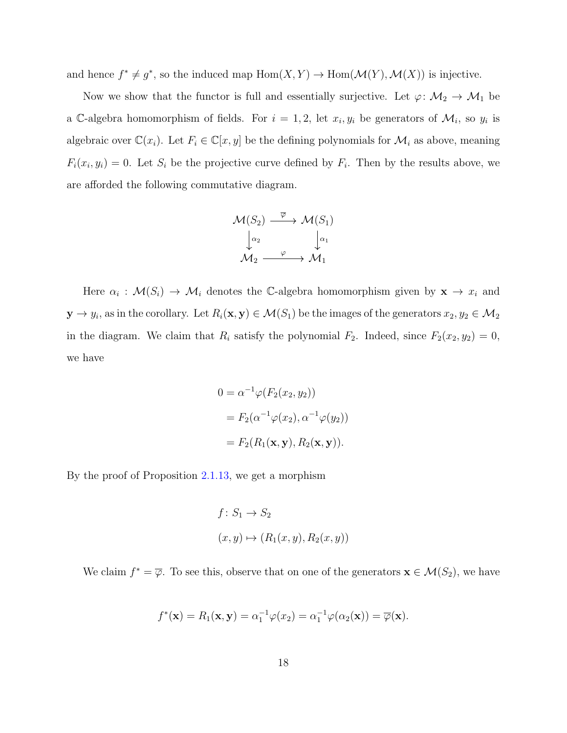and hence $f^* \neq g^*$, so the induced map $\operatorname{Hom}(X, Y) \to \operatorname{Hom}(\mathcal{M}(Y), \mathcal{M}(X))$ is injective.

Now we show that the functor is full and essentially surjective. Let $\varphi \colon \mathcal{M}_2 \to \mathcal{M}_1$ be a $\mathbb{C}$-algebra homomorphism of fields. For $i = 1, 2$, let $x_i, y_i$ be generators of $\mathcal{M}_i$, so $y_i$ is algebraic over $\mathbb{C}(x_i)$. Let $F_i \in \mathbb{C}[x, y]$ be the defining polynomials for $\mathcal{M}_i$ as above, meaning $F_i(x_i, y_i) = 0$. Let $S_i$ be the projective curve defined by $F_i$. Then by the results above, we are afforded the following commutative diagram.

$$\begin{array}{ccc}
\mathcal{M}(S_2) & \xrightarrow{\overline{\varphi}} & \mathcal{M}(S_1) \\
\downarrow{\scriptstyle \alpha_2} & & \downarrow{\scriptstyle \alpha_1} \\
\mathcal{M}_2 & \xrightarrow{\varphi} & \mathcal{M}_1
\end{array}$$

Here $\alpha_i : \mathcal{M}(S_i) \to \mathcal{M}_i$ denotes the $\mathbb{C}$-algebra homomorphism given by $\mathbf{x} \to x_i$ and $\mathbf{y} \to y_i$, as in the corollary. Let $R_i(\mathbf{x}, \mathbf{y}) \in \mathcal{M}(S_1)$ be the images of the generators $x_2, y_2 \in \mathcal{M}_2$ in the diagram. We claim that $R_i$ satisfy the polynomial $F_2$. Indeed, since $F_2(x_2, y_2) = 0$, we have

$$\begin{aligned}
0 &= \alpha^{-1}\varphi(F_2(x_2, y_2)) \\
&= F_2(\alpha^{-1}\varphi(x_2), \alpha^{-1}\varphi(y_2)) \\
&= F_2(R_1(\mathbf{x}, \mathbf{y}), R_2(\mathbf{x}, \mathbf{y})).
\end{aligned}$$

By the proof of Proposition 2.1.13, we get a morphism

$$\begin{aligned}
&f \colon S_1 \to S_2 \\
&(x, y) \mapsto (R_1(x, y), R_2(x, y))
\end{aligned}$$

We claim $f^* = \overline{\varphi}$. To see this, observe that on one of the generators $\mathbf{x} \in \mathcal{M}(S_2)$, we have

$$f^*(\mathbf{x}) = R_1(\mathbf{x}, \mathbf{y}) = \alpha_1^{-1}\varphi(x_2) = \alpha_1^{-1}\varphi(\alpha_2(\mathbf{x})) = \overline{\varphi}(\mathbf{x}).$$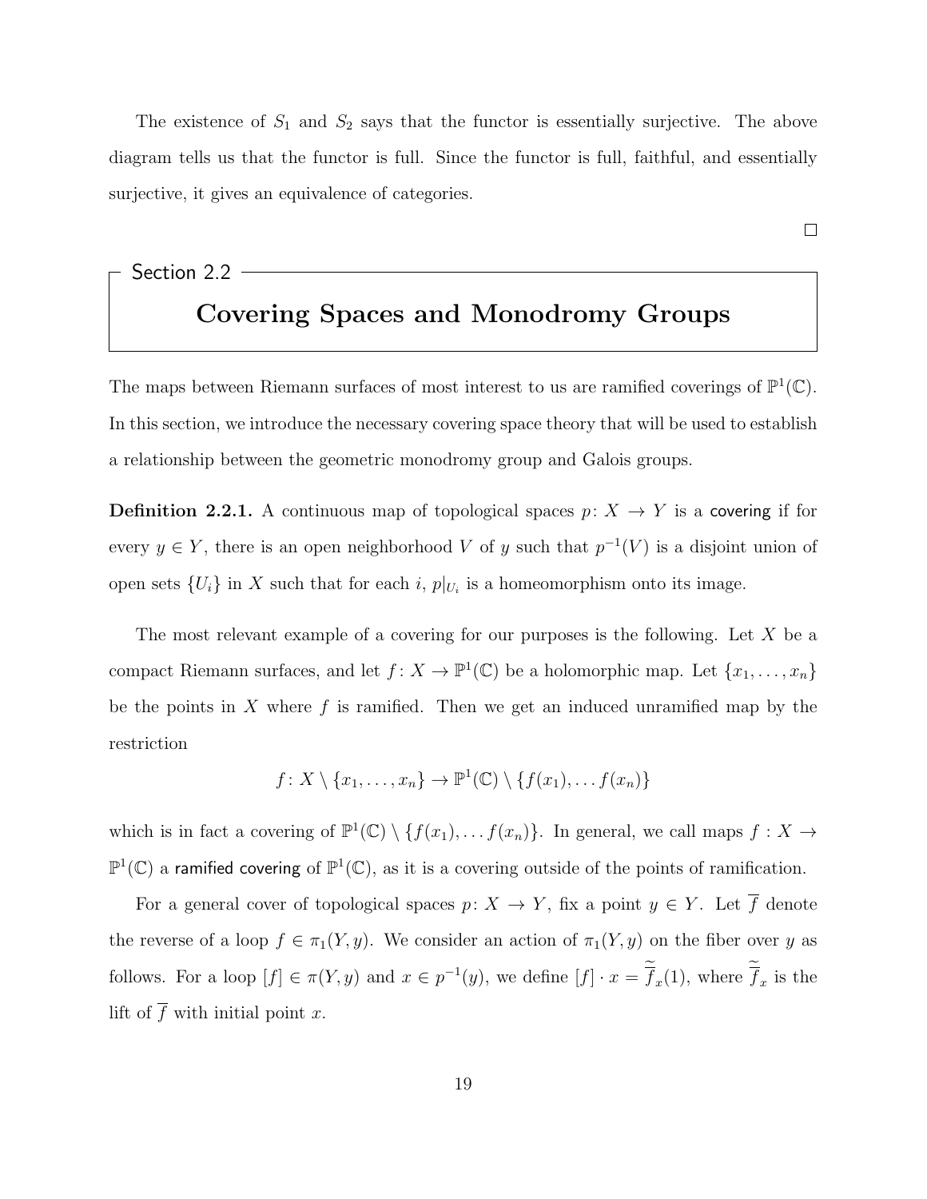The existence of $S_1$ and $S_2$ says that the functor is essentially surjective. The above diagram tells us that the functor is full. Since the functor is full, faithful, and essentially surjective, it gives an equivalence of categories.

$\square$

## Section 2.2
## Covering Spaces and Monodromy Groups

The maps between Riemann surfaces of most interest to us are ramified coverings of $\mathbb{P}^1(\mathbb{C})$. In this section, we introduce the necessary covering space theory that will be used to establish a relationship between the geometric monodromy group and Galois groups.

**Definition 2.2.1.** A continuous map of topological spaces $p\colon X \to Y$ is a covering if for every $y \in Y$, there is an open neighborhood $V$ of $y$ such that $p^{-1}(V)$ is a disjoint union of open sets $\{U_i\}$ in $X$ such that for each $i$, $p|_{U_i}$ is a homeomorphism onto its image.

The most relevant example of a covering for our purposes is the following. Let $X$ be a compact Riemann surfaces, and let $f\colon X \to \mathbb{P}^1(\mathbb{C})$ be a holomorphic map. Let $\{x_1, \ldots, x_n\}$ be the points in $X$ where $f$ is ramified. Then we get an induced unramified map by the restriction

$$f\colon X \setminus \{x_1, \ldots, x_n\} \to \mathbb{P}^1(\mathbb{C}) \setminus \{f(x_1), \ldots f(x_n)\}$$

which is in fact a covering of $\mathbb{P}^1(\mathbb{C}) \setminus \{f(x_1), \ldots f(x_n)\}$. In general, we call maps $f : X \to \mathbb{P}^1(\mathbb{C})$ a ramified covering of $\mathbb{P}^1(\mathbb{C})$, as it is a covering outside of the points of ramification.

For a general cover of topological spaces $p\colon X \to Y$, fix a point $y \in Y$. Let $\overline{f}$ denote the reverse of a loop $f \in \pi_1(Y, y)$. We consider an action of $\pi_1(Y, y)$ on the fiber over $y$ as follows. For a loop $[f] \in \pi(Y, y)$ and $x \in p^{-1}(y)$, we define $[f] \cdot x = \widetilde{\overline{f}}_x(1)$, where $\widetilde{\overline{f}}_x$ is the lift of $\overline{f}$ with initial point $x$.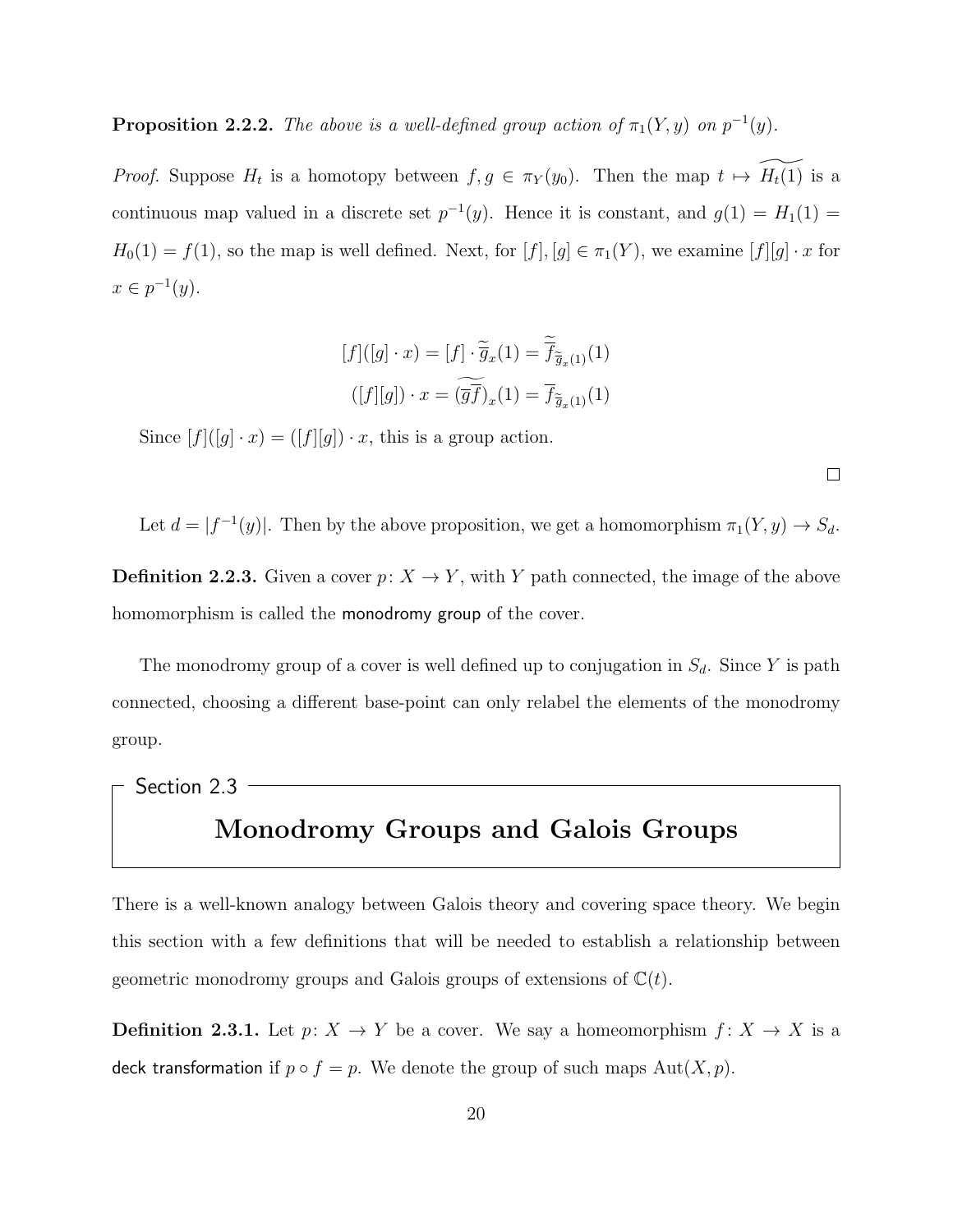**Proposition 2.2.2.** *The above is a well-defined group action of $\pi_1(Y, y)$ on $p^{-1}(y)$.*

*Proof.* Suppose $H_t$ is a homotopy between $f, g \in \pi_Y(y_0)$. Then the map $t \mapsto \widetilde{H_t(1)}$ is a continuous map valued in a discrete set $p^{-1}(y)$. Hence it is constant, and $g(1) = H_1(1) = H_0(1) = f(1)$, so the map is well defined. Next, for $[f], [g] \in \pi_1(Y)$, we examine $[f][g] \cdot x$ for $x \in p^{-1}(y)$.

$$[f]([g] \cdot x) = [f] \cdot \widetilde{\overline{g}}_x(1) = \widetilde{\overline{f}}_{\widetilde{\overline{g}}_x(1)}(1)$$

$$([f][g]) \cdot x = (\widetilde{\overline{g}\overline{f}})_x(1) = \overline{f}_{\widetilde{\overline{g}}_x(1)}(1)$$

Since $[f]([g] \cdot x) = ([f][g]) \cdot x$, this is a group action.

$\square$

Let $d = |f^{-1}(y)|$. Then by the above proposition, we get a homomorphism $\pi_1(Y, y) \to S_d$.

**Definition 2.2.3.** Given a cover $p \colon X \to Y$, with $Y$ path connected, the image of the above homomorphism is called the monodromy group of the cover.

The monodromy group of a cover is well defined up to conjugation in $S_d$. Since $Y$ is path connected, choosing a different base-point can only relabel the elements of the monodromy group.

Section 2.3

## Monodromy Groups and Galois Groups

There is a well-known analogy between Galois theory and covering space theory. We begin this section with a few definitions that will be needed to establish a relationship between geometric monodromy groups and Galois groups of extensions of $\mathbb{C}(t)$.

**Definition 2.3.1.** Let $p \colon X \to Y$ be a cover. We say a homeomorphism $f \colon X \to X$ is a deck transformation if $p \circ f = p$. We denote the group of such maps $\mathrm{Aut}(X, p)$.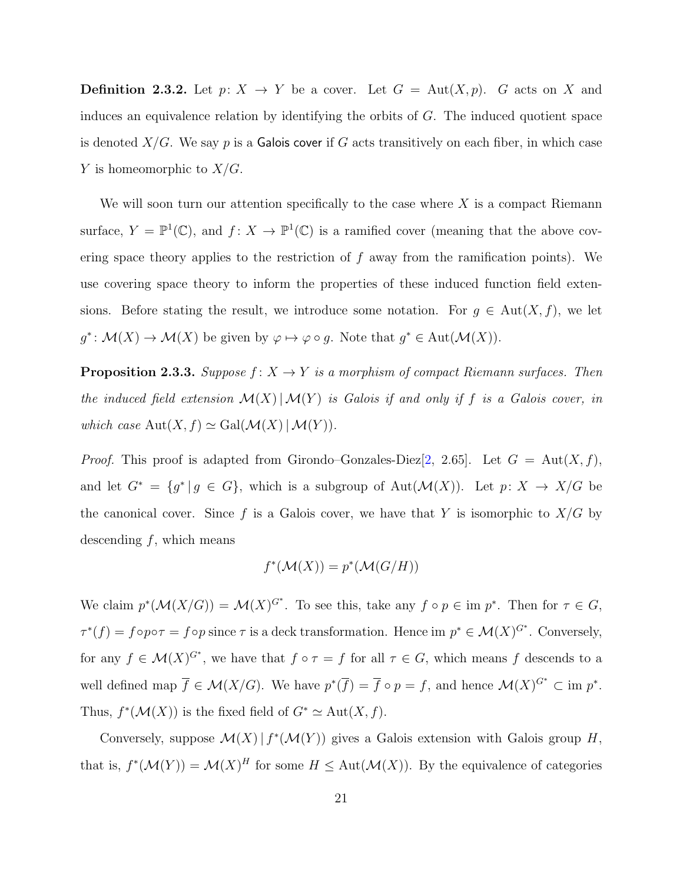**Definition 2.3.2.** Let $p\colon X \to Y$ be a cover. Let $G = \operatorname{Aut}(X, p)$. $G$ acts on $X$ and induces an equivalence relation by identifying the orbits of $G$. The induced quotient space is denoted $X/G$. We say $p$ is a Galois cover if $G$ acts transitively on each fiber, in which case $Y$ is homeomorphic to $X/G$.

We will soon turn our attention specifically to the case where $X$ is a compact Riemann surface, $Y = \mathbb{P}^1(\mathbb{C})$, and $f\colon X \to \mathbb{P}^1(\mathbb{C})$ is a ramified cover (meaning that the above covering space theory applies to the restriction of $f$ away from the ramification points). We use covering space theory to inform the properties of these induced function field extensions. Before stating the result, we introduce some notation. For $g \in \operatorname{Aut}(X, f)$, we let $g^*\colon \mathcal{M}(X) \to \mathcal{M}(X)$ be given by $\varphi \mapsto \varphi \circ g$. Note that $g^* \in \operatorname{Aut}(\mathcal{M}(X))$.

**Proposition 2.3.3.** *Suppose $f\colon X \to Y$ is a morphism of compact Riemann surfaces. Then the induced field extension $\mathcal{M}(X) \,|\, \mathcal{M}(Y)$ is Galois if and only if $f$ is a Galois cover, in which case $\operatorname{Aut}(X, f) \simeq \operatorname{Gal}(\mathcal{M}(X) \,|\, \mathcal{M}(Y))$.*

*Proof.* This proof is adapted from Girondo–Gonzales-Diez[2, 2.65]. Let $G = \operatorname{Aut}(X, f)$, and let $G^* = \{g^* \,|\, g \in G\}$, which is a subgroup of $\operatorname{Aut}(\mathcal{M}(X))$. Let $p\colon X \to X/G$ be the canonical cover. Since $f$ is a Galois cover, we have that $Y$ is isomorphic to $X/G$ by descending $f$, which means

$$f^*(\mathcal{M}(X)) = p^*(\mathcal{M}(G/H))$$

We claim $p^*(\mathcal{M}(X/G)) = \mathcal{M}(X)^{G^*}$. To see this, take any $f \circ p \in \operatorname{im} p^*$. Then for $\tau \in G$, $\tau^*(f) = f \circ p \circ \tau = f \circ p$ since $\tau$ is a deck transformation. Hence $\operatorname{im} p^* \in \mathcal{M}(X)^{G^*}$. Conversely, for any $f \in \mathcal{M}(X)^{G^*}$, we have that $f \circ \tau = f$ for all $\tau \in G$, which means $f$ descends to a well defined map $\overline{f} \in \mathcal{M}(X/G)$. We have $p^*(\overline{f}) = \overline{f} \circ p = f$, and hence $\mathcal{M}(X)^{G^*} \subset \operatorname{im} p^*$. Thus, $f^*(\mathcal{M}(X))$ is the fixed field of $G^* \simeq \operatorname{Aut}(X, f)$.

Conversely, suppose $\mathcal{M}(X) \,|\, f^*(\mathcal{M}(Y))$ gives a Galois extension with Galois group $H$, that is, $f^*(\mathcal{M}(Y)) = \mathcal{M}(X)^H$ for some $H \leq \operatorname{Aut}(\mathcal{M}(X))$. By the equivalence of categories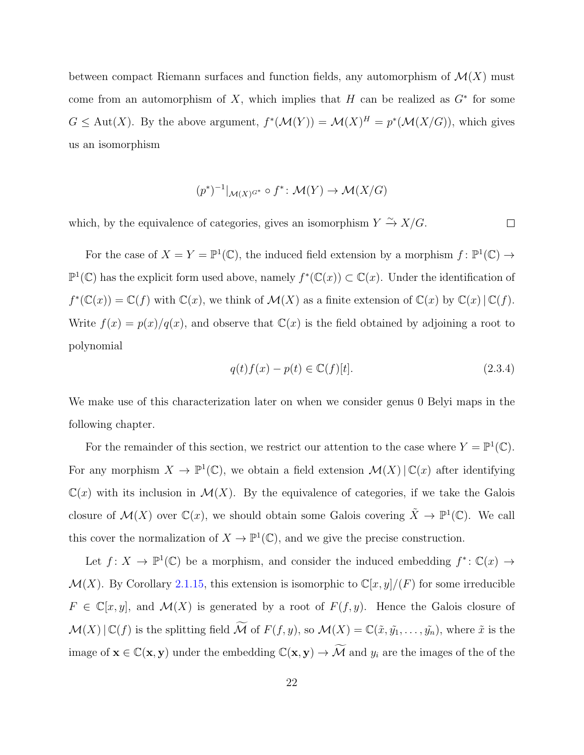between compact Riemann surfaces and function fields, any automorphism of $\mathcal{M}(X)$ must come from an automorphism of $X$, which implies that $H$ can be realized as $G^*$ for some $G \leq \mathrm{Aut}(X)$. By the above argument, $f^*(\mathcal{M}(Y)) = \mathcal{M}(X)^H = p^*(\mathcal{M}(X/G))$, which gives us an isomorphism

$$(p^*)^{-1}|_{\mathcal{M}(X)^{G^*}} \circ f^* \colon \mathcal{M}(Y) \to \mathcal{M}(X/G)$$

which, by the equivalence of categories, gives an isomorphism $Y \xrightarrow{\sim} X/G$. $\square$

For the case of $X = Y = \mathbb{P}^1(\mathbb{C})$, the induced field extension by a morphism $f \colon \mathbb{P}^1(\mathbb{C}) \to \mathbb{P}^1(\mathbb{C})$ has the explicit form used above, namely $f^*(\mathbb{C}(x)) \subset \mathbb{C}(x)$. Under the identification of $f^*(\mathbb{C}(x)) = \mathbb{C}(f)$ with $\mathbb{C}(x)$, we think of $\mathcal{M}(X)$ as a finite extension of $\mathbb{C}(x)$ by $\mathbb{C}(x) \,|\, \mathbb{C}(f)$. Write $f(x) = p(x)/q(x)$, and observe that $\mathbb{C}(x)$ is the field obtained by adjoining a root to polynomial

$$q(t)f(x) - p(t) \in \mathbb{C}(f)[t]. \tag{2.3.4}$$

We make use of this characterization later on when we consider genus 0 Belyi maps in the following chapter.

For the remainder of this section, we restrict our attention to the case where $Y = \mathbb{P}^1(\mathbb{C})$. For any morphism $X \to \mathbb{P}^1(\mathbb{C})$, we obtain a field extension $\mathcal{M}(X) \,|\, \mathbb{C}(x)$ after identifying $\mathbb{C}(x)$ with its inclusion in $\mathcal{M}(X)$. By the equivalence of categories, if we take the Galois closure of $\mathcal{M}(X)$ over $\mathbb{C}(x)$, we should obtain some Galois covering $\tilde{X} \to \mathbb{P}^1(\mathbb{C})$. We call this cover the normalization of $X \to \mathbb{P}^1(\mathbb{C})$, and we give the precise construction.

Let $f \colon X \to \mathbb{P}^1(\mathbb{C})$ be a morphism, and consider the induced embedding $f^* \colon \mathbb{C}(x) \to \mathcal{M}(X)$. By Corollary 2.1.15, this extension is isomorphic to $\mathbb{C}[x,y]/(F)$ for some irreducible $F \in \mathbb{C}[x,y]$, and $\mathcal{M}(X)$ is generated by a root of $F(f,y)$. Hence the Galois closure of $\mathcal{M}(X) \,|\, \mathbb{C}(f)$ is the splitting field $\widetilde{\mathcal{M}}$ of $F(f,y)$, so $\mathcal{M}(X) = \mathbb{C}(\tilde{x}, \tilde{y_1}, \ldots, \tilde{y_n})$, where $\tilde{x}$ is the image of $\mathbf{x} \in \mathbb{C}(\mathbf{x}, \mathbf{y})$ under the embedding $\mathbb{C}(\mathbf{x}, \mathbf{y}) \to \widetilde{\mathcal{M}}$ and $y_i$ are the images of the of the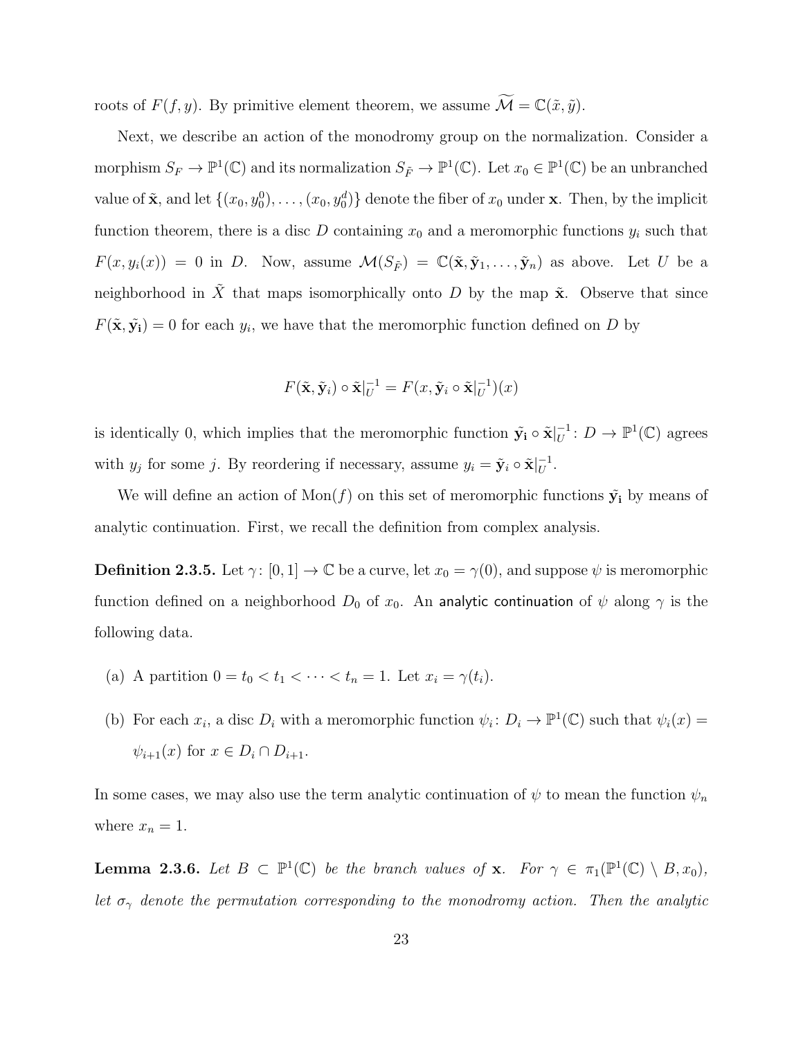roots of $F(f, y)$. By primitive element theorem, we assume $\widetilde{\mathcal{M}} = \mathbb{C}(\tilde{x}, \tilde{y})$.

Next, we describe an action of the monodromy group on the normalization. Consider a morphism $S_F \to \mathbb{P}^1(\mathbb{C})$ and its normalization $S_{\tilde{F}} \to \mathbb{P}^1(\mathbb{C})$. Let $x_0 \in \mathbb{P}^1(\mathbb{C})$ be an unbranched value of $\tilde{\mathbf{x}}$, and let $\{(x_0, y_0^0), \ldots, (x_0, y_0^d)\}$ denote the fiber of $x_0$ under $\mathbf{x}$. Then, by the implicit function theorem, there is a disc $D$ containing $x_0$ and a meromorphic functions $y_i$ such that $F(x, y_i(x)) = 0$ in $D$. Now, assume $\mathcal{M}(S_{\tilde{F}}) = \mathbb{C}(\tilde{\mathbf{x}}, \tilde{\mathbf{y}}_1, \ldots, \tilde{\mathbf{y}}_n)$ as above. Let $U$ be a neighborhood in $\tilde{X}$ that maps isomorphically onto $D$ by the map $\tilde{\mathbf{x}}$. Observe that since $F(\tilde{\mathbf{x}}, \tilde{\mathbf{y}}_{\mathbf{i}}) = 0$ for each $y_i$, we have that the meromorphic function defined on $D$ by

$$F(\tilde{\mathbf{x}}, \tilde{\mathbf{y}}_i) \circ \tilde{\mathbf{x}}|_U^{-1} = F(x, \tilde{\mathbf{y}}_i \circ \tilde{\mathbf{x}}|_U^{-1})(x)$$

is identically 0, which implies that the meromorphic function $\tilde{\mathbf{y}}_{\mathbf{i}} \circ \tilde{\mathbf{x}}|_U^{-1} \colon D \to \mathbb{P}^1(\mathbb{C})$ agrees with $y_j$ for some $j$. By reordering if necessary, assume $y_i = \tilde{\mathbf{y}}_i \circ \tilde{\mathbf{x}}|_U^{-1}$.

We will define an action of $\mathrm{Mon}(f)$ on this set of meromorphic functions $\tilde{\mathbf{y}}_{\mathbf{i}}$ by means of analytic continuation. First, we recall the definition from complex analysis.

**Definition 2.3.5.** Let $\gamma \colon [0, 1] \to \mathbb{C}$ be a curve, let $x_0 = \gamma(0)$, and suppose $\psi$ is meromorphic function defined on a neighborhood $D_0$ of $x_0$. An analytic continuation of $\psi$ along $\gamma$ is the following data.

(a) A partition $0 = t_0 < t_1 < \cdots < t_n = 1$. Let $x_i = \gamma(t_i)$.

(b) For each $x_i$, a disc $D_i$ with a meromorphic function $\psi_i \colon D_i \to \mathbb{P}^1(\mathbb{C})$ such that $\psi_i(x) = \psi_{i+1}(x)$ for $x \in D_i \cap D_{i+1}$.

In some cases, we may also use the term analytic continuation of $\psi$ to mean the function $\psi_n$ where $x_n = 1$.

**Lemma 2.3.6.** *Let $B \subset \mathbb{P}^1(\mathbb{C})$ be the branch values of $\mathbf{x}$. For $\gamma \in \pi_1(\mathbb{P}^1(\mathbb{C}) \setminus B, x_0)$, let $\sigma_\gamma$ denote the permutation corresponding to the monodromy action. Then the analytic*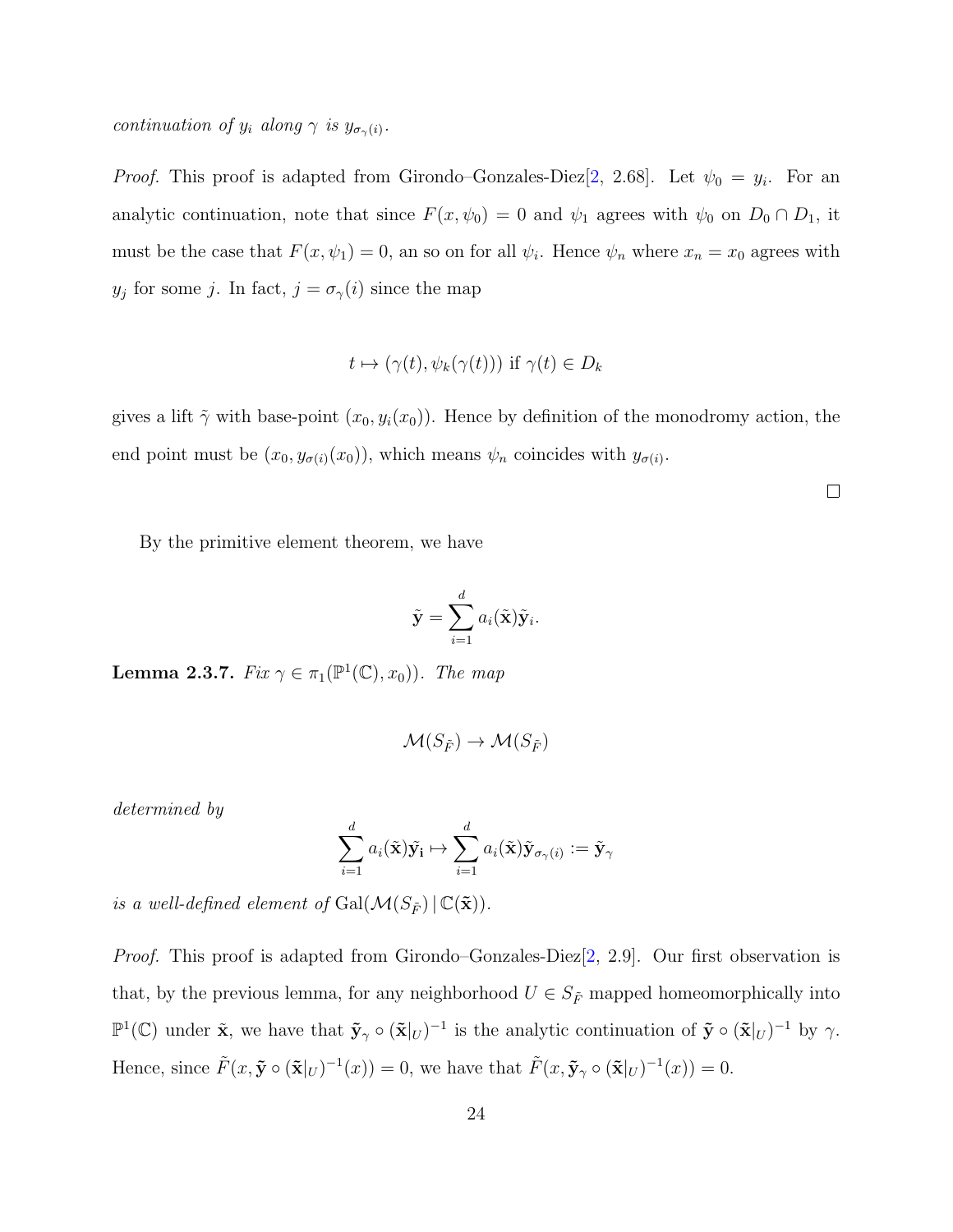*continuation of $y_i$ along $\gamma$ is $y_{\sigma_\gamma(i)}$.*

*Proof.* This proof is adapted from Girondo–Gonzales-Diez[2, 2.68]. Let $\psi_0 = y_i$. For an analytic continuation, note that since $F(x, \psi_0) = 0$ and $\psi_1$ agrees with $\psi_0$ on $D_0 \cap D_1$, it must be the case that $F(x, \psi_1) = 0$, an so on for all $\psi_i$. Hence $\psi_n$ where $x_n = x_0$ agrees with $y_j$ for some $j$. In fact, $j = \sigma_\gamma(i)$ since the map

$$t \mapsto (\gamma(t), \psi_k(\gamma(t))) \text{ if } \gamma(t) \in D_k$$

gives a lift $\tilde{\gamma}$ with base-point $(x_0, y_i(x_0))$. Hence by definition of the monodromy action, the end point must be $(x_0, y_{\sigma(i)}(x_0))$, which means $\psi_n$ coincides with $y_{\sigma(i)}$. ◻

By the primitive element theorem, we have

$$\tilde{\mathbf{y}} = \sum_{i=1}^{d} a_i(\tilde{\mathbf{x}})\tilde{\mathbf{y}}_i.$$

**Lemma 2.3.7.** *Fix $\gamma \in \pi_1(\mathbb{P}^1(\mathbb{C}), x_0))$. The map*

$$\mathcal{M}(S_{\tilde{F}}) \to \mathcal{M}(S_{\tilde{F}})$$

*determined by*

$$\sum_{i=1}^{d} a_i(\tilde{\mathbf{x}})\tilde{\mathbf{y}}_{\mathbf{i}} \mapsto \sum_{i=1}^{d} a_i(\tilde{\mathbf{x}})\tilde{\mathbf{y}}_{\sigma_\gamma(i)} := \tilde{\mathbf{y}}_\gamma$$

*is a well-defined element of $\mathrm{Gal}(\mathcal{M}(S_{\tilde{F}}) \,|\, \mathbb{C}(\tilde{\mathbf{x}}))$.*

*Proof.* This proof is adapted from Girondo–Gonzales-Diez[2, 2.9]. Our first observation is that, by the previous lemma, for any neighborhood $U \in S_{\tilde{F}}$ mapped homeomorphically into $\mathbb{P}^1(\mathbb{C})$ under $\tilde{\mathbf{x}}$, we have that $\tilde{\mathbf{y}}_\gamma \circ (\tilde{\mathbf{x}}|_U)^{-1}$ is the analytic continuation of $\tilde{\mathbf{y}} \circ (\tilde{\mathbf{x}}|_U)^{-1}$ by $\gamma$. Hence, since $\tilde{F}(x, \tilde{\mathbf{y}} \circ (\tilde{\mathbf{x}}|_U)^{-1}(x)) = 0$, we have that $\tilde{F}(x, \tilde{\mathbf{y}}_\gamma \circ (\tilde{\mathbf{x}}|_U)^{-1}(x)) = 0$.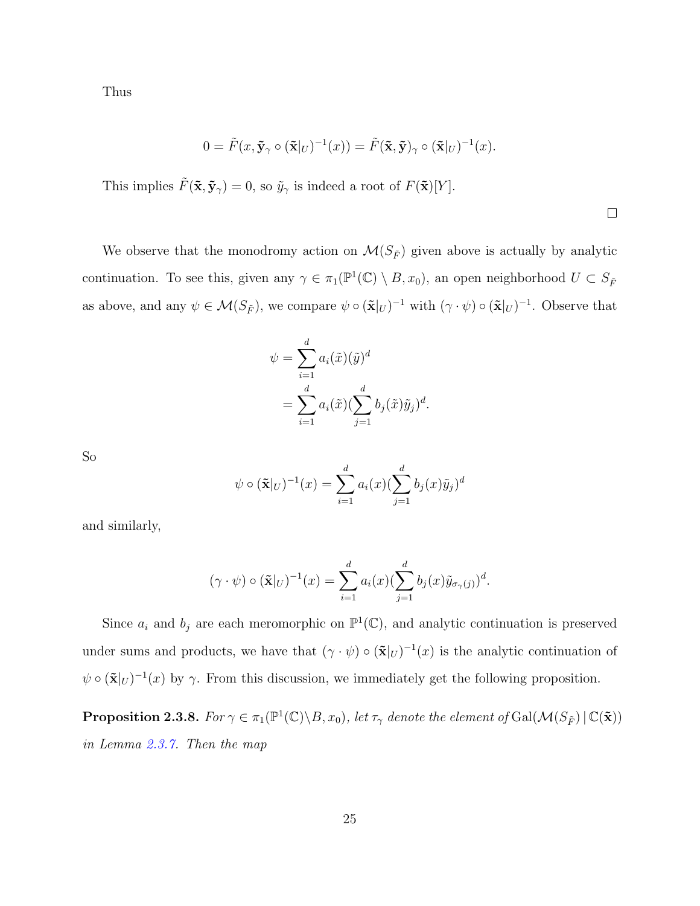Thus

$$0 = \tilde{F}(x, \tilde{\mathbf{y}}_\gamma \circ (\tilde{\mathbf{x}}|_U)^{-1}(x)) = \tilde{F}(\tilde{\mathbf{x}}, \tilde{\mathbf{y}})_\gamma \circ (\tilde{\mathbf{x}}|_U)^{-1}(x).$$

This implies $\tilde{F}(\tilde{\mathbf{x}}, \tilde{\mathbf{y}}_\gamma) = 0$, so $\tilde{y}_\gamma$ is indeed a root of $F(\tilde{\mathbf{x}})[Y]$.

□

We observe that the monodromy action on $\mathcal{M}(S_{\tilde{F}})$ given above is actually by analytic continuation. To see this, given any $\gamma \in \pi_1(\mathbb{P}^1(\mathbb{C}) \setminus B, x_0)$, an open neighborhood $U \subset S_{\tilde{F}}$ as above, and any $\psi \in \mathcal{M}(S_{\tilde{F}})$, we compare $\psi \circ (\tilde{\mathbf{x}}|_U)^{-1}$ with $(\gamma \cdot \psi) \circ (\tilde{\mathbf{x}}|_U)^{-1}$. Observe that

$$\begin{aligned}
\psi &= \sum_{i=1}^{d} a_i(\tilde{x})(\tilde{y})^d \\
&= \sum_{i=1}^{d} a_i(\tilde{x})(\sum_{j=1}^{d} b_j(\tilde{x})\tilde{y}_j)^d.
\end{aligned}$$

So

$$\psi \circ (\tilde{\mathbf{x}}|_U)^{-1}(x) = \sum_{i=1}^{d} a_i(x)(\sum_{j=1}^{d} b_j(x)\tilde{y}_j)^d$$

and similarly,

$$(\gamma \cdot \psi) \circ (\tilde{\mathbf{x}}|_U)^{-1}(x) = \sum_{i=1}^{d} a_i(x)(\sum_{j=1}^{d} b_j(x)\tilde{y}_{\sigma_\gamma(j)})^d.$$

Since $a_i$ and $b_j$ are each meromorphic on $\mathbb{P}^1(\mathbb{C})$, and analytic continuation is preserved under sums and products, we have that $(\gamma \cdot \psi) \circ (\tilde{\mathbf{x}}|_U)^{-1}(x)$ is the analytic continuation of $\psi \circ (\tilde{\mathbf{x}}|_U)^{-1}(x)$ by $\gamma$. From this discussion, we immediately get the following proposition.

**Proposition 2.3.8.** *For $\gamma \in \pi_1(\mathbb{P}^1(\mathbb{C}) \setminus B, x_0)$, let $\tau_\gamma$ denote the element of* $\mathrm{Gal}(\mathcal{M}(S_{\tilde{F}}) \,|\, \mathbb{C}(\tilde{\mathbf{x}}))$ *in Lemma 2.3.7. Then the map*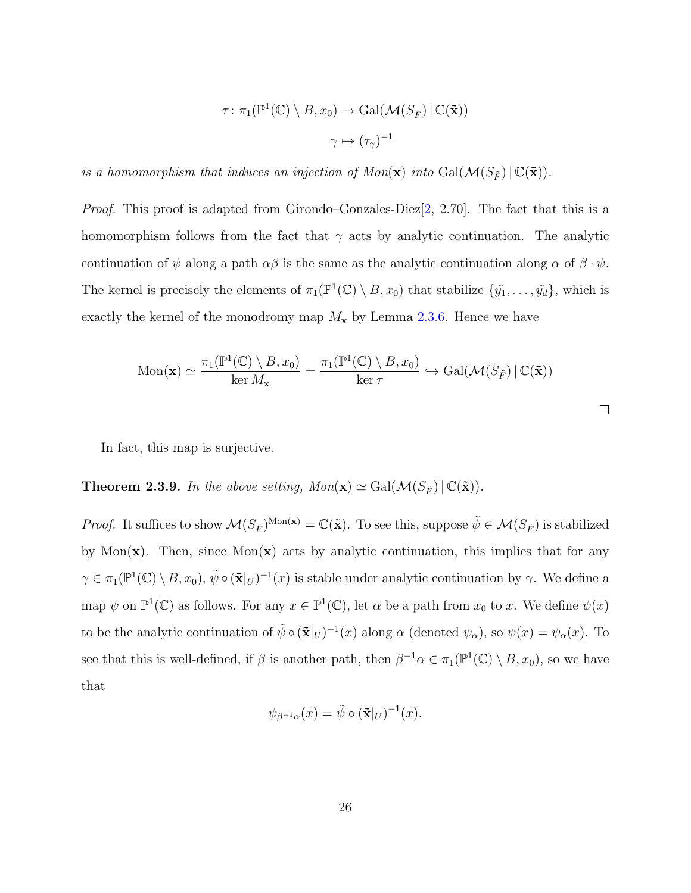$$\tau\colon \pi_1(\mathbb{P}^1(\mathbb{C}) \setminus B, x_0) \to \mathrm{Gal}(\mathcal{M}(S_{\tilde{F}}) \,|\, \mathbb{C}(\tilde{\mathbf{x}}))$$

$$\gamma \mapsto (\tau_\gamma)^{-1}$$

*is a homomorphism that induces an injection of Mon*$(\mathbf{x})$ *into* $\mathrm{Gal}(\mathcal{M}(S_{\tilde{F}}) \,|\, \mathbb{C}(\tilde{\mathbf{x}}))$.

*Proof.* This proof is adapted from Girondo–Gonzales-Diez[2, 2.70]. The fact that this is a homomorphism follows from the fact that $\gamma$ acts by analytic continuation. The analytic continuation of $\psi$ along a path $\alpha\beta$ is the same as the analytic continuation along $\alpha$ of $\beta \cdot \psi$. The kernel is precisely the elements of $\pi_1(\mathbb{P}^1(\mathbb{C}) \setminus B, x_0)$ that stabilize $\{\tilde{y_1}, \ldots, \tilde{y_d}\}$, which is exactly the kernel of the monodromy map $M_{\mathbf{x}}$ by Lemma 2.3.6. Hence we have

$$\mathrm{Mon}(\mathbf{x}) \simeq \frac{\pi_1(\mathbb{P}^1(\mathbb{C}) \setminus B, x_0)}{\ker M_{\mathbf{x}}} = \frac{\pi_1(\mathbb{P}^1(\mathbb{C}) \setminus B, x_0)}{\ker \tau} \hookrightarrow \mathrm{Gal}(\mathcal{M}(S_{\tilde{F}}) \,|\, \mathbb{C}(\tilde{\mathbf{x}}))$$

□

In fact, this map is surjective.

**Theorem 2.3.9.** *In the above setting, Mon*$(\mathbf{x}) \simeq \mathrm{Gal}(\mathcal{M}(S_{\tilde{F}}) \,|\, \mathbb{C}(\tilde{\mathbf{x}}))$.

*Proof.* It suffices to show $\mathcal{M}(S_{\tilde{F}})^{\mathrm{Mon}(\mathbf{x})} = \mathbb{C}(\tilde{\mathbf{x}})$. To see this, suppose $\tilde{\psi} \in \mathcal{M}(S_{\tilde{F}})$ is stabilized by $\mathrm{Mon}(\mathbf{x})$. Then, since $\mathrm{Mon}(\mathbf{x})$ acts by analytic continuation, this implies that for any $\gamma \in \pi_1(\mathbb{P}^1(\mathbb{C}) \setminus B, x_0)$, $\tilde{\psi} \circ (\tilde{\mathbf{x}}|_U)^{-1}(x)$ is stable under analytic continuation by $\gamma$. We define a map $\psi$ on $\mathbb{P}^1(\mathbb{C})$ as follows. For any $x \in \mathbb{P}^1(\mathbb{C})$, let $\alpha$ be a path from $x_0$ to $x$. We define $\psi(x)$ to be the analytic continuation of $\tilde{\psi} \circ (\tilde{\mathbf{x}}|_U)^{-1}(x)$ along $\alpha$ (denoted $\psi_\alpha$), so $\psi(x) = \psi_\alpha(x)$. To see that this is well-defined, if $\beta$ is another path, then $\beta^{-1}\alpha \in \pi_1(\mathbb{P}^1(\mathbb{C}) \setminus B, x_0)$, so we have that

$$\psi_{\beta^{-1}\alpha}(x) = \tilde{\psi} \circ (\tilde{\mathbf{x}}|_U)^{-1}(x).$$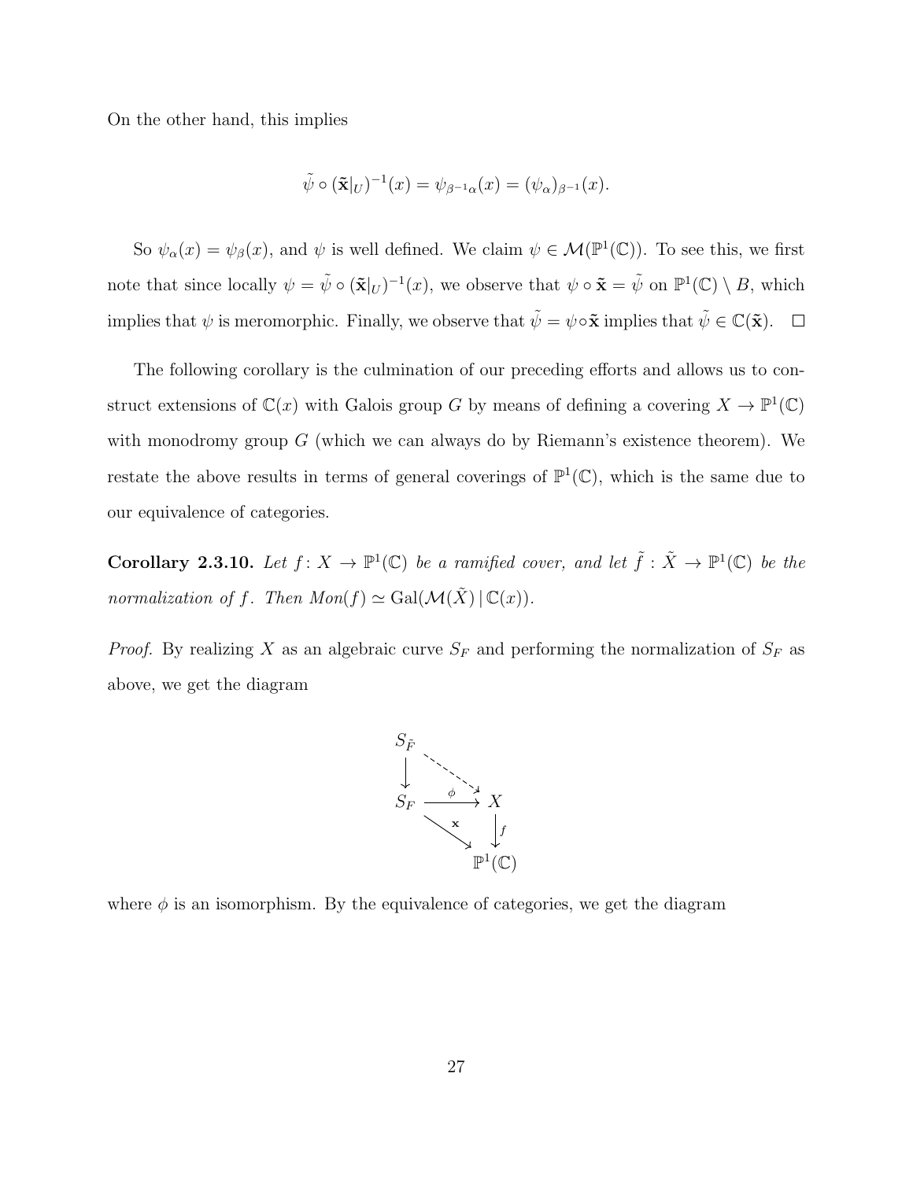On the other hand, this implies

$$\tilde{\psi} \circ (\tilde{\mathbf{x}}|_U)^{-1}(x) = \psi_{\beta^{-1}\alpha}(x) = (\psi_\alpha)_{\beta^{-1}}(x).$$

So $\psi_\alpha(x) = \psi_\beta(x)$, and $\psi$ is well defined. We claim $\psi \in \mathcal{M}(\mathbb{P}^1(\mathbb{C}))$. To see this, we first note that since locally $\psi = \tilde{\psi} \circ (\tilde{\mathbf{x}}|_U)^{-1}(x)$, we observe that $\psi \circ \tilde{\mathbf{x}} = \tilde{\psi}$ on $\mathbb{P}^1(\mathbb{C}) \setminus B$, which implies that $\psi$ is meromorphic. Finally, we observe that $\tilde{\psi} = \psi \circ \tilde{\mathbf{x}}$ implies that $\tilde{\psi} \in \mathbb{C}(\tilde{\mathbf{x}})$. $\square$

The following corollary is the culmination of our preceding efforts and allows us to construct extensions of $\mathbb{C}(x)$ with Galois group $G$ by means of defining a covering $X \to \mathbb{P}^1(\mathbb{C})$ with monodromy group $G$ (which we can always do by Riemann's existence theorem). We restate the above results in terms of general coverings of $\mathbb{P}^1(\mathbb{C})$, which is the same due to our equivalence of categories.

**Corollary 2.3.10.** *Let $f\colon X \to \mathbb{P}^1(\mathbb{C})$ be a ramified cover, and let $\tilde{f} : \tilde{X} \to \mathbb{P}^1(\mathbb{C})$ be the normalization of $f$. Then $Mon(f) \simeq \operatorname{Gal}(\mathcal{M}(\tilde{X}) \,|\, \mathbb{C}(x))$.*

*Proof.* By realizing $X$ as an algebraic curve $S_F$ and performing the normalization of $S_F$ as above, we get the diagram

$$\begin{array}{ccc} S_{\tilde{F}} & \dashrightarrow & \\ \downarrow & & \searrow \\ S_F & \xrightarrow{\phi} & X \\ & \searrow^{\mathbf{x}} & \downarrow f \\ & & \mathbb{P}^1(\mathbb{C}) \end{array}$$

where $\phi$ is an isomorphism. By the equivalence of categories, we get the diagram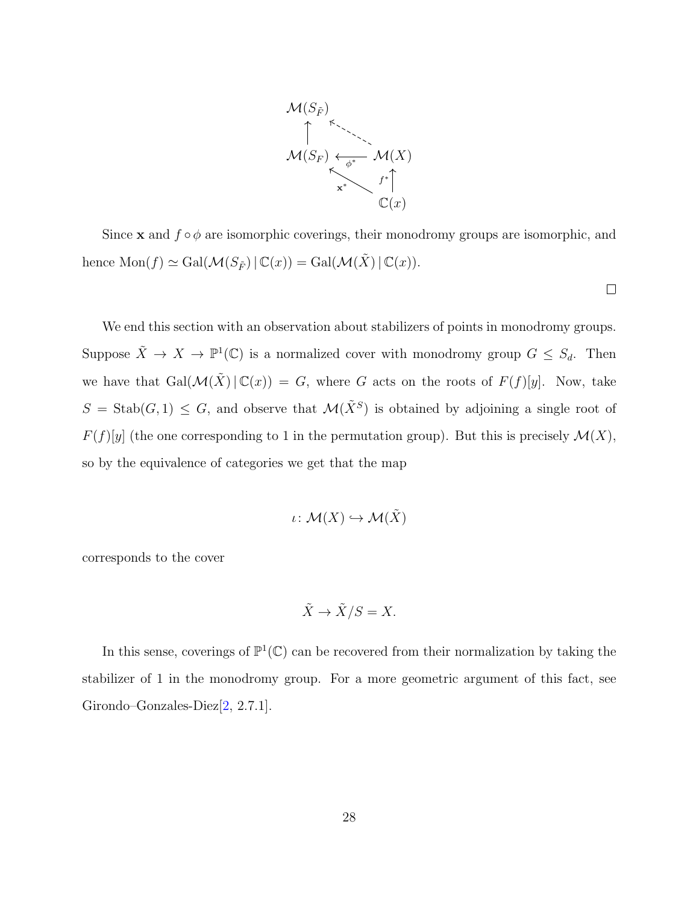$$
\begin{array}{ccc}
\mathcal{M}(S_{\tilde{F}}) & & \\
\uparrow & \nwarrow & \\
\mathcal{M}(S_F) & \xleftarrow{\phi^*} & \mathcal{M}(X) \\
& \nwarrow^{\mathbf{x}^*} & \uparrow f^* \\
& & \mathbb{C}(x)
\end{array}
$$

Since $\mathbf{x}$ and $f \circ \phi$ are isomorphic coverings, their monodromy groups are isomorphic, and hence $\mathrm{Mon}(f) \simeq \mathrm{Gal}(\mathcal{M}(S_{\tilde{F}}) \,|\, \mathbb{C}(x)) = \mathrm{Gal}(\mathcal{M}(\tilde{X}) \,|\, \mathbb{C}(x))$.

□

We end this section with an observation about stabilizers of points in monodromy groups. Suppose $\tilde{X} \to X \to \mathbb{P}^1(\mathbb{C})$ is a normalized cover with monodromy group $G \leq S_d$. Then we have that $\mathrm{Gal}(\mathcal{M}(\tilde{X}) \,|\, \mathbb{C}(x)) = G$, where $G$ acts on the roots of $F(f)[y]$. Now, take $S = \mathrm{Stab}(G, 1) \leq G$, and observe that $\mathcal{M}(\tilde{X}^S)$ is obtained by adjoining a single root of $F(f)[y]$ (the one corresponding to 1 in the permutation group). But this is precisely $\mathcal{M}(X)$, so by the equivalence of categories we get that the map

$$\iota \colon \mathcal{M}(X) \hookrightarrow \mathcal{M}(\tilde{X})$$

corresponds to the cover

$$\tilde{X} \to \tilde{X}/S = X.$$

In this sense, coverings of $\mathbb{P}^1(\mathbb{C})$ can be recovered from their normalization by taking the stabilizer of 1 in the monodromy group. For a more geometric argument of this fact, see Girondo–Gonzales-Diez[2, 2.7.1].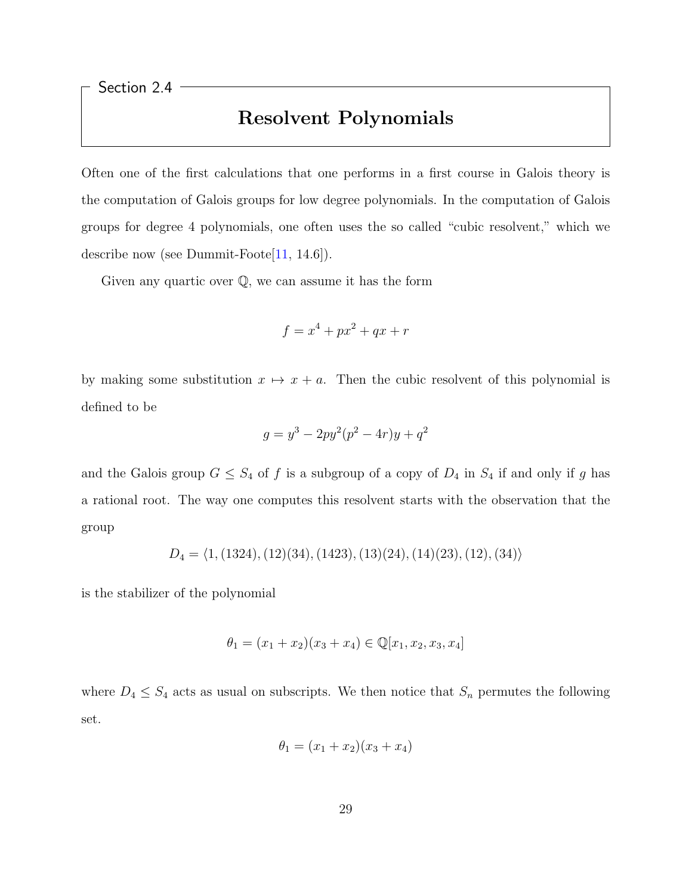## Section 2.4

# Resolvent Polynomials

Often one of the first calculations that one performs in a first course in Galois theory is the computation of Galois groups for low degree polynomials. In the computation of Galois groups for degree 4 polynomials, one often uses the so called "cubic resolvent," which we describe now (see Dummit-Foote[11, 14.6]).

Given any quartic over $\mathbb{Q}$, we can assume it has the form

$$f = x^4 + px^2 + qx + r$$

by making some substitution $x \mapsto x + a$. Then the cubic resolvent of this polynomial is defined to be

$$g = y^3 - 2py^2(p^2 - 4r)y + q^2$$

and the Galois group $G \leq S_4$ of $f$ is a subgroup of a copy of $D_4$ in $S_4$ if and only if $g$ has a rational root. The way one computes this resolvent starts with the observation that the group

$$D_4 = \langle 1, (1324), (12)(34), (1423), (13)(24), (14)(23), (12), (34) \rangle$$

is the stabilizer of the polynomial

$$\theta_1 = (x_1 + x_2)(x_3 + x_4) \in \mathbb{Q}[x_1, x_2, x_3, x_4]$$

where $D_4 \leq S_4$ acts as usual on subscripts. We then notice that $S_n$ permutes the following set.

$$\theta_1 = (x_1 + x_2)(x_3 + x_4)$$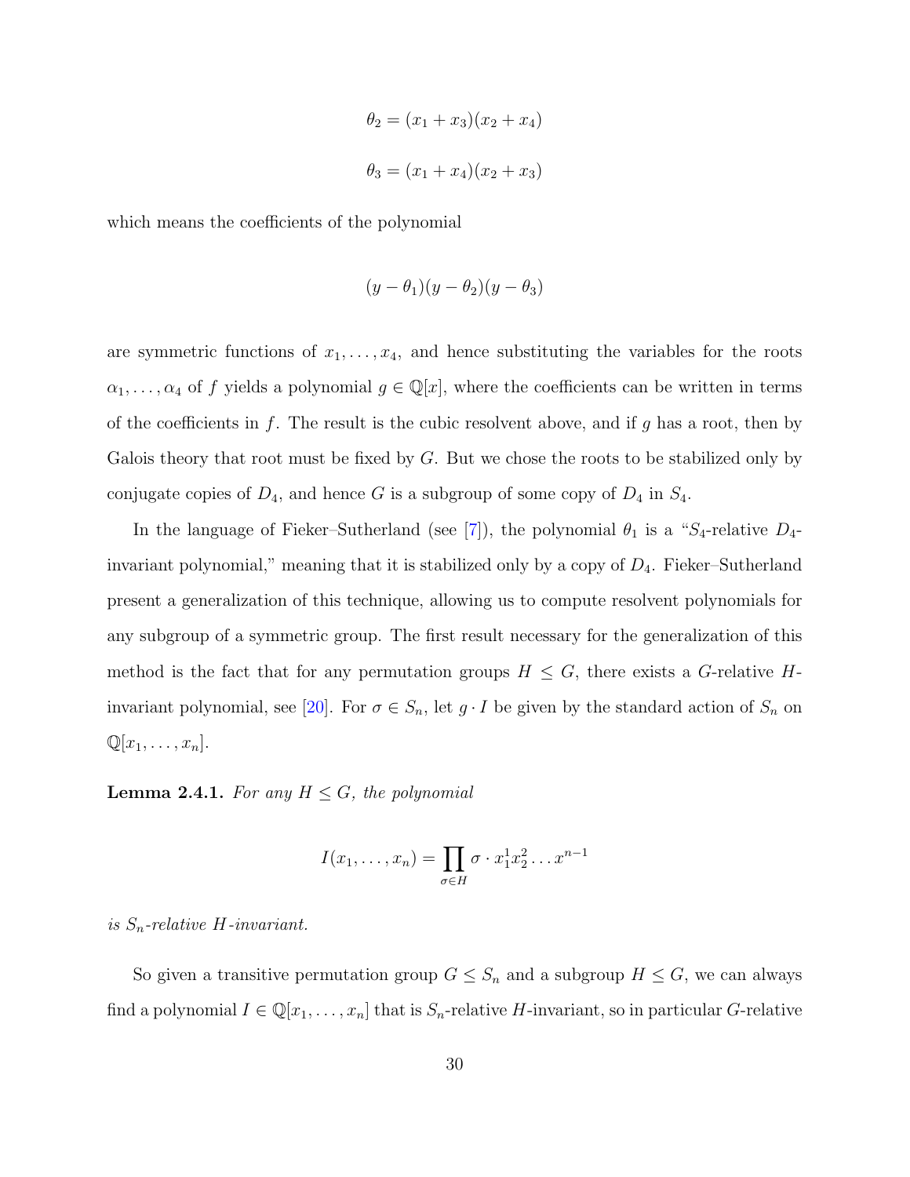$$\theta_2 = (x_1 + x_3)(x_2 + x_4)$$

$$\theta_3 = (x_1 + x_4)(x_2 + x_3)$$

which means the coefficients of the polynomial

$$(y - \theta_1)(y - \theta_2)(y - \theta_3)$$

are symmetric functions of $x_1, \ldots, x_4$, and hence substituting the variables for the roots $\alpha_1, \ldots, \alpha_4$ of $f$ yields a polynomial $g \in \mathbb{Q}[x]$, where the coefficients can be written in terms of the coefficients in $f$. The result is the cubic resolvent above, and if $g$ has a root, then by Galois theory that root must be fixed by $G$. But we chose the roots to be stabilized only by conjugate copies of $D_4$, and hence $G$ is a subgroup of some copy of $D_4$ in $S_4$.

In the language of Fieker–Sutherland (see [7]), the polynomial $\theta_1$ is a "$S_4$-relative $D_4$-invariant polynomial," meaning that it is stabilized only by a copy of $D_4$. Fieker–Sutherland present a generalization of this technique, allowing us to compute resolvent polynomials for any subgroup of a symmetric group. The first result necessary for the generalization of this method is the fact that for any permutation groups $H \leq G$, there exists a $G$-relative $H$-invariant polynomial, see [20]. For $\sigma \in S_n$, let $g \cdot I$ be given by the standard action of $S_n$ on $\mathbb{Q}[x_1, \ldots, x_n]$.

**Lemma 2.4.1.** *For any $H \leq G$, the polynomial*

$$I(x_1, \ldots, x_n) = \prod_{\sigma \in H} \sigma \cdot x_1^1 x_2^2 \ldots x^{n-1}$$

*is $S_n$-relative $H$-invariant.*

So given a transitive permutation group $G \leq S_n$ and a subgroup $H \leq G$, we can always find a polynomial $I \in \mathbb{Q}[x_1, \ldots, x_n]$ that is $S_n$-relative $H$-invariant, so in particular $G$-relative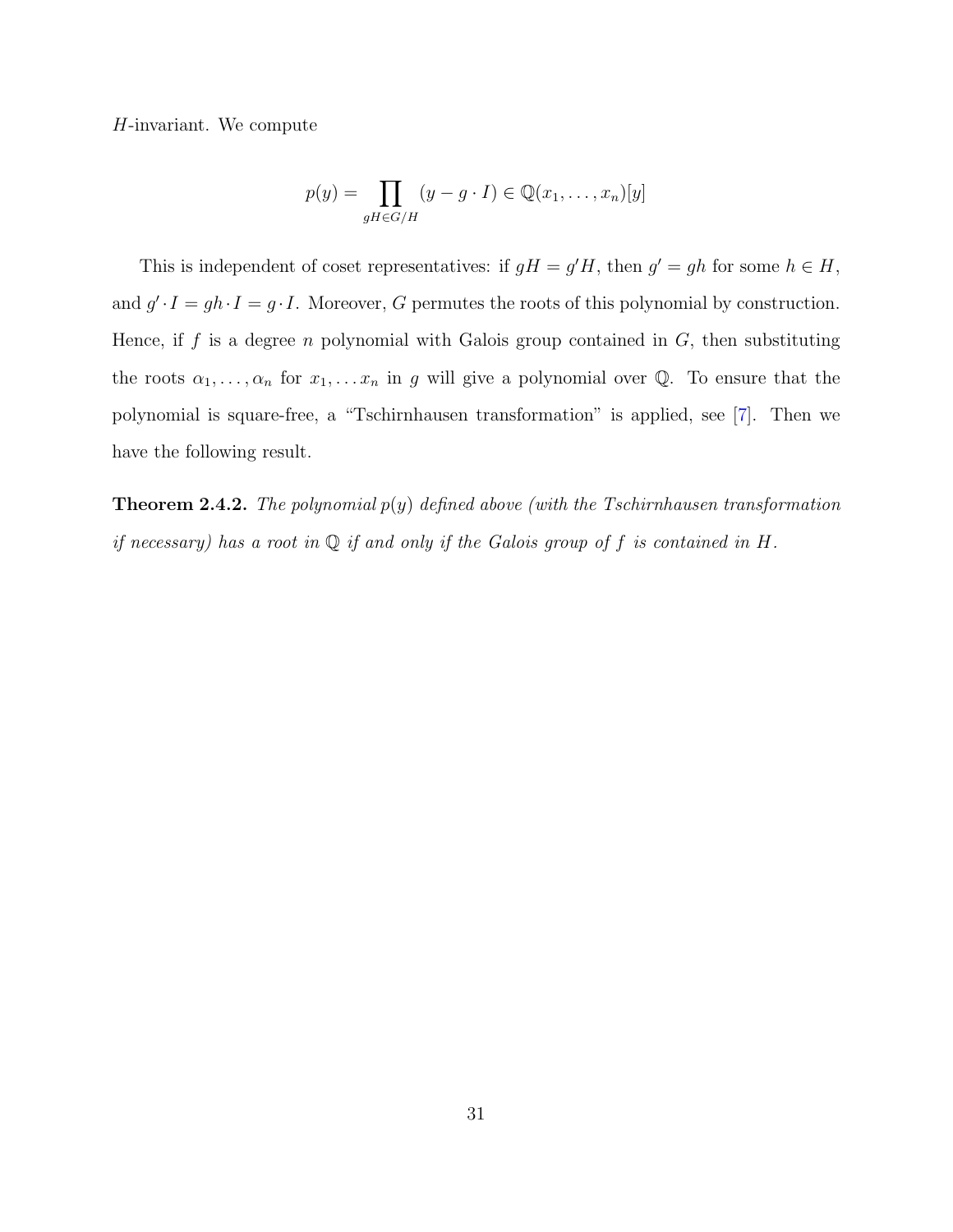$H$-invariant. We compute

$$p(y) = \prod_{gH \in G/H} (y - g \cdot I) \in \mathbb{Q}(x_1, \ldots, x_n)[y]$$

This is independent of coset representatives: if $gH = g'H$, then $g' = gh$ for some $h \in H$, and $g' \cdot I = gh \cdot I = g \cdot I$. Moreover, $G$ permutes the roots of this polynomial by construction. Hence, if $f$ is a degree $n$ polynomial with Galois group contained in $G$, then substituting the roots $\alpha_1, \ldots, \alpha_n$ for $x_1, \ldots x_n$ in $g$ will give a polynomial over $\mathbb{Q}$. To ensure that the polynomial is square-free, a "Tschirnhausen transformation" is applied, see [7]. Then we have the following result.

**Theorem 2.4.2.** *The polynomial $p(y)$ defined above (with the Tschirnhausen transformation if necessary) has a root in $\mathbb{Q}$ if and only if the Galois group of $f$ is contained in $H$.*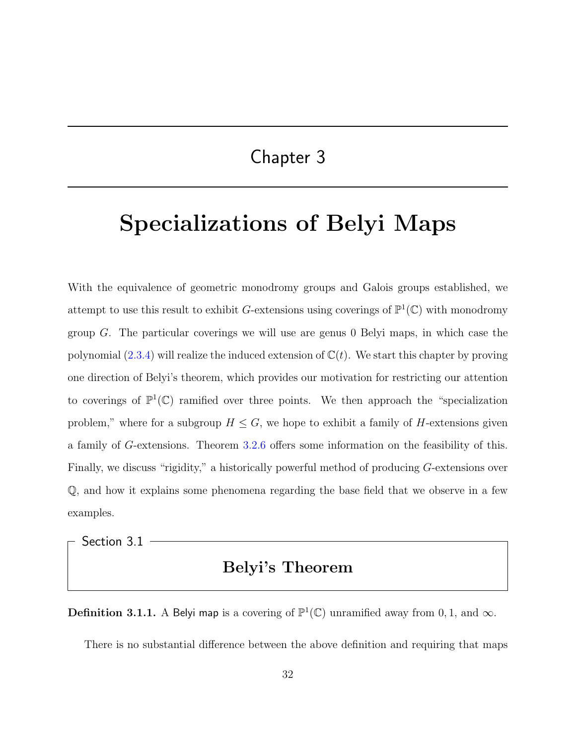# Chapter 3

# Specializations of Belyi Maps

With the equivalence of geometric monodromy groups and Galois groups established, we attempt to use this result to exhibit $G$-extensions using coverings of $\mathbb{P}^1(\mathbb{C})$ with monodromy group $G$. The particular coverings we will use are genus 0 Belyi maps, in which case the polynomial (2.3.4) will realize the induced extension of $\mathbb{C}(t)$. We start this chapter by proving one direction of Belyi's theorem, which provides our motivation for restricting our attention to coverings of $\mathbb{P}^1(\mathbb{C})$ ramified over three points. We then approach the "specialization problem," where for a subgroup $H \leq G$, we hope to exhibit a family of $H$-extensions given a family of $G$-extensions. Theorem 3.2.6 offers some information on the feasibility of this. Finally, we discuss "rigidity," a historically powerful method of producing $G$-extensions over $\mathbb{Q}$, and how it explains some phenomena regarding the base field that we observe in a few examples.

## Section 3.1: Belyi's Theorem

**Definition 3.1.1.** A Belyi map is a covering of $\mathbb{P}^1(\mathbb{C})$ unramified away from $0, 1,$ and $\infty$.

There is no substantial difference between the above definition and requiring that maps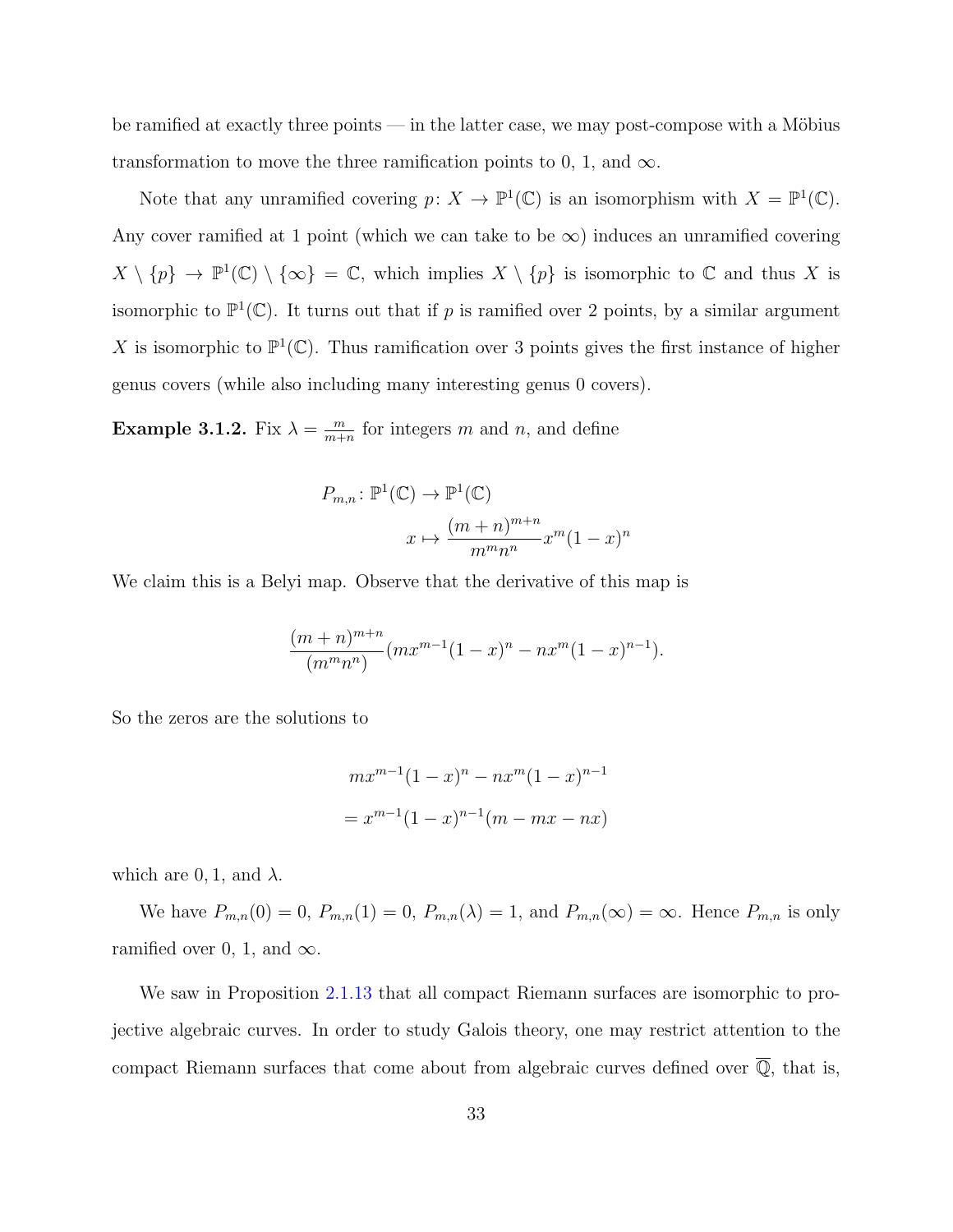be ramified at exactly three points — in the latter case, we may post-compose with a Möbius transformation to move the three ramification points to 0, 1, and $\infty$.

Note that any unramified covering $p\colon X \to \mathbb{P}^1(\mathbb{C})$ is an isomorphism with $X = \mathbb{P}^1(\mathbb{C})$. Any cover ramified at 1 point (which we can take to be $\infty$) induces an unramified covering $X \setminus \{p\} \to \mathbb{P}^1(\mathbb{C}) \setminus \{\infty\} = \mathbb{C}$, which implies $X \setminus \{p\}$ is isomorphic to $\mathbb{C}$ and thus $X$ is isomorphic to $\mathbb{P}^1(\mathbb{C})$. It turns out that if $p$ is ramified over 2 points, by a similar argument $X$ is isomorphic to $\mathbb{P}^1(\mathbb{C})$. Thus ramification over 3 points gives the first instance of higher genus covers (while also including many interesting genus 0 covers).

**Example 3.1.2.** Fix $\lambda = \frac{m}{m+n}$ for integers $m$ and $n$, and define

$$P_{m,n}\colon \mathbb{P}^1(\mathbb{C}) \to \mathbb{P}^1(\mathbb{C})$$
$$x \mapsto \frac{(m+n)^{m+n}}{m^m n^n} x^m (1-x)^n$$

We claim this is a Belyi map. Observe that the derivative of this map is

$$\frac{(m+n)^{m+n}}{(m^m n^n)}(mx^{m-1}(1-x)^n - nx^m(1-x)^{n-1}).$$

So the zeros are the solutions to

$$\begin{aligned} &mx^{m-1}(1-x)^n - nx^m(1-x)^{n-1} \\ &= x^{m-1}(1-x)^{n-1}(m - mx - nx) \end{aligned}$$

which are $0, 1$, and $\lambda$.

We have $P_{m,n}(0) = 0$, $P_{m,n}(1) = 0$, $P_{m,n}(\lambda) = 1$, and $P_{m,n}(\infty) = \infty$. Hence $P_{m,n}$ is only ramified over 0, 1, and $\infty$.

We saw in Proposition 2.1.13 that all compact Riemann surfaces are isomorphic to projective algebraic curves. In order to study Galois theory, one may restrict attention to the compact Riemann surfaces that come about from algebraic curves defined over $\overline{\mathbb{Q}}$, that is,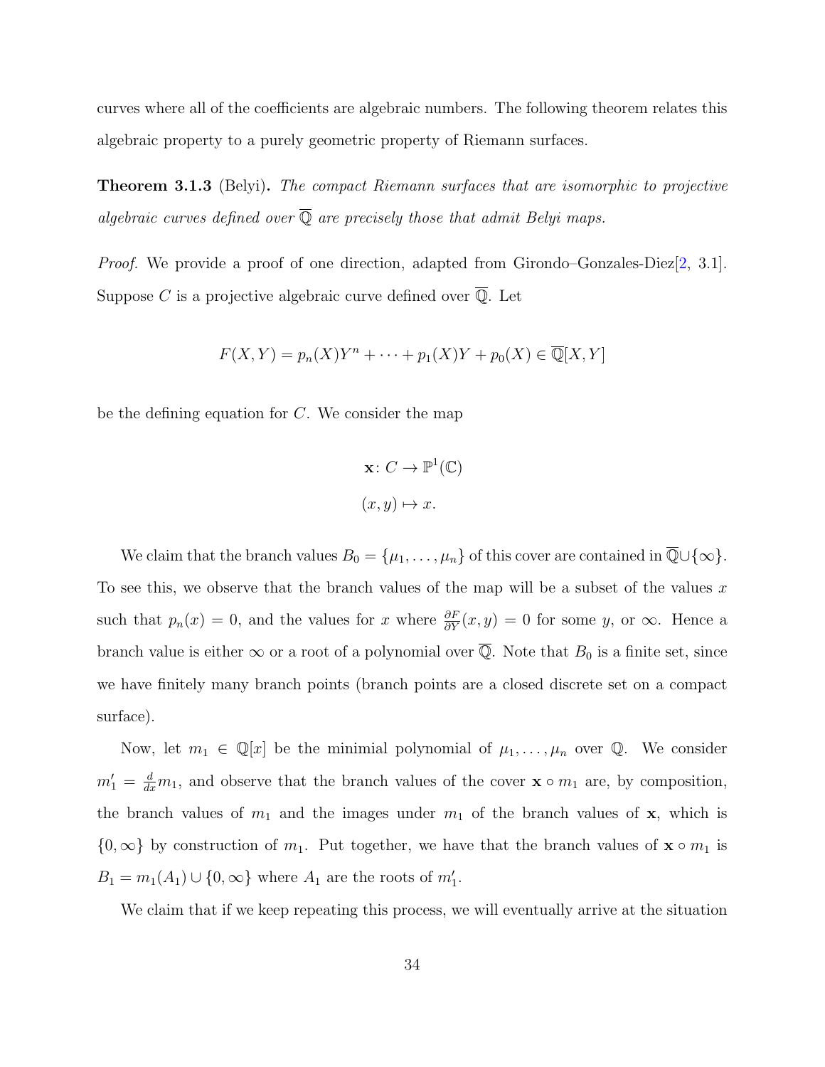curves where all of the coefficients are algebraic numbers. The following theorem relates this algebraic property to a purely geometric property of Riemann surfaces.

**Theorem 3.1.3** (Belyi)**.** *The compact Riemann surfaces that are isomorphic to projective algebraic curves defined over $\overline{\mathbb{Q}}$ are precisely those that admit Belyi maps.*

*Proof.* We provide a proof of one direction, adapted from Girondo–Gonzales-Diez[2, 3.1]. Suppose $C$ is a projective algebraic curve defined over $\overline{\mathbb{Q}}$. Let

$$F(X,Y) = p_n(X)Y^n + \cdots + p_1(X)Y + p_0(X) \in \overline{\mathbb{Q}}[X,Y]$$

be the defining equation for $C$. We consider the map

$$\mathbf{x}\colon C \to \mathbb{P}^1(\mathbb{C})$$

$$(x,y) \mapsto x.$$

We claim that the branch values $B_0 = \{\mu_1, \ldots, \mu_n\}$ of this cover are contained in $\overline{\mathbb{Q}} \cup \{\infty\}$. To see this, we observe that the branch values of the map will be a subset of the values $x$ such that $p_n(x) = 0$, and the values for $x$ where $\frac{\partial F}{\partial Y}(x,y) = 0$ for some $y$, or $\infty$. Hence a branch value is either $\infty$ or a root of a polynomial over $\overline{\mathbb{Q}}$. Note that $B_0$ is a finite set, since we have finitely many branch points (branch points are a closed discrete set on a compact surface).

Now, let $m_1 \in \mathbb{Q}[x]$ be the minimial polynomial of $\mu_1, \ldots, \mu_n$ over $\mathbb{Q}$. We consider $m_1' = \frac{d}{dx} m_1$, and observe that the branch values of the cover $\mathbf{x} \circ m_1$ are, by composition, the branch values of $m_1$ and the images under $m_1$ of the branch values of $\mathbf{x}$, which is $\{0, \infty\}$ by construction of $m_1$. Put together, we have that the branch values of $\mathbf{x} \circ m_1$ is $B_1 = m_1(A_1) \cup \{0, \infty\}$ where $A_1$ are the roots of $m_1'$.

We claim that if we keep repeating this process, we will eventually arrive at the situation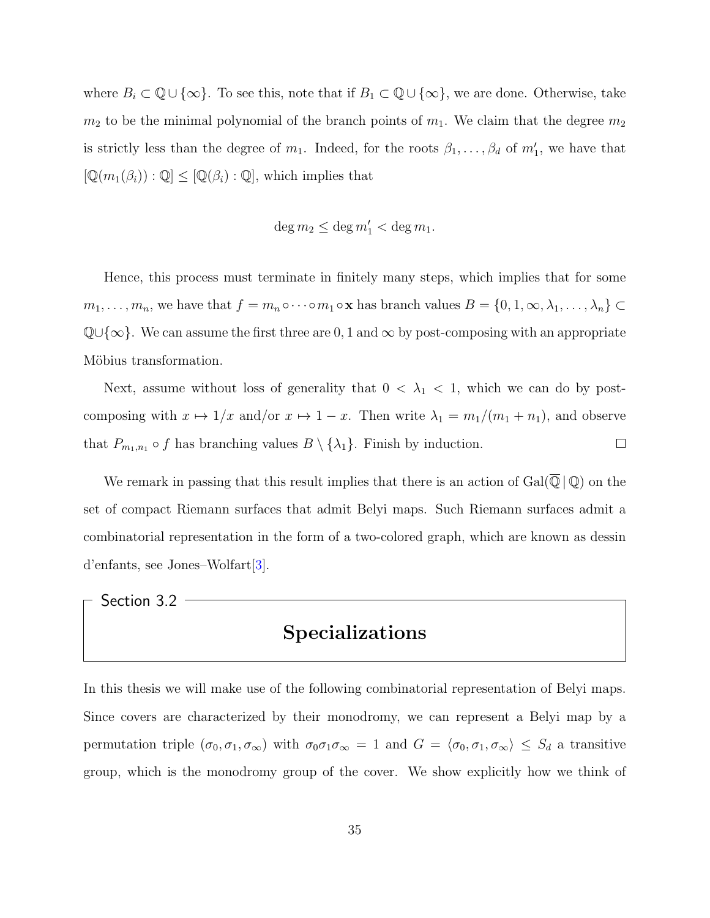where $B_i \subset \mathbb{Q} \cup \{\infty\}$. To see this, note that if $B_1 \subset \mathbb{Q} \cup \{\infty\}$, we are done. Otherwise, take $m_2$ to be the minimal polynomial of the branch points of $m_1$. We claim that the degree $m_2$ is strictly less than the degree of $m_1$. Indeed, for the roots $\beta_1, \ldots, \beta_d$ of $m_1'$, we have that $[\mathbb{Q}(m_1(\beta_i)) : \mathbb{Q}] \leq [\mathbb{Q}(\beta_i) : \mathbb{Q}]$, which implies that

$$\deg m_2 \leq \deg m_1' < \deg m_1.$$

Hence, this process must terminate in finitely many steps, which implies that for some $m_1, \ldots, m_n$, we have that $f = m_n \circ \cdots \circ m_1 \circ \mathbf{x}$ has branch values $B = \{0, 1, \infty, \lambda_1, \ldots, \lambda_n\} \subset \mathbb{Q} \cup \{\infty\}$. We can assume the first three are $0, 1$ and $\infty$ by post-composing with an appropriate Möbius transformation.

Next, assume without loss of generality that $0 < \lambda_1 < 1$, which we can do by post-composing with $x \mapsto 1/x$ and/or $x \mapsto 1 - x$. Then write $\lambda_1 = m_1/(m_1 + n_1)$, and observe that $P_{m_1,n_1} \circ f$ has branching values $B \setminus \{\lambda_1\}$. Finish by induction. □

We remark in passing that this result implies that there is an action of $\mathrm{Gal}(\overline{\mathbb{Q}} \,|\, \mathbb{Q})$ on the set of compact Riemann surfaces that admit Belyi maps. Such Riemann surfaces admit a combinatorial representation in the form of a two-colored graph, which are known as dessin d'enfants, see Jones–Wolfart[3].

## Section 3.2

## Specializations

In this thesis we will make use of the following combinatorial representation of Belyi maps. Since covers are characterized by their monodromy, we can represent a Belyi map by a permutation triple $(\sigma_0, \sigma_1, \sigma_\infty)$ with $\sigma_0\sigma_1\sigma_\infty = 1$ and $G = \langle \sigma_0, \sigma_1, \sigma_\infty \rangle \leq S_d$ a transitive group, which is the monodromy group of the cover. We show explicitly how we think of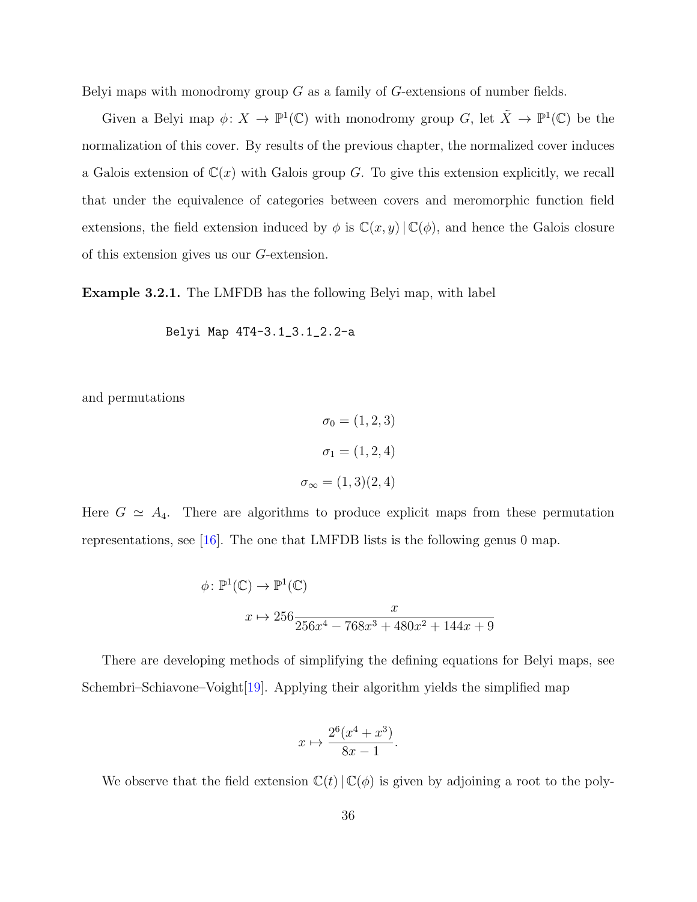Belyi maps with monodromy group $G$ as a family of $G$-extensions of number fields.

Given a Belyi map $\phi\colon X \to \mathbb{P}^1(\mathbb{C})$ with monodromy group $G$, let $\tilde{X} \to \mathbb{P}^1(\mathbb{C})$ be the normalization of this cover. By results of the previous chapter, the normalized cover induces a Galois extension of $\mathbb{C}(x)$ with Galois group $G$. To give this extension explicitly, we recall that under the equivalence of categories between covers and meromorphic function field extensions, the field extension induced by $\phi$ is $\mathbb{C}(x, y) \,|\, \mathbb{C}(\phi)$, and hence the Galois closure of this extension gives us our $G$-extension.

**Example 3.2.1.** The LMFDB has the following Belyi map, with label

```
Belyi Map 4T4-3.1_3.1_2.2-a
```

and permutations

$$\sigma_0 = (1, 2, 3)$$

$$\sigma_1 = (1, 2, 4)$$

$$\sigma_\infty = (1, 3)(2, 4)$$

Here $G \simeq A_4$. There are algorithms to produce explicit maps from these permutation representations, see [16]. The one that LMFDB lists is the following genus 0 map.

$$\phi\colon \mathbb{P}^1(\mathbb{C}) \to \mathbb{P}^1(\mathbb{C})$$

$$x \mapsto 256 \frac{x}{256x^4 - 768x^3 + 480x^2 + 144x + 9}$$

There are developing methods of simplifying the defining equations for Belyi maps, see Schembri–Schiavone–Voight[19]. Applying their algorithm yields the simplified map

$$x \mapsto \frac{2^6(x^4 + x^3)}{8x - 1}.$$

We observe that the field extension $\mathbb{C}(t) \,|\, \mathbb{C}(\phi)$ is given by adjoining a root to the poly-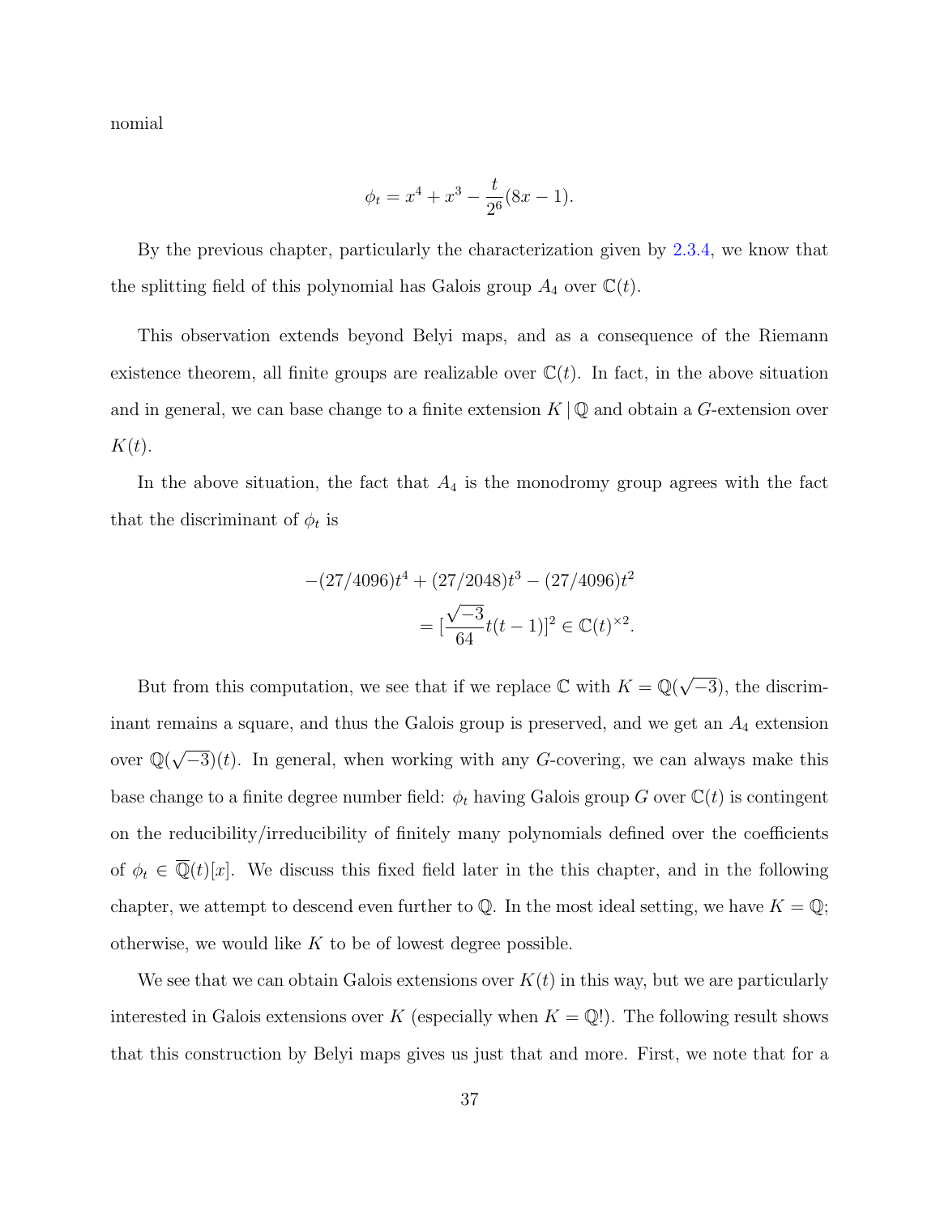nomial

$$\phi_t = x^4 + x^3 - \frac{t}{2^6}(8x - 1).$$

By the previous chapter, particularly the characterization given by 2.3.4, we know that the splitting field of this polynomial has Galois group $A_4$ over $\mathbb{C}(t)$.

This observation extends beyond Belyi maps, and as a consequence of the Riemann existence theorem, all finite groups are realizable over $\mathbb{C}(t)$. In fact, in the above situation and in general, we can base change to a finite extension $K \,|\, \mathbb{Q}$ and obtain a $G$-extension over $K(t)$.

In the above situation, the fact that $A_4$ is the monodromy group agrees with the fact that the discriminant of $\phi_t$ is

$$\begin{aligned} -(27/4096)t^4 + (27/2048)t^3 - (27/4096)t^2 \\ = [\frac{\sqrt{-3}}{64}t(t-1)]^2 \in \mathbb{C}(t)^{\times 2}. \end{aligned}$$

But from this computation, we see that if we replace $\mathbb{C}$ with $K = \mathbb{Q}(\sqrt{-3})$, the discriminant remains a square, and thus the Galois group is preserved, and we get an $A_4$ extension over $\mathbb{Q}(\sqrt{-3})(t)$. In general, when working with any $G$-covering, we can always make this base change to a finite degree number field: $\phi_t$ having Galois group $G$ over $\mathbb{C}(t)$ is contingent on the reducibility/irreducibility of finitely many polynomials defined over the coefficients of $\phi_t \in \overline{\mathbb{Q}}(t)[x]$. We discuss this fixed field later in the this chapter, and in the following chapter, we attempt to descend even further to $\mathbb{Q}$. In the most ideal setting, we have $K = \mathbb{Q}$; otherwise, we would like $K$ to be of lowest degree possible.

We see that we can obtain Galois extensions over $K(t)$ in this way, but we are particularly interested in Galois extensions over $K$ (especially when $K = \mathbb{Q}$!). The following result shows that this construction by Belyi maps gives us just that and more. First, we note that for a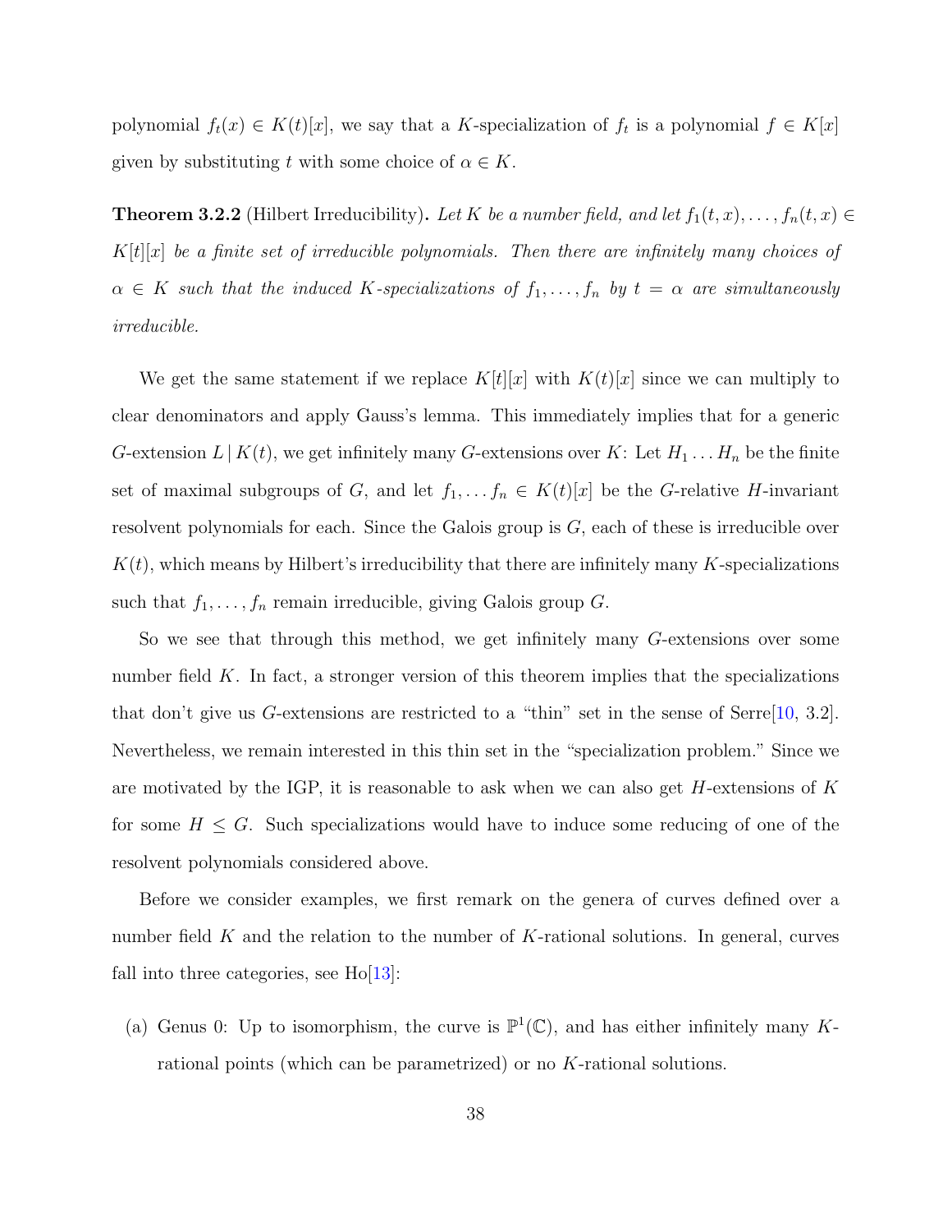polynomial $f_t(x) \in K(t)[x]$, we say that a $K$-specialization of $f_t$ is a polynomial $f \in K[x]$ given by substituting $t$ with some choice of $\alpha \in K$.

**Theorem 3.2.2** (Hilbert Irreducibility)**.** *Let $K$ be a number field, and let $f_1(t,x), \ldots, f_n(t,x) \in K[t][x]$ be a finite set of irreducible polynomials. Then there are infinitely many choices of $\alpha \in K$ such that the induced $K$-specializations of $f_1, \ldots, f_n$ by $t = \alpha$ are simultaneously irreducible.*

We get the same statement if we replace $K[t][x]$ with $K(t)[x]$ since we can multiply to clear denominators and apply Gauss's lemma. This immediately implies that for a generic $G$-extension $L \mid K(t)$, we get infinitely many $G$-extensions over $K$: Let $H_1 \ldots H_n$ be the finite set of maximal subgroups of $G$, and let $f_1, \ldots f_n \in K(t)[x]$ be the $G$-relative $H$-invariant resolvent polynomials for each. Since the Galois group is $G$, each of these is irreducible over $K(t)$, which means by Hilbert's irreducibility that there are infinitely many $K$-specializations such that $f_1, \ldots, f_n$ remain irreducible, giving Galois group $G$.

So we see that through this method, we get infinitely many $G$-extensions over some number field $K$. In fact, a stronger version of this theorem implies that the specializations that don't give us $G$-extensions are restricted to a "thin" set in the sense of Serre[10, 3.2]. Nevertheless, we remain interested in this thin set in the "specialization problem." Since we are motivated by the IGP, it is reasonable to ask when we can also get $H$-extensions of $K$ for some $H \leq G$. Such specializations would have to induce some reducing of one of the resolvent polynomials considered above.

Before we consider examples, we first remark on the genera of curves defined over a number field $K$ and the relation to the number of $K$-rational solutions. In general, curves fall into three categories, see Ho[13]:

(a) Genus 0: Up to isomorphism, the curve is $\mathbb{P}^1(\mathbb{C})$, and has either infinitely many $K$-rational points (which can be parametrized) or no $K$-rational solutions.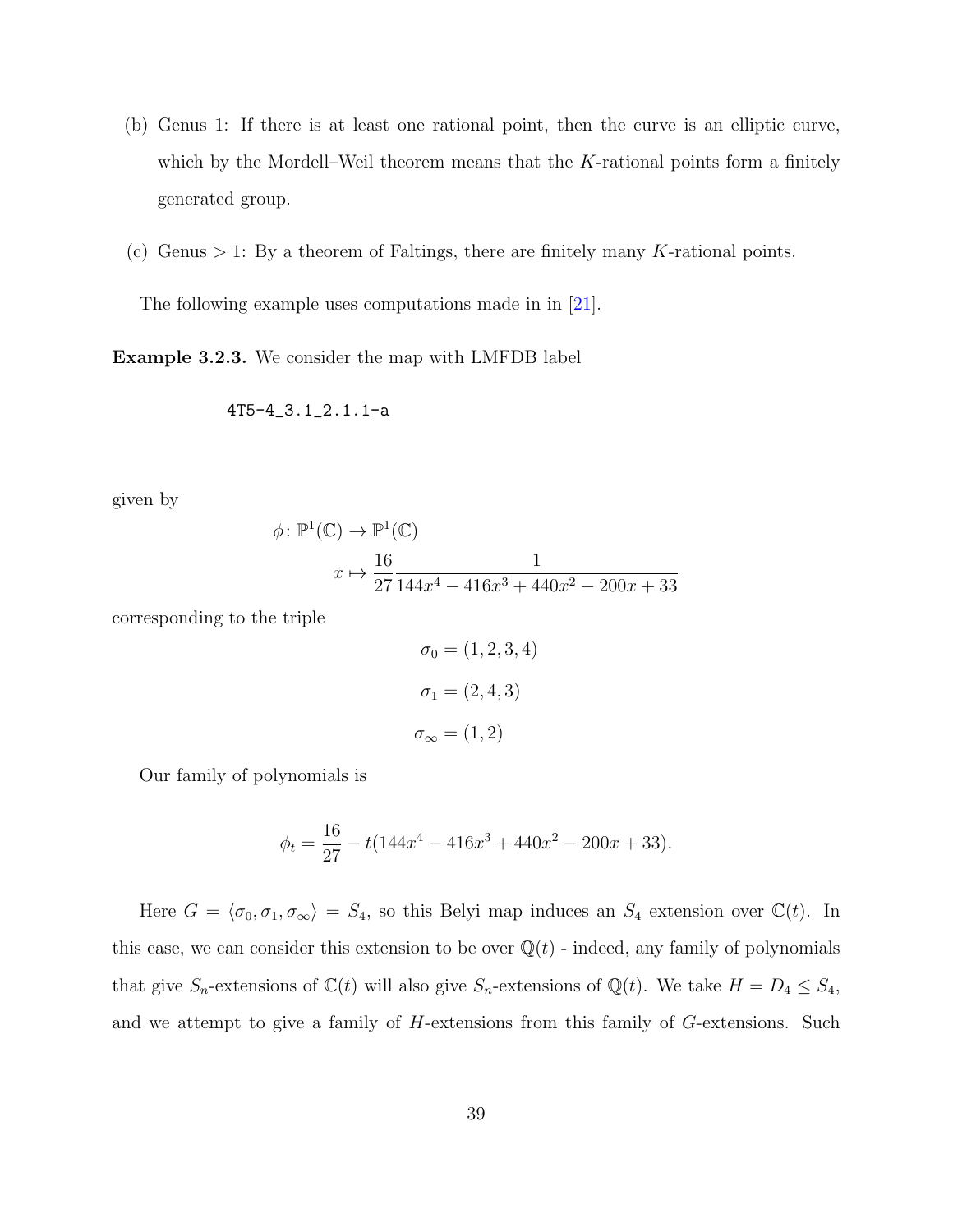(b) Genus 1: If there is at least one rational point, then the curve is an elliptic curve, which by the Mordell–Weil theorem means that the $K$-rational points form a finitely generated group.

(c) Genus $> 1$: By a theorem of Faltings, there are finitely many $K$-rational points.

The following example uses computations made in in [21].

**Example 3.2.3.** We consider the map with LMFDB label

```
4T5-4_3.1_2.1.1-a
```

given by

$$\phi\colon \mathbb{P}^1(\mathbb{C}) \to \mathbb{P}^1(\mathbb{C})$$
$$x \mapsto \frac{16}{27}\frac{1}{144x^4 - 416x^3 + 440x^2 - 200x + 33}$$

corresponding to the triple

$$\sigma_0 = (1, 2, 3, 4)$$
$$\sigma_1 = (2, 4, 3)$$
$$\sigma_\infty = (1, 2)$$

Our family of polynomials is

$$\phi_t = \frac{16}{27} - t(144x^4 - 416x^3 + 440x^2 - 200x + 33).$$

Here $G = \langle \sigma_0, \sigma_1, \sigma_\infty \rangle = S_4$, so this Belyi map induces an $S_4$ extension over $\mathbb{C}(t)$. In this case, we can consider this extension to be over $\mathbb{Q}(t)$ - indeed, any family of polynomials that give $S_n$-extensions of $\mathbb{C}(t)$ will also give $S_n$-extensions of $\mathbb{Q}(t)$. We take $H = D_4 \leq S_4$, and we attempt to give a family of $H$-extensions from this family of $G$-extensions. Such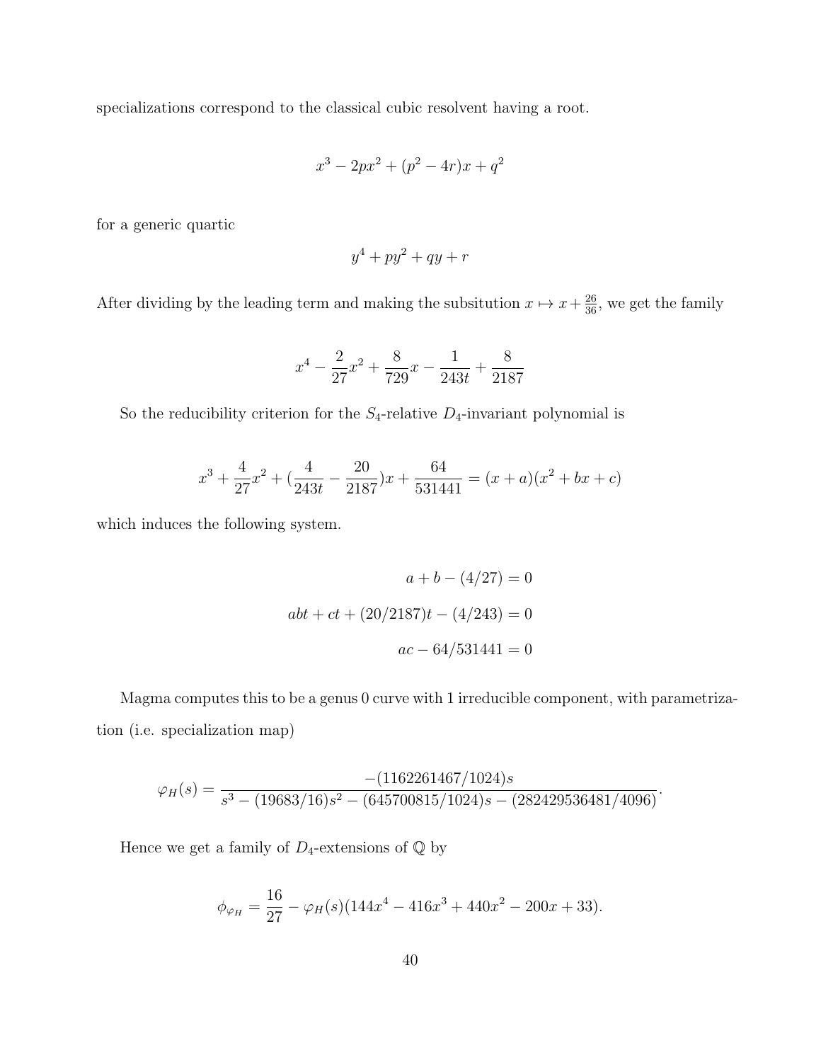specializations correspond to the classical cubic resolvent having a root.

$$x^3 - 2px^2 + (p^2 - 4r)x + q^2$$

for a generic quartic

$$y^4 + py^2 + qy + r$$

After dividing by the leading term and making the subsitution $x \mapsto x + \frac{26}{36}$, we get the family

$$x^4 - \frac{2}{27}x^2 + \frac{8}{729}x - \frac{1}{243t} + \frac{8}{2187}$$

So the reducibility criterion for the $S_4$-relative $D_4$-invariant polynomial is

$$x^3 + \frac{4}{27}x^2 + (\frac{4}{243t} - \frac{20}{2187})x + \frac{64}{531441} = (x+a)(x^2+bx+c)$$

which induces the following system.

$$a + b - (4/27) = 0$$

$$abt + ct + (20/2187)t - (4/243) = 0$$

$$ac - 64/531441 = 0$$

Magma computes this to be a genus 0 curve with 1 irreducible component, with parametrization (i.e. specialization map)

$$\varphi_H(s) = \frac{-(1162261467/1024)s}{s^3 - (19683/16)s^2 - (645700815/1024)s - (282429536481/4096)}.$$

Hence we get a family of $D_4$-extensions of $\mathbb{Q}$ by

$$\phi_{\varphi_H} = \frac{16}{27} - \varphi_H(s)(144x^4 - 416x^3 + 440x^2 - 200x + 33).$$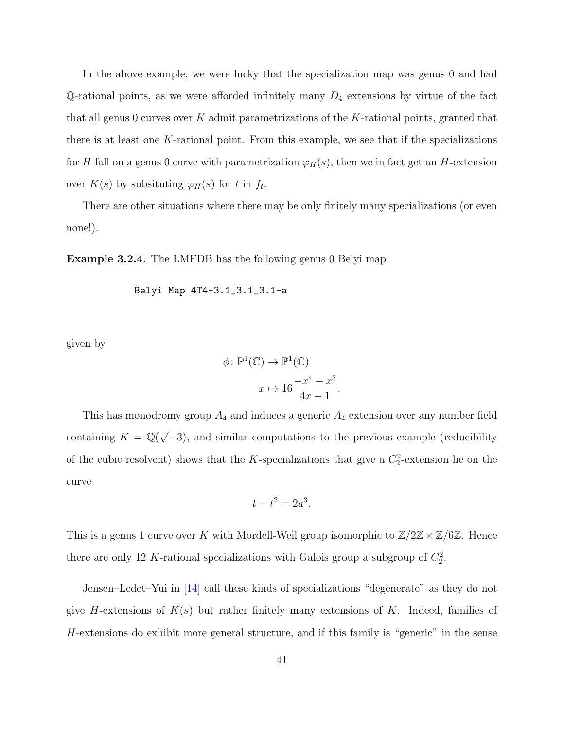In the above example, we were lucky that the specialization map was genus 0 and had $\mathbb{Q}$-rational points, as we were afforded infinitely many $D_4$ extensions by virtue of the fact that all genus 0 curves over $K$ admit parametrizations of the $K$-rational points, granted that there is at least one $K$-rational point. From this example, we see that if the specializations for $H$ fall on a genus 0 curve with parametrization $\varphi_H(s)$, then we in fact get an $H$-extension over $K(s)$ by subsituting $\varphi_H(s)$ for $t$ in $f_t$.

There are other situations where there may be only finitely many specializations (or even none!).

**Example 3.2.4.** The LMFDB has the following genus 0 Belyi map

```
Belyi Map 4T4-3.1_3.1_3.1-a
```

given by

$$\phi\colon \mathbb{P}^1(\mathbb{C}) \to \mathbb{P}^1(\mathbb{C})$$

$$x \mapsto 16\frac{-x^4 + x^3}{4x - 1}.$$

This has monodromy group $A_4$ and induces a generic $A_4$ extension over any number field containing $K = \mathbb{Q}(\sqrt{-3})$, and similar computations to the previous example (reducibility of the cubic resolvent) shows that the $K$-specializations that give a $C_2^2$-extension lie on the curve

$$t - t^2 = 2a^3.$$

This is a genus 1 curve over $K$ with Mordell-Weil group isomorphic to $\mathbb{Z}/2\mathbb{Z} \times \mathbb{Z}/6\mathbb{Z}$. Hence there are only 12 $K$-rational specializations with Galois group a subgroup of $C_2^2$.

Jensen–Ledet–Yui in [14] call these kinds of specializations "degenerate" as they do not give $H$-extensions of $K(s)$ but rather finitely many extensions of $K$. Indeed, families of $H$-extensions do exhibit more general structure, and if this family is "generic" in the sense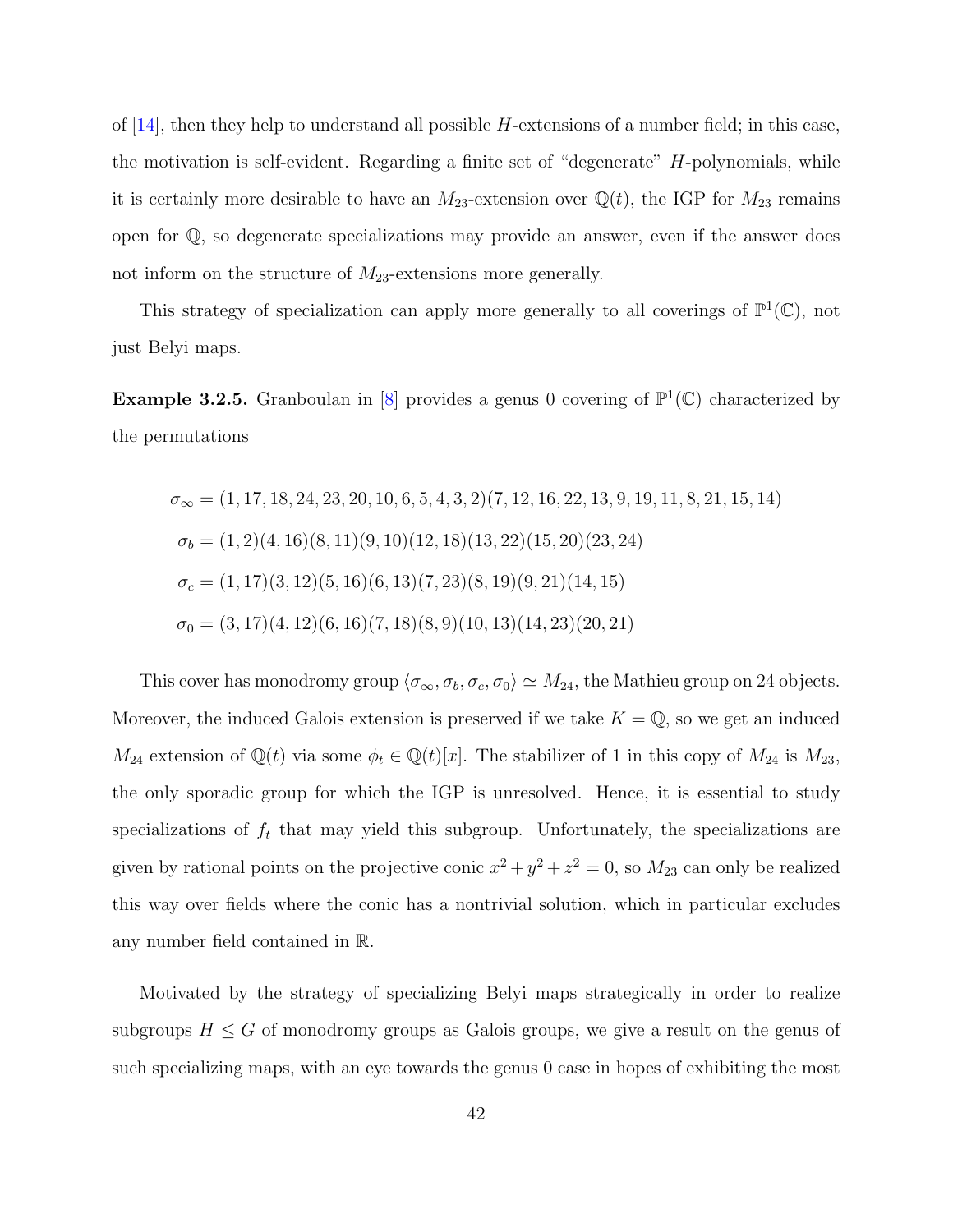of [14], then they help to understand all possible $H$-extensions of a number field; in this case, the motivation is self-evident. Regarding a finite set of "degenerate" $H$-polynomials, while it is certainly more desirable to have an $M_{23}$-extension over $\mathbb{Q}(t)$, the IGP for $M_{23}$ remains open for $\mathbb{Q}$, so degenerate specializations may provide an answer, even if the answer does not inform on the structure of $M_{23}$-extensions more generally.

This strategy of specialization can apply more generally to all coverings of $\mathbb{P}^1(\mathbb{C})$, not just Belyi maps.

**Example 3.2.5.** Granboulan in [8] provides a genus 0 covering of $\mathbb{P}^1(\mathbb{C})$ characterized by the permutations

$$\begin{aligned}
\sigma_\infty &= (1, 17, 18, 24, 23, 20, 10, 6, 5, 4, 3, 2)(7, 12, 16, 22, 13, 9, 19, 11, 8, 21, 15, 14) \\
\sigma_b &= (1, 2)(4, 16)(8, 11)(9, 10)(12, 18)(13, 22)(15, 20)(23, 24) \\
\sigma_c &= (1, 17)(3, 12)(5, 16)(6, 13)(7, 23)(8, 19)(9, 21)(14, 15) \\
\sigma_0 &= (3, 17)(4, 12)(6, 16)(7, 18)(8, 9)(10, 13)(14, 23)(20, 21)
\end{aligned}$$

This cover has monodromy group $\langle \sigma_\infty, \sigma_b, \sigma_c, \sigma_0 \rangle \simeq M_{24}$, the Mathieu group on 24 objects. Moreover, the induced Galois extension is preserved if we take $K = \mathbb{Q}$, so we get an induced $M_{24}$ extension of $\mathbb{Q}(t)$ via some $\phi_t \in \mathbb{Q}(t)[x]$. The stabilizer of 1 in this copy of $M_{24}$ is $M_{23}$, the only sporadic group for which the IGP is unresolved. Hence, it is essential to study specializations of $f_t$ that may yield this subgroup. Unfortunately, the specializations are given by rational points on the projective conic $x^2 + y^2 + z^2 = 0$, so $M_{23}$ can only be realized this way over fields where the conic has a nontrivial solution, which in particular excludes any number field contained in $\mathbb{R}$.

Motivated by the strategy of specializing Belyi maps strategically in order to realize subgroups $H \leq G$ of monodromy groups as Galois groups, we give a result on the genus of such specializing maps, with an eye towards the genus 0 case in hopes of exhibiting the most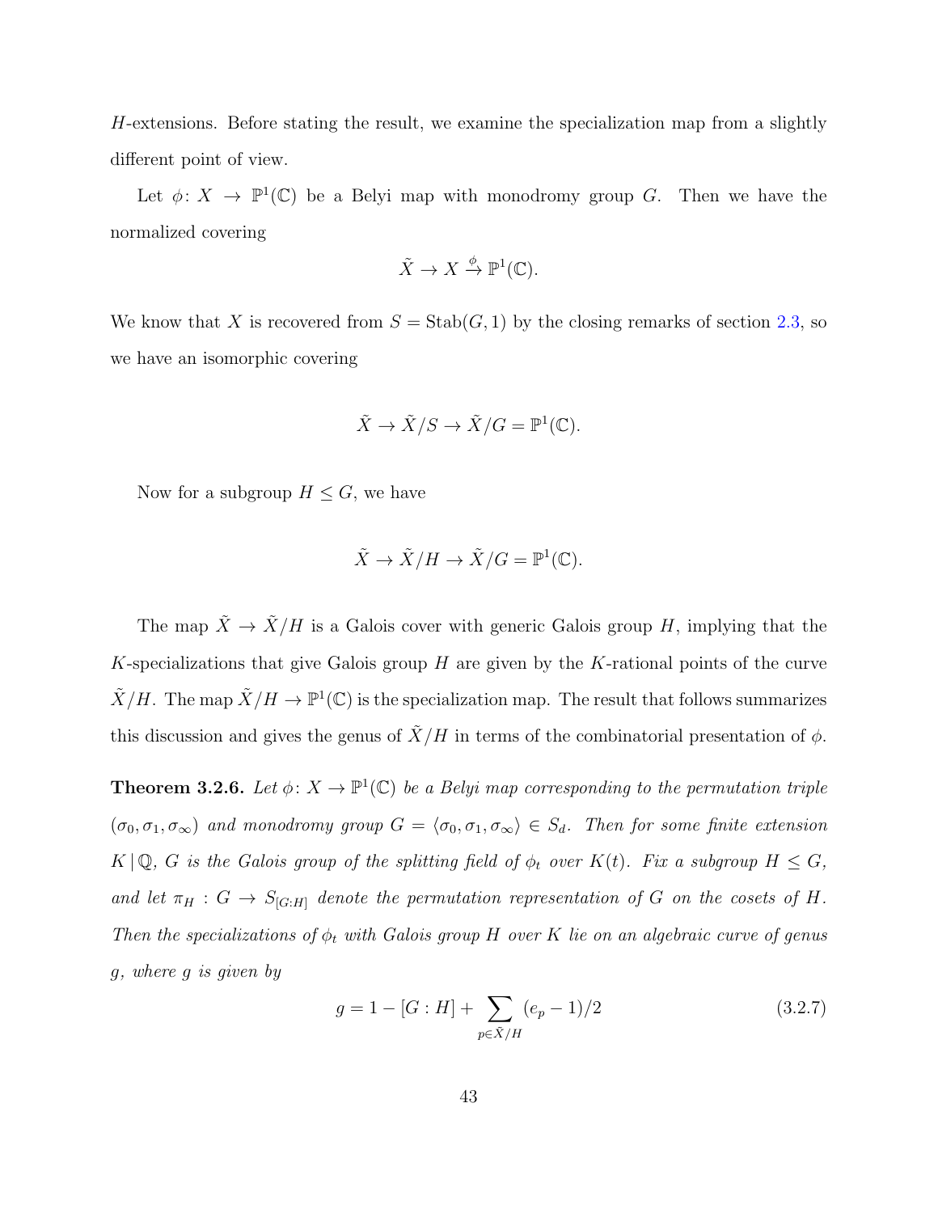$H$-extensions. Before stating the result, we examine the specialization map from a slightly different point of view.

Let $\phi\colon X \to \mathbb{P}^1(\mathbb{C})$ be a Belyi map with monodromy group $G$. Then we have the normalized covering

$$\tilde{X} \to X \xrightarrow{\phi} \mathbb{P}^1(\mathbb{C}).$$

We know that $X$ is recovered from $S = \operatorname{Stab}(G, 1)$ by the closing remarks of section 2.3, so we have an isomorphic covering

$$\tilde{X} \to \tilde{X}/S \to \tilde{X}/G = \mathbb{P}^1(\mathbb{C}).$$

Now for a subgroup $H \leq G$, we have

$$\tilde{X} \to \tilde{X}/H \to \tilde{X}/G = \mathbb{P}^1(\mathbb{C}).$$

The map $\tilde{X} \to \tilde{X}/H$ is a Galois cover with generic Galois group $H$, implying that the $K$-specializations that give Galois group $H$ are given by the $K$-rational points of the curve $\tilde{X}/H$. The map $\tilde{X}/H \to \mathbb{P}^1(\mathbb{C})$ is the specialization map. The result that follows summarizes this discussion and gives the genus of $\tilde{X}/H$ in terms of the combinatorial presentation of $\phi$.

**Theorem 3.2.6.** *Let $\phi\colon X \to \mathbb{P}^1(\mathbb{C})$ be a Belyi map corresponding to the permutation triple $(\sigma_0, \sigma_1, \sigma_\infty)$ and monodromy group $G = \langle \sigma_0, \sigma_1, \sigma_\infty \rangle \in S_d$. Then for some finite extension $K \,|\, \mathbb{Q}$, $G$ is the Galois group of the splitting field of $\phi_t$ over $K(t)$. Fix a subgroup $H \leq G$, and let $\pi_H : G \to S_{[G:H]}$ denote the permutation representation of $G$ on the cosets of $H$. Then the specializations of $\phi_t$ with Galois group $H$ over $K$ lie on an algebraic curve of genus $g$, where $g$ is given by*

$$g = 1 - [G : H] + \sum_{p \in \tilde{X}/H} (e_p - 1)/2 \tag{3.2.7}$$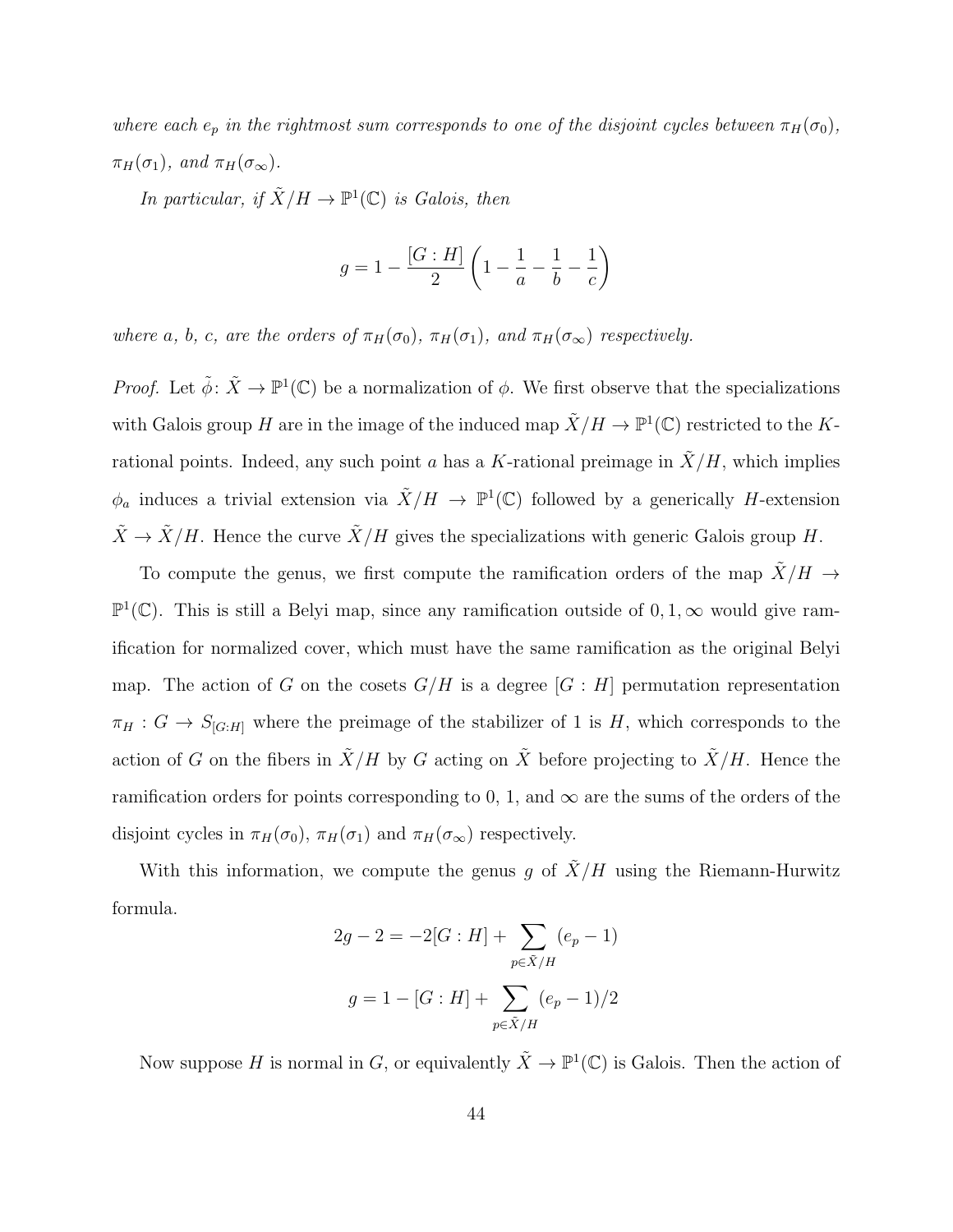*where each $e_p$ in the rightmost sum corresponds to one of the disjoint cycles between $\pi_H(\sigma_0)$, $\pi_H(\sigma_1)$, and $\pi_H(\sigma_\infty)$.*

*In particular, if $\tilde{X}/H \to \mathbb{P}^1(\mathbb{C})$ is Galois, then*

$$g = 1 - \frac{[G:H]}{2}\left(1 - \frac{1}{a} - \frac{1}{b} - \frac{1}{c}\right)$$

*where a, b, c, are the orders of $\pi_H(\sigma_0)$, $\pi_H(\sigma_1)$, and $\pi_H(\sigma_\infty)$ respectively.*

*Proof.* Let $\tilde{\phi}\colon \tilde{X} \to \mathbb{P}^1(\mathbb{C})$ be a normalization of $\phi$. We first observe that the specializations with Galois group $H$ are in the image of the induced map $\tilde{X}/H \to \mathbb{P}^1(\mathbb{C})$ restricted to the $K$-rational points. Indeed, any such point $a$ has a $K$-rational preimage in $\tilde{X}/H$, which implies $\phi_a$ induces a trivial extension via $\tilde{X}/H \to \mathbb{P}^1(\mathbb{C})$ followed by a generically $H$-extension $\tilde{X} \to \tilde{X}/H$. Hence the curve $\tilde{X}/H$ gives the specializations with generic Galois group $H$.

To compute the genus, we first compute the ramification orders of the map $\tilde{X}/H \to \mathbb{P}^1(\mathbb{C})$. This is still a Belyi map, since any ramification outside of $0, 1, \infty$ would give ramification for normalized cover, which must have the same ramification as the original Belyi map. The action of $G$ on the cosets $G/H$ is a degree $[G:H]$ permutation representation $\pi_H : G \to S_{[G:H]}$ where the preimage of the stabilizer of 1 is $H$, which corresponds to the action of $G$ on the fibers in $\tilde{X}/H$ by $G$ acting on $\tilde{X}$ before projecting to $\tilde{X}/H$. Hence the ramification orders for points corresponding to 0, 1, and $\infty$ are the sums of the orders of the disjoint cycles in $\pi_H(\sigma_0)$, $\pi_H(\sigma_1)$ and $\pi_H(\sigma_\infty)$ respectively.

With this information, we compute the genus $g$ of $\tilde{X}/H$ using the Riemann-Hurwitz formula.

$$2g - 2 = -2[G:H] + \sum_{p \in \tilde{X}/H} (e_p - 1)$$

$$g = 1 - [G:H] + \sum_{p \in \tilde{X}/H} (e_p - 1)/2$$

Now suppose $H$ is normal in $G$, or equivalently $\tilde{X} \to \mathbb{P}^1(\mathbb{C})$ is Galois. Then the action of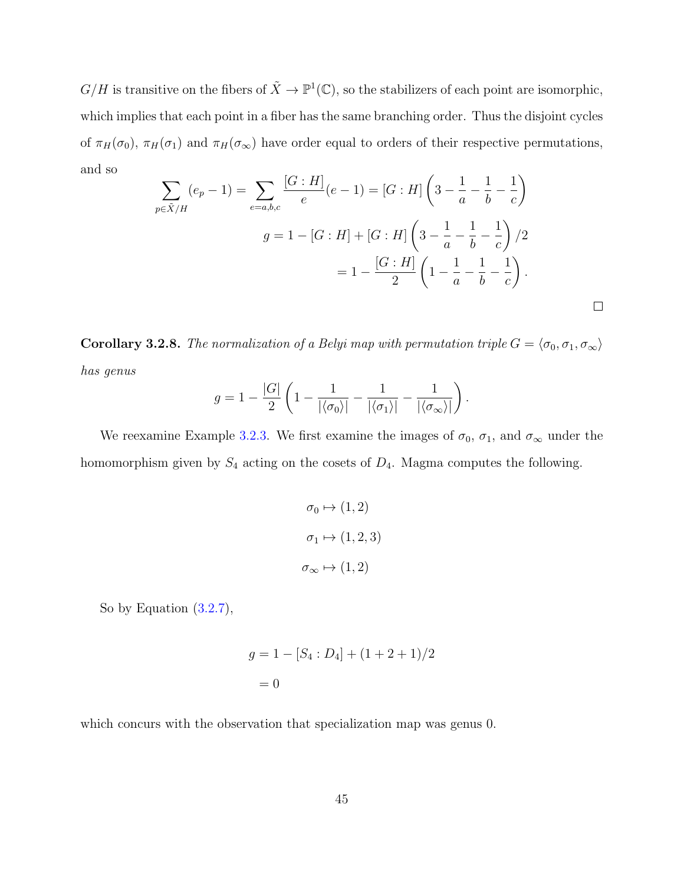$G/H$ is transitive on the fibers of $\tilde{X} \to \mathbb{P}^1(\mathbb{C})$, so the stabilizers of each point are isomorphic, which implies that each point in a fiber has the same branching order. Thus the disjoint cycles of $\pi_H(\sigma_0)$, $\pi_H(\sigma_1)$ and $\pi_H(\sigma_\infty)$ have order equal to orders of their respective permutations, and so

$$\sum_{p \in \tilde{X}/H} (e_p - 1) = \sum_{e=a,b,c} \frac{[G:H]}{e}(e-1) = [G:H]\left(3 - \frac{1}{a} - \frac{1}{b} - \frac{1}{c}\right)$$

$$g = 1 - [G:H] + [G:H]\left(3 - \frac{1}{a} - \frac{1}{b} - \frac{1}{c}\right)/2$$

$$= 1 - \frac{[G:H]}{2}\left(1 - \frac{1}{a} - \frac{1}{b} - \frac{1}{c}\right).$$

□

**Corollary 3.2.8.** *The normalization of a Belyi map with permutation triple $G = \langle \sigma_0, \sigma_1, \sigma_\infty \rangle$ has genus*

$$g = 1 - \frac{|G|}{2}\left(1 - \frac{1}{|\langle \sigma_0 \rangle|} - \frac{1}{|\langle \sigma_1 \rangle|} - \frac{1}{|\langle \sigma_\infty \rangle|}\right).$$

We reexamine Example 3.2.3. We first examine the images of $\sigma_0$, $\sigma_1$, and $\sigma_\infty$ under the homomorphism given by $S_4$ acting on the cosets of $D_4$. Magma computes the following.

$$\sigma_0 \mapsto (1,2)$$

$$\sigma_1 \mapsto (1,2,3)$$

$$\sigma_\infty \mapsto (1,2)$$

So by Equation (3.2.7),

$$g = 1 - [S_4 : D_4] + (1+2+1)/2$$

$$= 0$$

which concurs with the observation that specialization map was genus 0.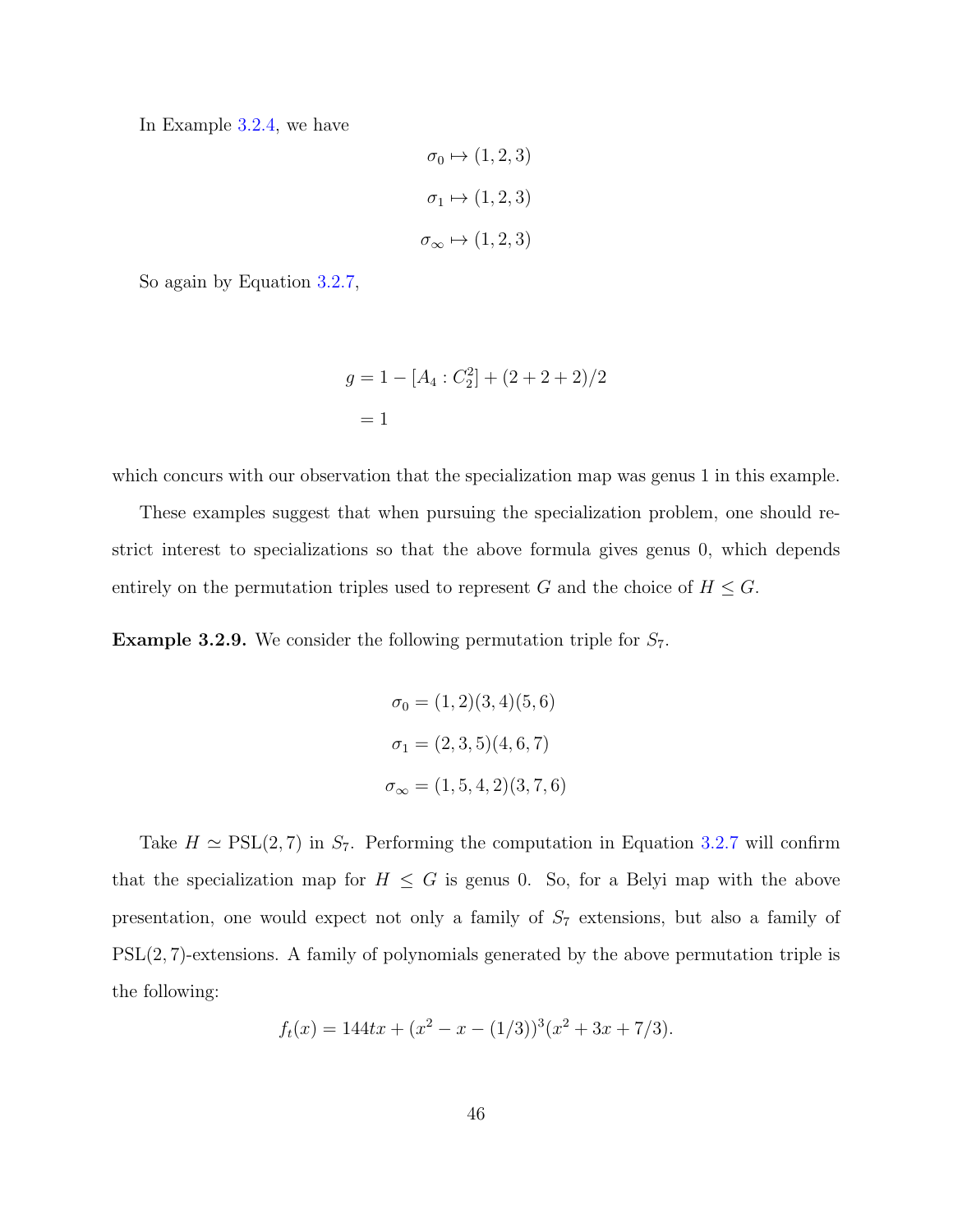In Example 3.2.4, we have

$$\sigma_0 \mapsto (1,2,3)$$

$$\sigma_1 \mapsto (1,2,3)$$

$$\sigma_\infty \mapsto (1,2,3)$$

So again by Equation 3.2.7,

$$\begin{aligned} g &= 1 - [A_4 : C_2^2] + (2+2+2)/2 \\ &= 1 \end{aligned}$$

which concurs with our observation that the specialization map was genus 1 in this example.

These examples suggest that when pursuing the specialization problem, one should restrict interest to specializations so that the above formula gives genus 0, which depends entirely on the permutation triples used to represent $G$ and the choice of $H \leq G$.

**Example 3.2.9.** We consider the following permutation triple for $S_7$.

$$\sigma_0 = (1,2)(3,4)(5,6)$$

$$\sigma_1 = (2,3,5)(4,6,7)$$

$$\sigma_\infty = (1,5,4,2)(3,7,6)$$

Take $H \simeq \mathrm{PSL}(2,7)$ in $S_7$. Performing the computation in Equation 3.2.7 will confirm that the specialization map for $H \leq G$ is genus 0. So, for a Belyi map with the above presentation, one would expect not only a family of $S_7$ extensions, but also a family of $\mathrm{PSL}(2,7)$-extensions. A family of polynomials generated by the above permutation triple is the following:

$$f_t(x) = 144tx + (x^2 - x - (1/3))^3(x^2 + 3x + 7/3).$$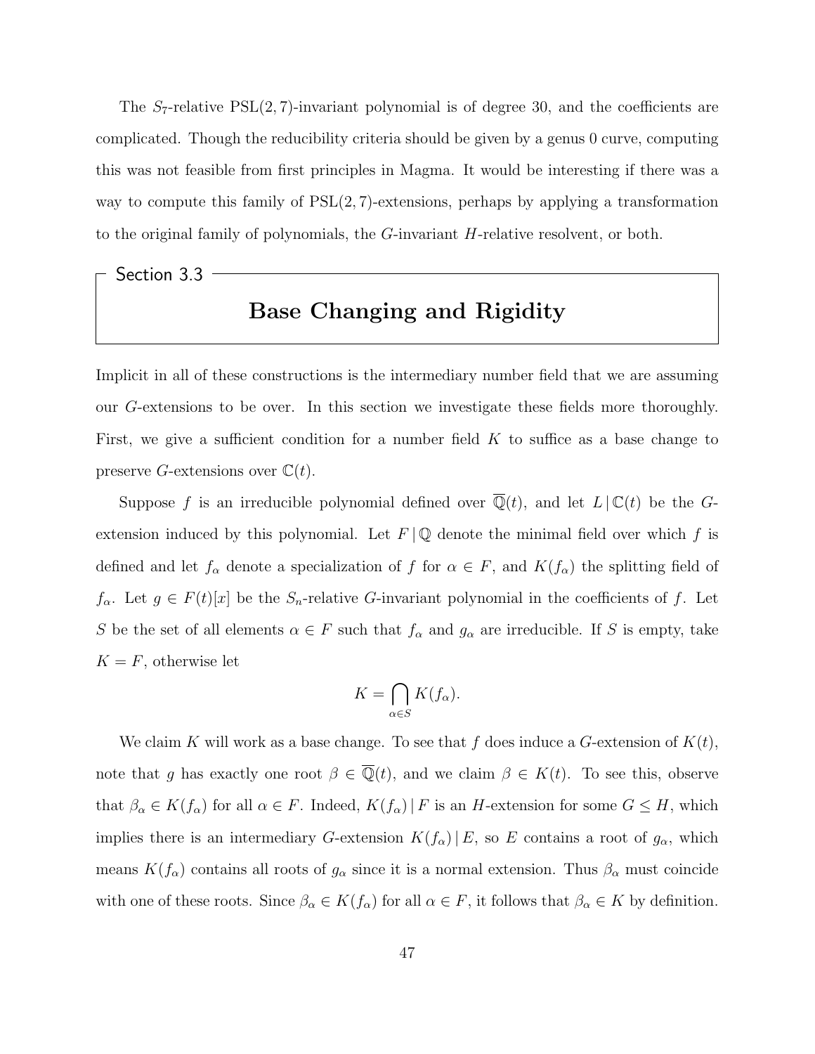The $S_7$-relative $\mathrm{PSL}(2,7)$-invariant polynomial is of degree 30, and the coefficients are complicated. Though the reducibility criteria should be given by a genus 0 curve, computing this was not feasible from first principles in Magma. It would be interesting if there was a way to compute this family of $\mathrm{PSL}(2,7)$-extensions, perhaps by applying a transformation to the original family of polynomials, the $G$-invariant $H$-relative resolvent, or both.

## Section 3.3

## Base Changing and Rigidity

Implicit in all of these constructions is the intermediary number field that we are assuming our $G$-extensions to be over. In this section we investigate these fields more thoroughly. First, we give a sufficient condition for a number field $K$ to suffice as a base change to preserve $G$-extensions over $\mathbb{C}(t)$.

Suppose $f$ is an irreducible polynomial defined over $\overline{\mathbb{Q}}(t)$, and let $L \mid \mathbb{C}(t)$ be the $G$-extension induced by this polynomial. Let $F \mid \mathbb{Q}$ denote the minimal field over which $f$ is defined and let $f_\alpha$ denote a specialization of $f$ for $\alpha \in F$, and $K(f_\alpha)$ the splitting field of $f_\alpha$. Let $g \in F(t)[x]$ be the $S_n$-relative $G$-invariant polynomial in the coefficients of $f$. Let $S$ be the set of all elements $\alpha \in F$ such that $f_\alpha$ and $g_\alpha$ are irreducible. If $S$ is empty, take $K = F$, otherwise let

$$K = \bigcap_{\alpha \in S} K(f_\alpha).$$

We claim $K$ will work as a base change. To see that $f$ does induce a $G$-extension of $K(t)$, note that $g$ has exactly one root $\beta \in \overline{\mathbb{Q}}(t)$, and we claim $\beta \in K(t)$. To see this, observe that $\beta_\alpha \in K(f_\alpha)$ for all $\alpha \in F$. Indeed, $K(f_\alpha) \mid F$ is an $H$-extension for some $G \leq H$, which implies there is an intermediary $G$-extension $K(f_\alpha) \mid E$, so $E$ contains a root of $g_\alpha$, which means $K(f_\alpha)$ contains all roots of $g_\alpha$ since it is a normal extension. Thus $\beta_\alpha$ must coincide with one of these roots. Since $\beta_\alpha \in K(f_\alpha)$ for all $\alpha \in F$, it follows that $\beta_\alpha \in K$ by definition.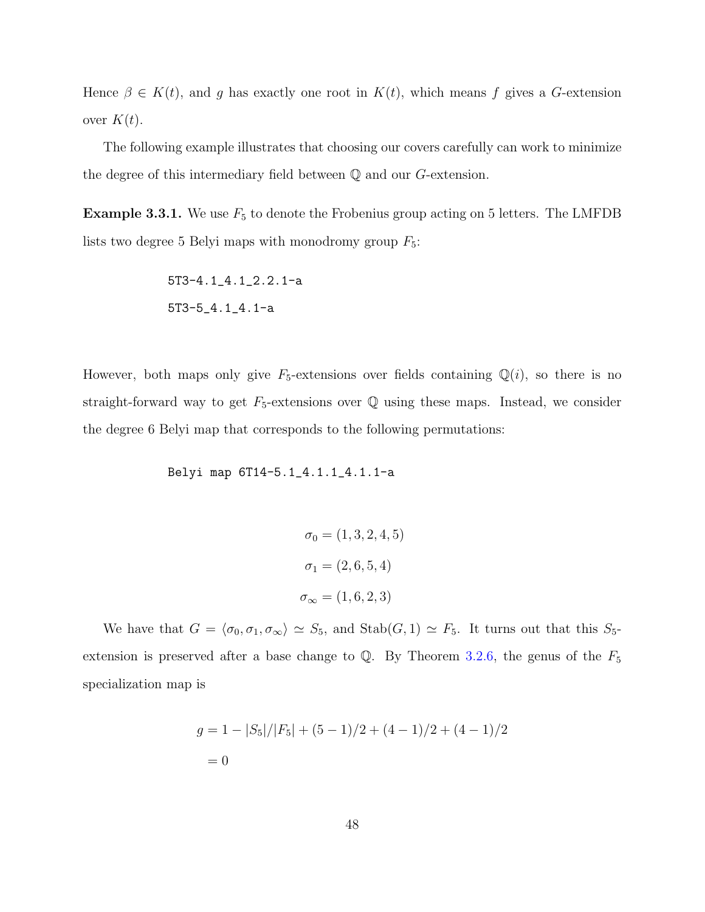Hence $\beta \in K(t)$, and $g$ has exactly one root in $K(t)$, which means $f$ gives a $G$-extension over $K(t)$.

The following example illustrates that choosing our covers carefully can work to minimize the degree of this intermediary field between $\mathbb{Q}$ and our $G$-extension.

**Example 3.3.1.** We use $F_5$ to denote the Frobenius group acting on 5 letters. The LMFDB lists two degree 5 Belyi maps with monodromy group $F_5$:

```
5T3-4.1_4.1_2.2.1-a
5T3-5_4.1_4.1-a
```

However, both maps only give $F_5$-extensions over fields containing $\mathbb{Q}(i)$, so there is no straight-forward way to get $F_5$-extensions over $\mathbb{Q}$ using these maps. Instead, we consider the degree 6 Belyi map that corresponds to the following permutations:

```
Belyi map 6T14-5.1_4.1.1_4.1.1-a
```

$$\sigma_0 = (1, 3, 2, 4, 5)$$

$$\sigma_1 = (2, 6, 5, 4)$$

$$\sigma_\infty = (1, 6, 2, 3)$$

We have that $G = \langle \sigma_0, \sigma_1, \sigma_\infty \rangle \simeq S_5$, and $\mathrm{Stab}(G, 1) \simeq F_5$. It turns out that this $S_5$-extension is preserved after a base change to $\mathbb{Q}$. By Theorem 3.2.6, the genus of the $F_5$ specialization map is

$$\begin{aligned} g &= 1 - |S_5|/|F_5| + (5-1)/2 + (4-1)/2 + (4-1)/2 \\ &= 0 \end{aligned}$$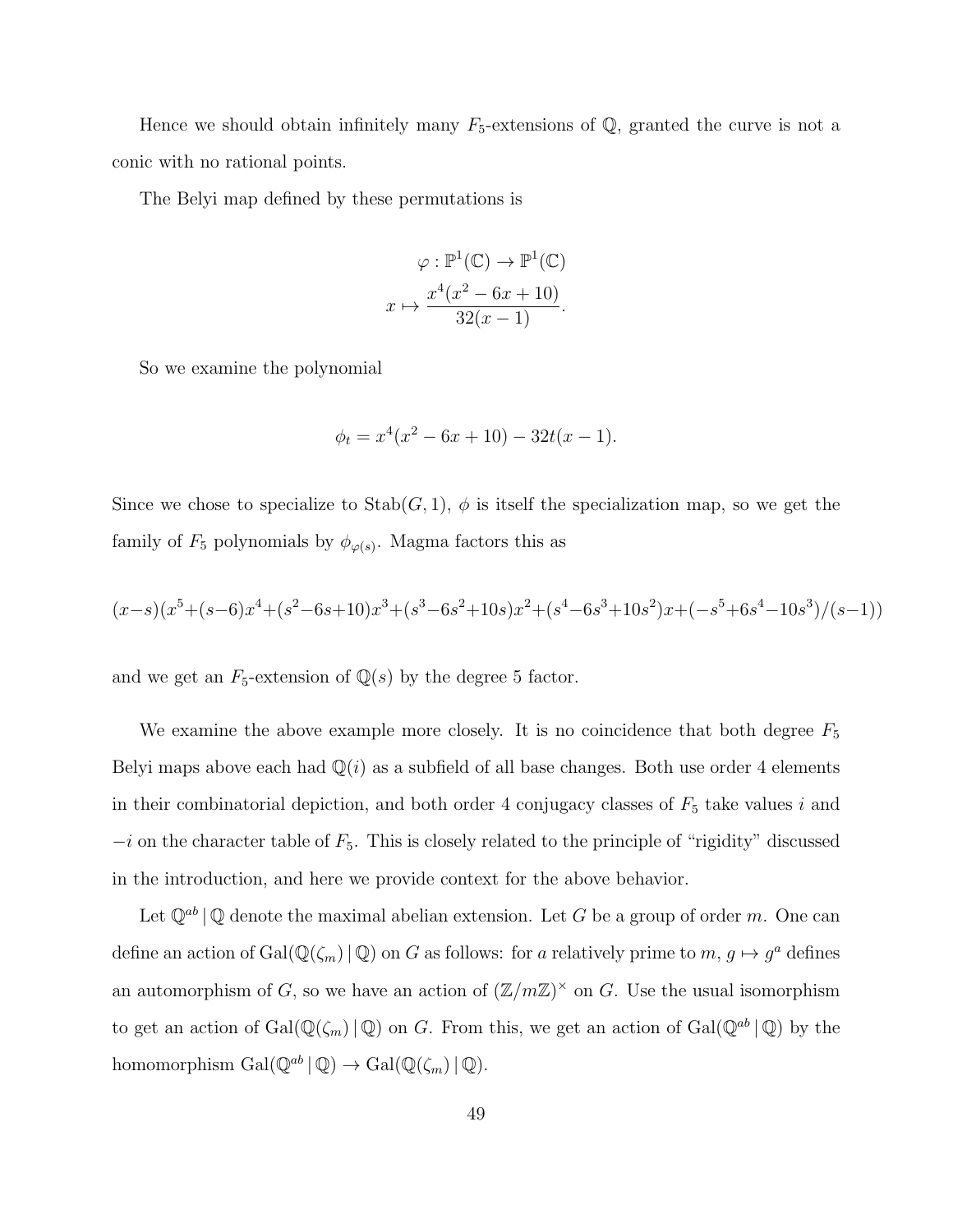Hence we should obtain infinitely many $F_5$-extensions of $\mathbb{Q}$, granted the curve is not a conic with no rational points.

The Belyi map defined by these permutations is

$$\varphi : \mathbb{P}^1(\mathbb{C}) \to \mathbb{P}^1(\mathbb{C})$$
$$x \mapsto \frac{x^4(x^2-6x+10)}{32(x-1)}.$$

So we examine the polynomial

$$\phi_t = x^4(x^2-6x+10) - 32t(x-1).$$

Since we chose to specialize to $\mathrm{Stab}(G,1)$, $\phi$ is itself the specialization map, so we get the family of $F_5$ polynomials by $\phi_{\varphi(s)}$. Magma factors this as

$$(x-s)(x^5+(s-6)x^4+(s^2-6s+10)x^3+(s^3-6s^2+10s)x^2+(s^4-6s^3+10s^2)x+(-s^5+6s^4-10s^3)/(s-1))$$

and we get an $F_5$-extension of $\mathbb{Q}(s)$ by the degree 5 factor.

We examine the above example more closely. It is no coincidence that both degree $F_5$ Belyi maps above each had $\mathbb{Q}(i)$ as a subfield of all base changes. Both use order 4 elements in their combinatorial depiction, and both order 4 conjugacy classes of $F_5$ take values $i$ and $-i$ on the character table of $F_5$. This is closely related to the principle of "rigidity" discussed in the introduction, and here we provide context for the above behavior.

Let $\mathbb{Q}^{ab} \,|\, \mathbb{Q}$ denote the maximal abelian extension. Let $G$ be a group of order $m$. One can define an action of $\mathrm{Gal}(\mathbb{Q}(\zeta_m) \,|\, \mathbb{Q})$ on $G$ as follows: for $a$ relatively prime to $m$, $g \mapsto g^a$ defines an automorphism of $G$, so we have an action of $(\mathbb{Z}/m\mathbb{Z})^\times$ on $G$. Use the usual isomorphism to get an action of $\mathrm{Gal}(\mathbb{Q}(\zeta_m) \,|\, \mathbb{Q})$ on $G$. From this, we get an action of $\mathrm{Gal}(\mathbb{Q}^{ab} \,|\, \mathbb{Q})$ by the homomorphism $\mathrm{Gal}(\mathbb{Q}^{ab} \,|\, \mathbb{Q}) \to \mathrm{Gal}(\mathbb{Q}(\zeta_m) \,|\, \mathbb{Q})$.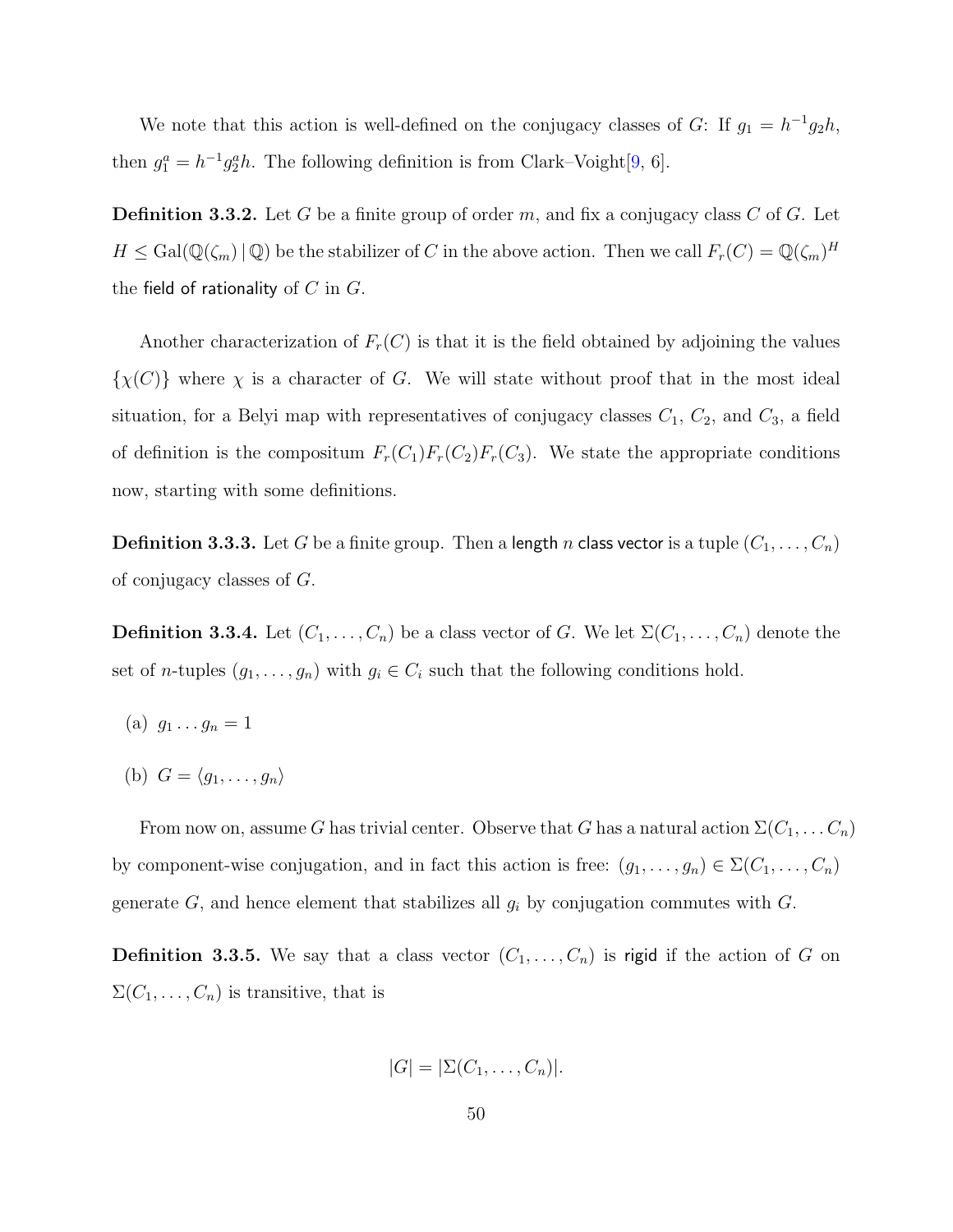We note that this action is well-defined on the conjugacy classes of $G$: If $g_1 = h^{-1}g_2h$, then $g_1^a = h^{-1}g_2^a h$. The following definition is from Clark–Voight[9, 6].

**Definition 3.3.2.** Let $G$ be a finite group of order $m$, and fix a conjugacy class $C$ of $G$. Let $H \leq \mathrm{Gal}(\mathbb{Q}(\zeta_m) \,|\, \mathbb{Q})$ be the stabilizer of $C$ in the above action. Then we call $F_r(C) = \mathbb{Q}(\zeta_m)^H$ the field of rationality of $C$ in $G$.

Another characterization of $F_r(C)$ is that it is the field obtained by adjoining the values $\{\chi(C)\}$ where $\chi$ is a character of $G$. We will state without proof that in the most ideal situation, for a Belyi map with representatives of conjugacy classes $C_1$, $C_2$, and $C_3$, a field of definition is the compositum $F_r(C_1)F_r(C_2)F_r(C_3)$. We state the appropriate conditions now, starting with some definitions.

**Definition 3.3.3.** Let $G$ be a finite group. Then a length $n$ class vector is a tuple $(C_1, \ldots, C_n)$ of conjugacy classes of $G$.

**Definition 3.3.4.** Let $(C_1, \ldots, C_n)$ be a class vector of $G$. We let $\Sigma(C_1, \ldots, C_n)$ denote the set of $n$-tuples $(g_1, \ldots, g_n)$ with $g_i \in C_i$ such that the following conditions hold.

(a) $g_1 \ldots g_n = 1$

(b) $G = \langle g_1, \ldots, g_n \rangle$

From now on, assume $G$ has trivial center. Observe that $G$ has a natural action $\Sigma(C_1, \ldots C_n)$ by component-wise conjugation, and in fact this action is free: $(g_1, \ldots, g_n) \in \Sigma(C_1, \ldots, C_n)$ generate $G$, and hence element that stabilizes all $g_i$ by conjugation commutes with $G$.

**Definition 3.3.5.** We say that a class vector $(C_1, \ldots, C_n)$ is rigid if the action of $G$ on $\Sigma(C_1, \ldots, C_n)$ is transitive, that is

$$|G| = |\Sigma(C_1, \ldots, C_n)|.$$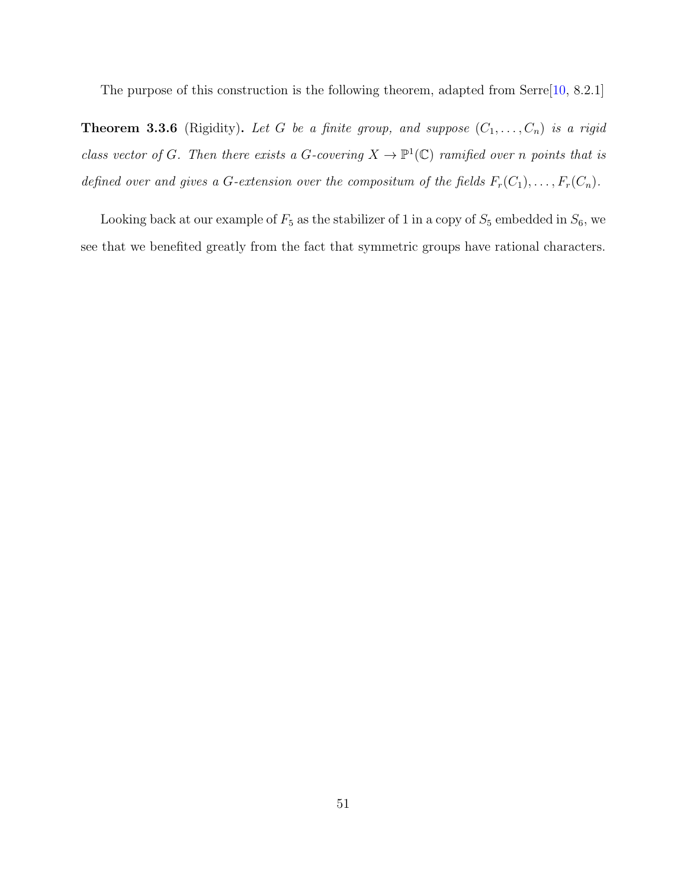The purpose of this construction is the following theorem, adapted from Serre[10, 8.2.1]

**Theorem 3.3.6** (Rigidity). *Let $G$ be a finite group, and suppose $(C_1, \ldots, C_n)$ is a rigid class vector of $G$. Then there exists a $G$-covering $X \to \mathbb{P}^1(\mathbb{C})$ ramified over $n$ points that is defined over and gives a $G$-extension over the compositum of the fields $F_r(C_1), \ldots, F_r(C_n)$.*

Looking back at our example of $F_5$ as the stabilizer of 1 in a copy of $S_5$ embedded in $S_6$, we see that we benefited greatly from the fact that symmetric groups have rational characters.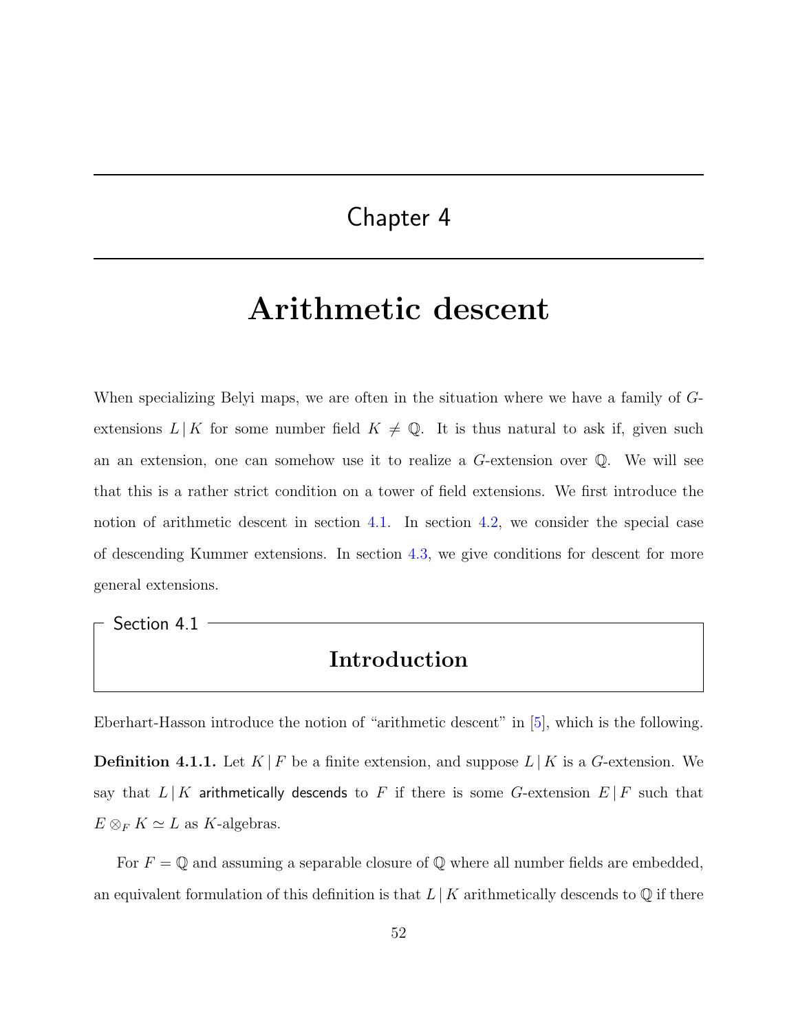# Chapter 4

# Arithmetic descent

When specializing Belyi maps, we are often in the situation where we have a family of $G$-extensions $L \,|\, K$ for some number field $K \neq \mathbb{Q}$. It is thus natural to ask if, given such an an extension, one can somehow use it to realize a $G$-extension over $\mathbb{Q}$. We will see that this is a rather strict condition on a tower of field extensions. We first introduce the notion of arithmetic descent in section 4.1. In section 4.2, we consider the special case of descending Kummer extensions. In section 4.3, we give conditions for descent for more general extensions.

## Section 4.1 Introduction

Eberhart-Hasson introduce the notion of "arithmetic descent" in [5], which is the following.

**Definition 4.1.1.** Let $K \,|\, F$ be a finite extension, and suppose $L \,|\, K$ is a $G$-extension. We say that $L \,|\, K$ arithmetically descends to $F$ if there is some $G$-extension $E \,|\, F$ such that $E \otimes_F K \simeq L$ as $K$-algebras.

For $F = \mathbb{Q}$ and assuming a separable closure of $\mathbb{Q}$ where all number fields are embedded, an equivalent formulation of this definition is that $L \,|\, K$ arithmetically descends to $\mathbb{Q}$ if there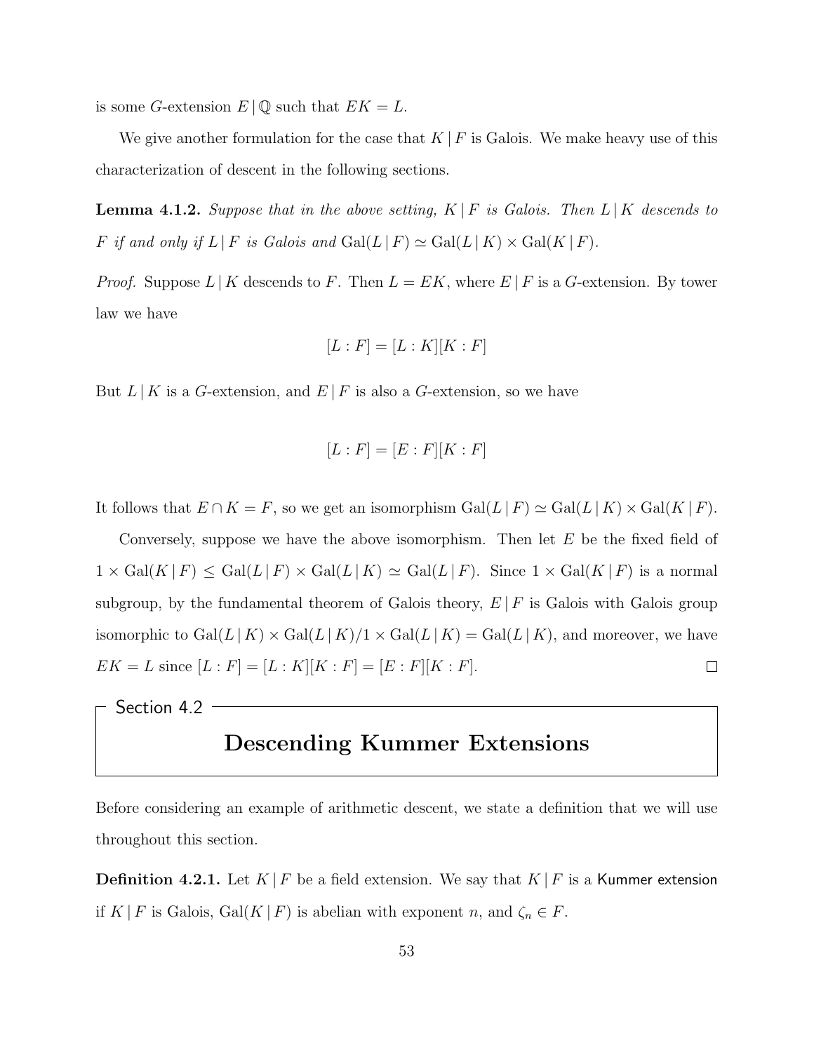is some $G$-extension $E \,|\, \mathbb{Q}$ such that $EK = L$.

We give another formulation for the case that $K \,|\, F$ is Galois. We make heavy use of this characterization of descent in the following sections.

**Lemma 4.1.2.** *Suppose that in the above setting, $K \,|\, F$ is Galois. Then $L \,|\, K$ descends to $F$ if and only if $L \,|\, F$ is Galois and $\mathrm{Gal}(L \,|\, F) \simeq \mathrm{Gal}(L \,|\, K) \times \mathrm{Gal}(K \,|\, F)$.*

*Proof.* Suppose $L \,|\, K$ descends to $F$. Then $L = EK$, where $E \,|\, F$ is a $G$-extension. By tower law we have

$$[L : F] = [L : K][K : F]$$

But $L \,|\, K$ is a $G$-extension, and $E \,|\, F$ is also a $G$-extension, so we have

$$[L : F] = [E : F][K : F]$$

It follows that $E \cap K = F$, so we get an isomorphism $\mathrm{Gal}(L \,|\, F) \simeq \mathrm{Gal}(L \,|\, K) \times \mathrm{Gal}(K \,|\, F)$.

Conversely, suppose we have the above isomorphism. Then let $E$ be the fixed field of $1 \times \mathrm{Gal}(K \,|\, F) \leq \mathrm{Gal}(L \,|\, F) \times \mathrm{Gal}(L \,|\, K) \simeq \mathrm{Gal}(L \,|\, F)$. Since $1 \times \mathrm{Gal}(K \,|\, F)$ is a normal subgroup, by the fundamental theorem of Galois theory, $E \,|\, F$ is Galois with Galois group isomorphic to $\mathrm{Gal}(L \,|\, K) \times \mathrm{Gal}(L \,|\, K)/1 \times \mathrm{Gal}(L \,|\, K) = \mathrm{Gal}(L \,|\, K)$, and moreover, we have $EK = L$ since $[L : F] = [L : K][K : F] = [E : F][K : F]$. $\square$

## Section 4.2

## Descending Kummer Extensions

Before considering an example of arithmetic descent, we state a definition that we will use throughout this section.

**Definition 4.2.1.** Let $K \,|\, F$ be a field extension. We say that $K \,|\, F$ is a Kummer extension if $K \,|\, F$ is Galois, $\mathrm{Gal}(K \,|\, F)$ is abelian with exponent $n$, and $\zeta_n \in F$.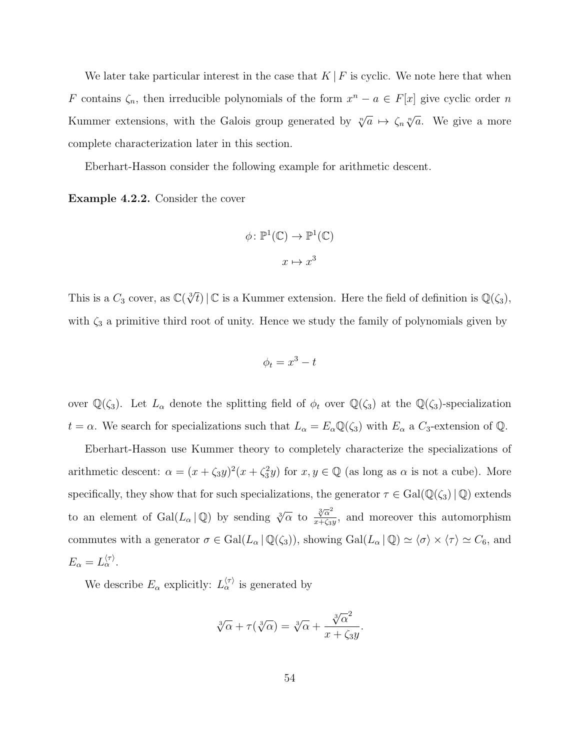We later take particular interest in the case that $K \mid F$ is cyclic. We note here that when $F$ contains $\zeta_n$, then irreducible polynomials of the form $x^n - a \in F[x]$ give cyclic order $n$ Kummer extensions, with the Galois group generated by $\sqrt[n]{a} \mapsto \zeta_n \sqrt[n]{a}$. We give a more complete characterization later in this section.

Eberhart-Hasson consider the following example for arithmetic descent.

**Example 4.2.2.** Consider the cover

$$\phi \colon \mathbb{P}^1(\mathbb{C}) \to \mathbb{P}^1(\mathbb{C})$$
$$x \mapsto x^3$$

This is a $C_3$ cover, as $\mathbb{C}(\sqrt[3]{t}) \mid \mathbb{C}$ is a Kummer extension. Here the field of definition is $\mathbb{Q}(\zeta_3)$, with $\zeta_3$ a primitive third root of unity. Hence we study the family of polynomials given by

$$\phi_t = x^3 - t$$

over $\mathbb{Q}(\zeta_3)$. Let $L_\alpha$ denote the splitting field of $\phi_t$ over $\mathbb{Q}(\zeta_3)$ at the $\mathbb{Q}(\zeta_3)$-specialization $t = \alpha$. We search for specializations such that $L_\alpha = E_\alpha \mathbb{Q}(\zeta_3)$ with $E_\alpha$ a $C_3$-extension of $\mathbb{Q}$.

Eberhart-Hasson use Kummer theory to completely characterize the specializations of arithmetic descent: $\alpha = (x + \zeta_3 y)^2 (x + \zeta_3^2 y)$ for $x, y \in \mathbb{Q}$ (as long as $\alpha$ is not a cube). More specifically, they show that for such specializations, the generator $\tau \in \mathrm{Gal}(\mathbb{Q}(\zeta_3) \mid \mathbb{Q})$ extends to an element of $\mathrm{Gal}(L_\alpha \mid \mathbb{Q})$ by sending $\sqrt[3]{\alpha}$ to $\frac{\sqrt[3]{\alpha}^2}{x + \zeta_3 y}$, and moreover this automorphism commutes with a generator $\sigma \in \mathrm{Gal}(L_\alpha \mid \mathbb{Q}(\zeta_3))$, showing $\mathrm{Gal}(L_\alpha \mid \mathbb{Q}) \simeq \langle \sigma \rangle \times \langle \tau \rangle \simeq C_6$, and $E_\alpha = L_\alpha^{\langle \tau \rangle}$.

We describe $E_\alpha$ explicitly: $L_\alpha^{\langle \tau \rangle}$ is generated by

$$\sqrt[3]{\alpha} + \tau(\sqrt[3]{\alpha}) = \sqrt[3]{\alpha} + \frac{\sqrt[3]{\alpha}^2}{x + \zeta_3 y}.$$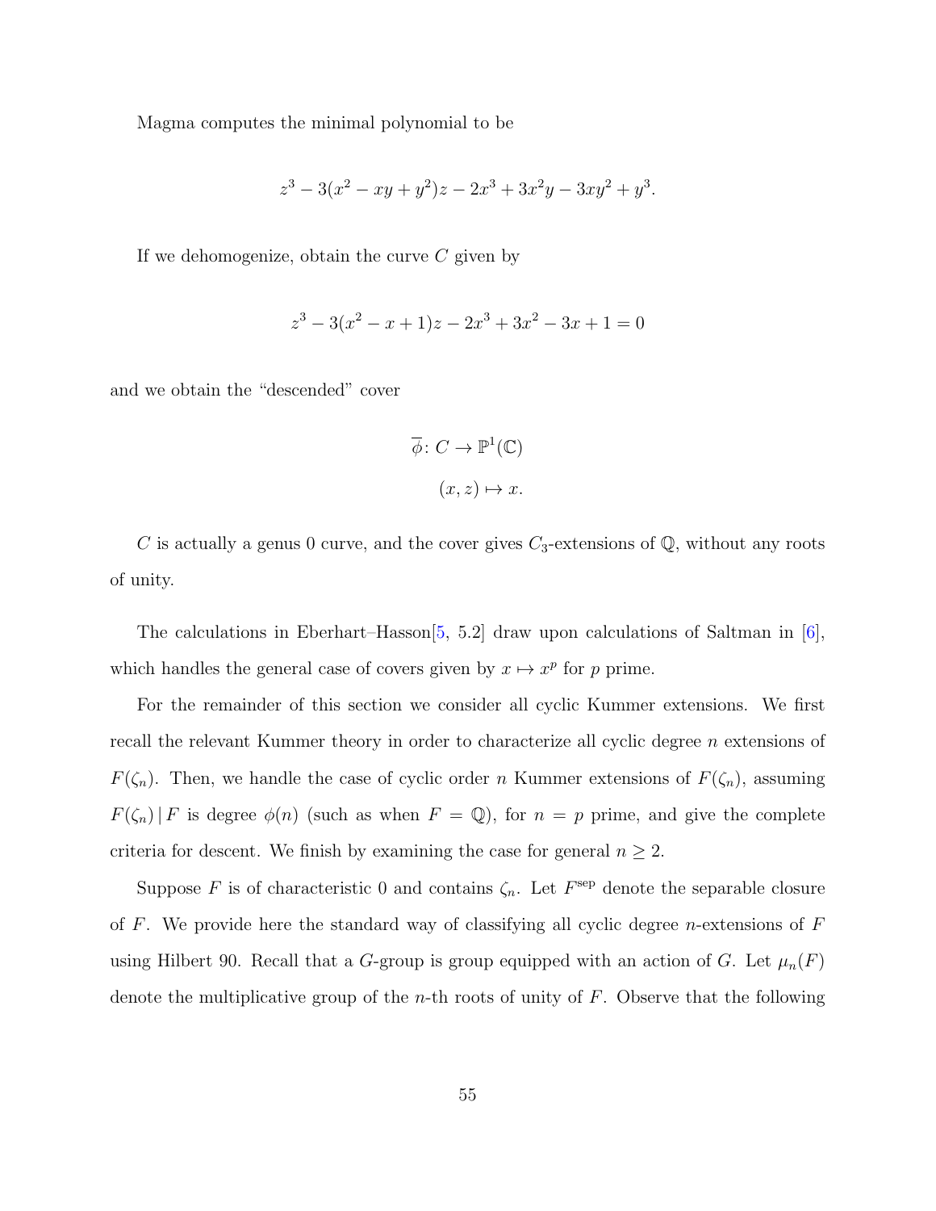Magma computes the minimal polynomial to be

$$z^3 - 3(x^2 - xy + y^2)z - 2x^3 + 3x^2y - 3xy^2 + y^3.$$

If we dehomogenize, obtain the curve $C$ given by

$$z^3 - 3(x^2 - x + 1)z - 2x^3 + 3x^2 - 3x + 1 = 0$$

and we obtain the "descended" cover

$$\overline{\phi}\colon C \to \mathbb{P}^1(\mathbb{C})$$
$$(x, z) \mapsto x.$$

$C$ is actually a genus 0 curve, and the cover gives $C_3$-extensions of $\mathbb{Q}$, without any roots of unity.

The calculations in Eberhart–Hasson[5, 5.2] draw upon calculations of Saltman in [6], which handles the general case of covers given by $x \mapsto x^p$ for $p$ prime.

For the remainder of this section we consider all cyclic Kummer extensions. We first recall the relevant Kummer theory in order to characterize all cyclic degree $n$ extensions of $F(\zeta_n)$. Then, we handle the case of cyclic order $n$ Kummer extensions of $F(\zeta_n)$, assuming $F(\zeta_n) \,|\, F$ is degree $\phi(n)$ (such as when $F = \mathbb{Q}$), for $n = p$ prime, and give the complete criteria for descent. We finish by examining the case for general $n \geq 2$.

Suppose $F$ is of characteristic 0 and contains $\zeta_n$. Let $F^{\text{sep}}$ denote the separable closure of $F$. We provide here the standard way of classifying all cyclic degree $n$-extensions of $F$ using Hilbert 90. Recall that a $G$-group is group equipped with an action of $G$. Let $\mu_n(F)$ denote the multiplicative group of the $n$-th roots of unity of $F$. Observe that the following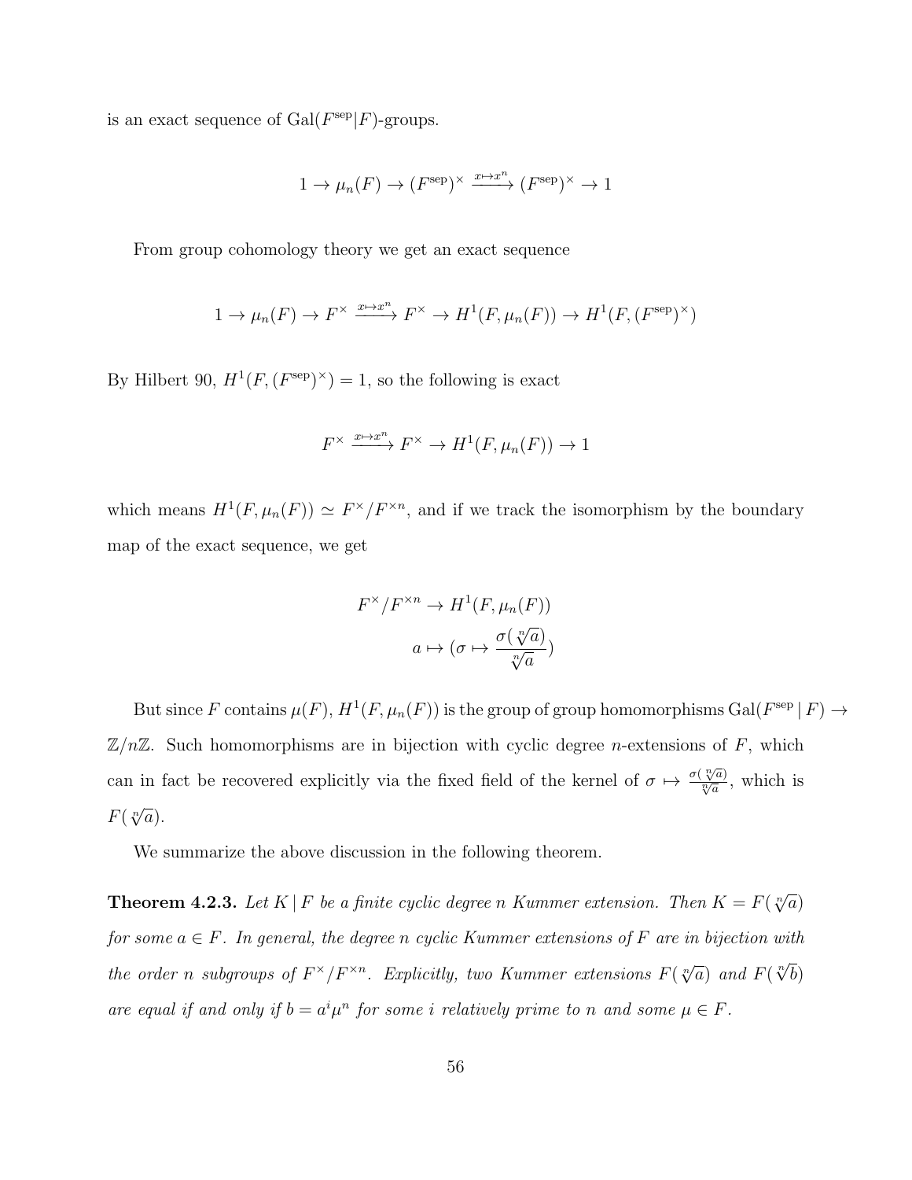is an exact sequence of $\mathrm{Gal}(F^{\mathrm{sep}}|F)$-groups.

$$1 \to \mu_n(F) \to (F^{\mathrm{sep}})^\times \xrightarrow{x \mapsto x^n} (F^{\mathrm{sep}})^\times \to 1$$

From group cohomology theory we get an exact sequence

$$1 \to \mu_n(F) \to F^\times \xrightarrow{x \mapsto x^n} F^\times \to H^1(F, \mu_n(F)) \to H^1(F, (F^{\mathrm{sep}})^\times)$$

By Hilbert 90, $H^1(F, (F^{\mathrm{sep}})^\times) = 1$, so the following is exact

$$F^\times \xrightarrow{x \mapsto x^n} F^\times \to H^1(F, \mu_n(F)) \to 1$$

which means $H^1(F, \mu_n(F)) \simeq F^\times / F^{\times n}$, and if we track the isomorphism by the boundary map of the exact sequence, we get

$$\begin{aligned} F^\times / F^{\times n} &\to H^1(F, \mu_n(F)) \\ a &\mapsto (\sigma \mapsto \frac{\sigma(\sqrt[n]{a})}{\sqrt[n]{a}}) \end{aligned}$$

But since $F$ contains $\mu(F)$, $H^1(F, \mu_n(F))$ is the group of group homomorphisms $\mathrm{Gal}(F^{\mathrm{sep}} \mid F) \to \mathbb{Z}/n\mathbb{Z}$. Such homomorphisms are in bijection with cyclic degree $n$-extensions of $F$, which can in fact be recovered explicitly via the fixed field of the kernel of $\sigma \mapsto \frac{\sigma(\sqrt[n]{a})}{\sqrt[n]{a}}$, which is $F(\sqrt[n]{a})$.

We summarize the above discussion in the following theorem.

**Theorem 4.2.3.** *Let $K \mid F$ be a finite cyclic degree $n$ Kummer extension. Then $K = F(\sqrt[n]{a})$ for some $a \in F$. In general, the degree $n$ cyclic Kummer extensions of $F$ are in bijection with the order $n$ subgroups of $F^\times / F^{\times n}$. Explicitly, two Kummer extensions $F(\sqrt[n]{a})$ and $F(\sqrt[n]{b})$ are equal if and only if $b = a^i \mu^n$ for some $i$ relatively prime to $n$ and some $\mu \in F$.*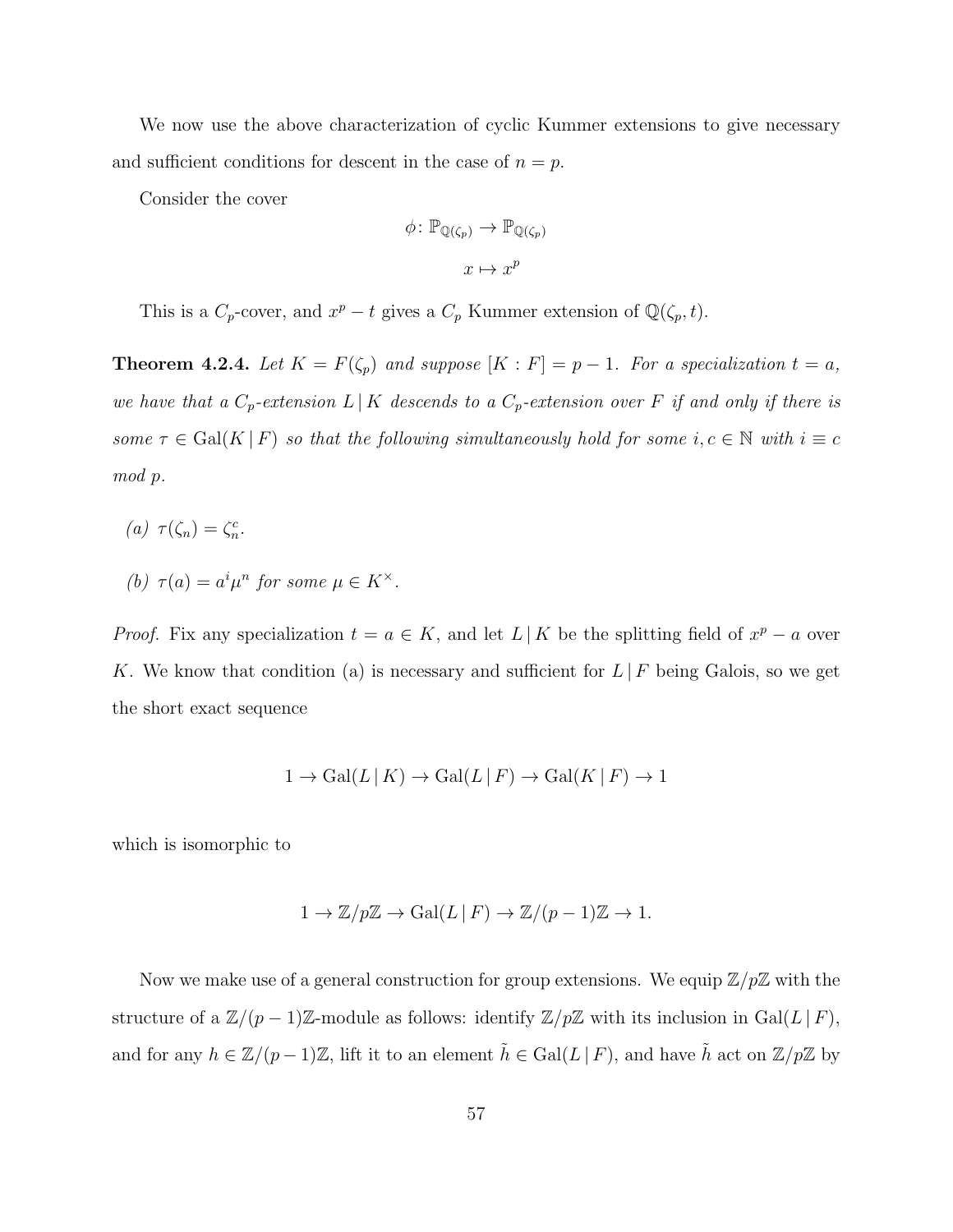We now use the above characterization of cyclic Kummer extensions to give necessary and sufficient conditions for descent in the case of $n = p$.

Consider the cover

$$\phi\colon \mathbb{P}_{\mathbb{Q}(\zeta_p)} \to \mathbb{P}_{\mathbb{Q}(\zeta_p)}$$

$$x \mapsto x^p$$

This is a $C_p$-cover, and $x^p - t$ gives a $C_p$ Kummer extension of $\mathbb{Q}(\zeta_p, t)$.

**Theorem 4.2.4.** *Let $K = F(\zeta_p)$ and suppose $[K : F] = p - 1$. For a specialization $t = a$, we have that a $C_p$-extension $L \mid K$ descends to a $C_p$-extension over $F$ if and only if there is some $\tau \in \mathrm{Gal}(K \mid F)$ so that the following simultaneously hold for some $i, c \in \mathbb{N}$ with $i \equiv c \bmod p$.*

*(a) $\tau(\zeta_n) = \zeta_n^c$.*

*(b) $\tau(a) = a^i \mu^n$ for some $\mu \in K^\times$.*

*Proof.* Fix any specialization $t = a \in K$, and let $L \mid K$ be the splitting field of $x^p - a$ over $K$. We know that condition (a) is necessary and sufficient for $L \mid F$ being Galois, so we get the short exact sequence

$$1 \to \mathrm{Gal}(L \mid K) \to \mathrm{Gal}(L \mid F) \to \mathrm{Gal}(K \mid F) \to 1$$

which is isomorphic to

$$1 \to \mathbb{Z}/p\mathbb{Z} \to \mathrm{Gal}(L \mid F) \to \mathbb{Z}/(p-1)\mathbb{Z} \to 1.$$

Now we make use of a general construction for group extensions. We equip $\mathbb{Z}/p\mathbb{Z}$ with the structure of a $\mathbb{Z}/(p-1)\mathbb{Z}$-module as follows: identify $\mathbb{Z}/p\mathbb{Z}$ with its inclusion in $\mathrm{Gal}(L \mid F)$, and for any $h \in \mathbb{Z}/(p-1)\mathbb{Z}$, lift it to an element $\tilde{h} \in \mathrm{Gal}(L \mid F)$, and have $\tilde{h}$ act on $\mathbb{Z}/p\mathbb{Z}$ by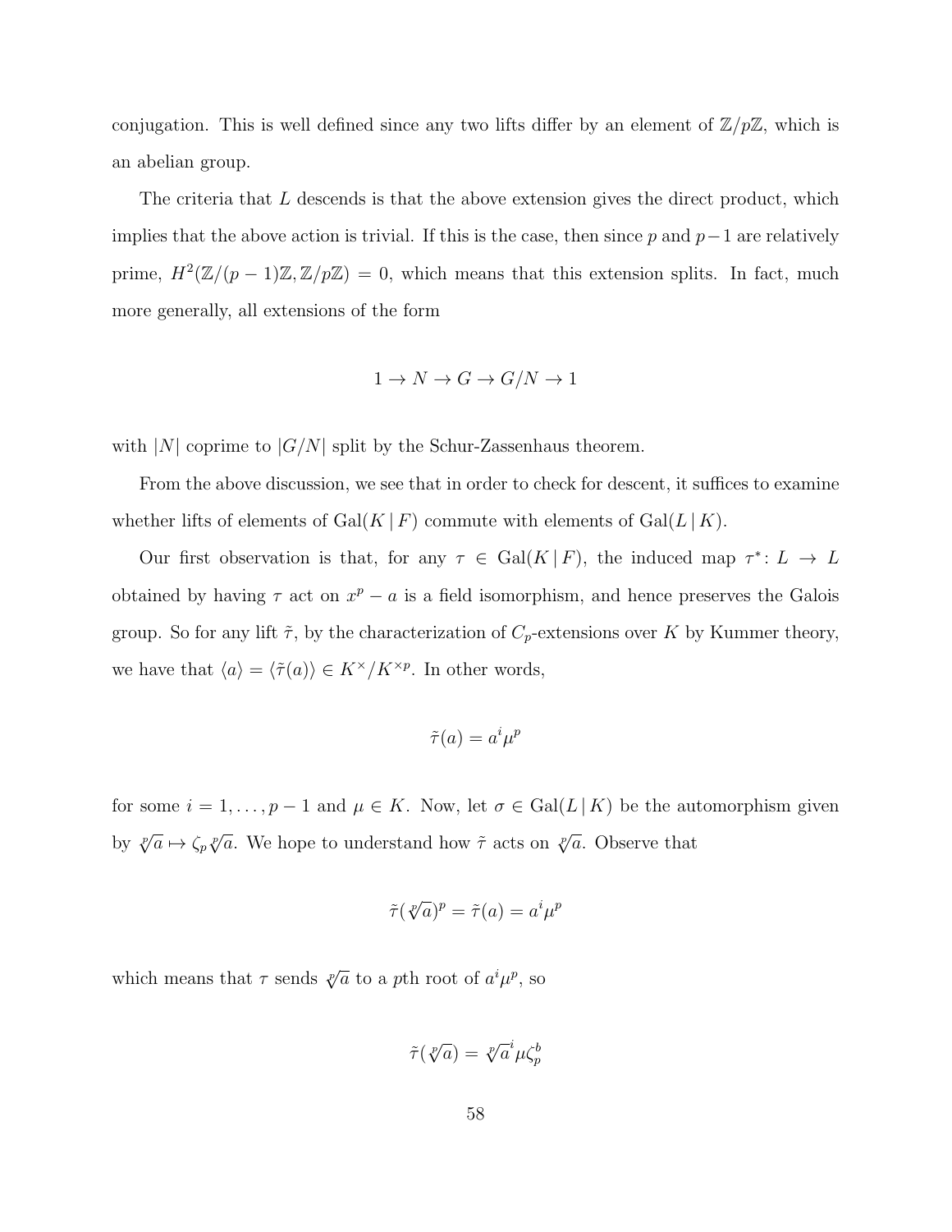conjugation. This is well defined since any two lifts differ by an element of $\mathbb{Z}/p\mathbb{Z}$, which is an abelian group.

The criteria that $L$ descends is that the above extension gives the direct product, which implies that the above action is trivial. If this is the case, then since $p$ and $p-1$ are relatively prime, $H^2(\mathbb{Z}/(p-1)\mathbb{Z}, \mathbb{Z}/p\mathbb{Z}) = 0$, which means that this extension splits. In fact, much more generally, all extensions of the form

$$1 \to N \to G \to G/N \to 1$$

with $|N|$ coprime to $|G/N|$ split by the Schur-Zassenhaus theorem.

From the above discussion, we see that in order to check for descent, it suffices to examine whether lifts of elements of $\mathrm{Gal}(K \mid F)$ commute with elements of $\mathrm{Gal}(L \mid K)$.

Our first observation is that, for any $\tau \in \mathrm{Gal}(K \mid F)$, the induced map $\tau^* \colon L \to L$ obtained by having $\tau$ act on $x^p - a$ is a field isomorphism, and hence preserves the Galois group. So for any lift $\tilde{\tau}$, by the characterization of $C_p$-extensions over $K$ by Kummer theory, we have that $\langle a \rangle = \langle \tilde{\tau}(a) \rangle \in K^\times / K^{\times p}$. In other words,

$$\tilde{\tau}(a) = a^i \mu^p$$

for some $i = 1, \ldots, p-1$ and $\mu \in K$. Now, let $\sigma \in \mathrm{Gal}(L \mid K)$ be the automorphism given by $\sqrt[p]{a} \mapsto \zeta_p \sqrt[p]{a}$. We hope to understand how $\tilde{\tau}$ acts on $\sqrt[p]{a}$. Observe that

$$\tilde{\tau}(\sqrt[p]{a})^p = \tilde{\tau}(a) = a^i \mu^p$$

which means that $\tau$ sends $\sqrt[p]{a}$ to a $p$th root of $a^i \mu^p$, so

$$\tilde{\tau}(\sqrt[p]{a}) = \sqrt[p]{a}^i \mu \zeta_p^b$$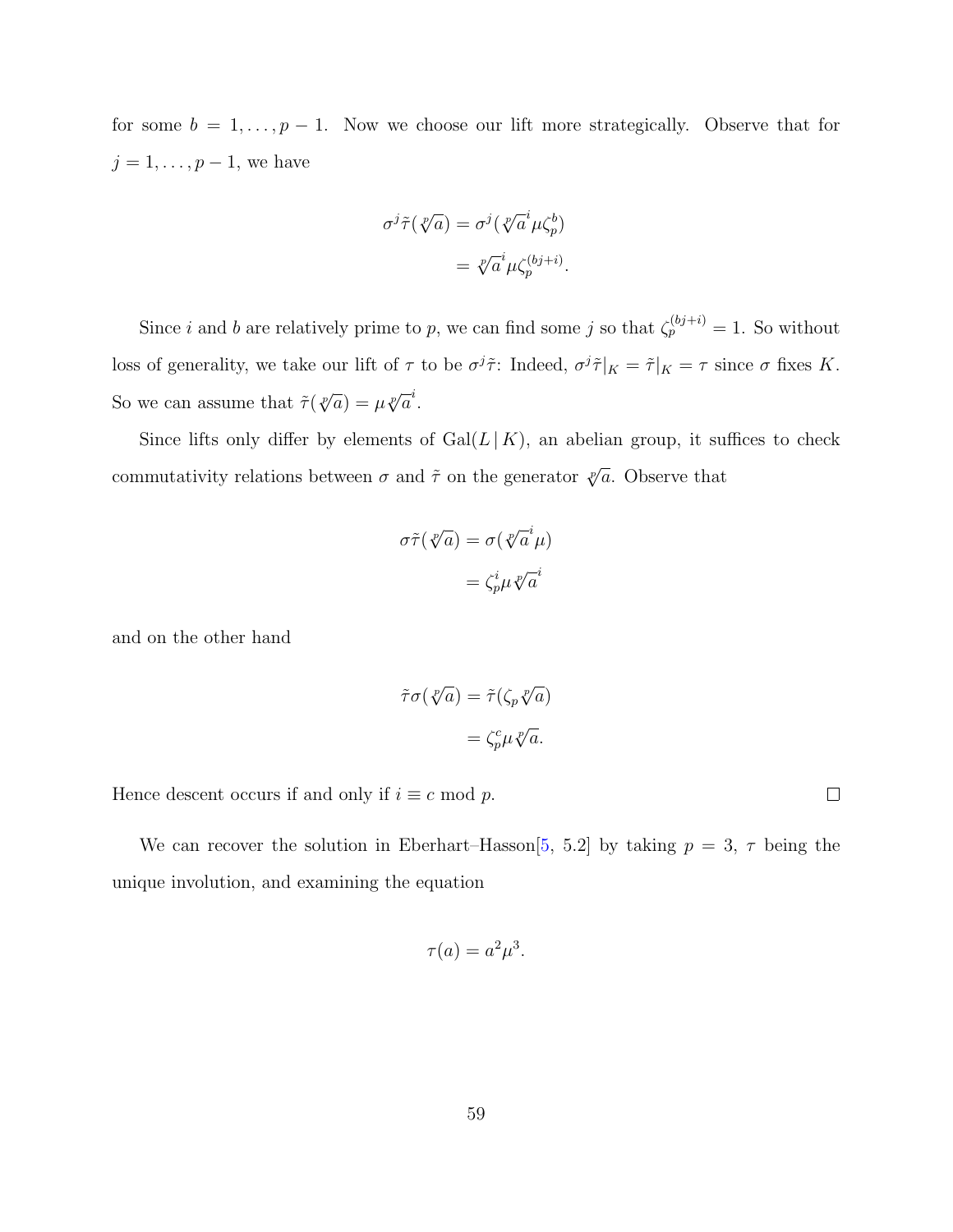for some $b = 1, \dots, p-1$. Now we choose our lift more strategically. Observe that for $j = 1, \dots, p-1$, we have

$$
\begin{aligned}
\sigma^j \tilde{\tau}(\sqrt[p]{a}) &= \sigma^j(\sqrt[p]{a}^i \mu \zeta_p^b) \\
&= \sqrt[p]{a}^i \mu \zeta_p^{(bj+i)}.
\end{aligned}
$$

Since $i$ and $b$ are relatively prime to $p$, we can find some $j$ so that $\zeta_p^{(bj+i)} = 1$. So without loss of generality, we take our lift of $\tau$ to be $\sigma^j \tilde{\tau}$: Indeed, $\sigma^j \tilde{\tau}|_K = \tilde{\tau}|_K = \tau$ since $\sigma$ fixes $K$. So we can assume that $\tilde{\tau}(\sqrt[p]{a}) = \mu \sqrt[p]{a}^i$.

Since lifts only differ by elements of $\operatorname{Gal}(L \,|\, K)$, an abelian group, it suffices to check commutativity relations between $\sigma$ and $\tilde{\tau}$ on the generator $\sqrt[p]{a}$. Observe that

$$
\begin{aligned}
\sigma \tilde{\tau}(\sqrt[p]{a}) &= \sigma(\sqrt[p]{a}^i \mu) \\
&= \zeta_p^i \mu \sqrt[p]{a}^i
\end{aligned}
$$

and on the other hand

$$
\begin{aligned}
\tilde{\tau} \sigma(\sqrt[p]{a}) &= \tilde{\tau}(\zeta_p \sqrt[p]{a}) \\
&= \zeta_p^c \mu \sqrt[p]{a}.
\end{aligned}
$$

Hence descent occurs if and only if $i \equiv c \bmod p$. ∎

We can recover the solution in Eberhart–Hasson[5, 5.2] by taking $p = 3$, $\tau$ being the unique involution, and examining the equation

$$
\tau(a) = a^2 \mu^3.
$$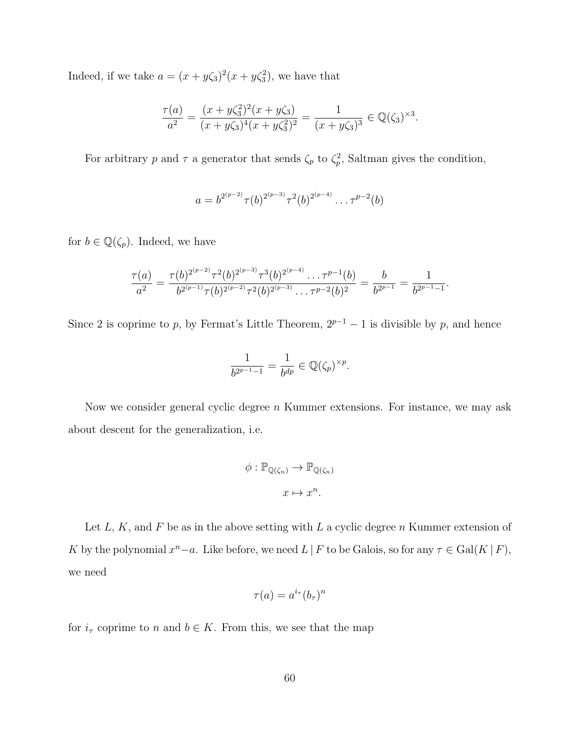Indeed, if we take $a = (x + y\zeta_3)^2(x + y\zeta_3^2)$, we have that

$$\frac{\tau(a)}{a^2} = \frac{(x + y\zeta_3^2)^2(x + y\zeta_3)}{(x + y\zeta_3)^4(x + y\zeta_3^2)^2} = \frac{1}{(x + y\zeta_3)^3} \in \mathbb{Q}(\zeta_3)^{\times 3}.$$

For arbitrary $p$ and $\tau$ a generator that sends $\zeta_p$ to $\zeta_p^2$, Saltman gives the condition,

$$a = b^{2^{(p-2)}}\tau(b)^{2^{(p-3)}}\tau^2(b)^{2^{(p-4)}} \ldots \tau^{p-2}(b)$$

for $b \in \mathbb{Q}(\zeta_p)$. Indeed, we have

$$\frac{\tau(a)}{a^2} = \frac{\tau(b)^{2^{(p-2)}}\tau^2(b)^{2^{(p-3)}}\tau^3(b)^{2^{(p-4)}} \ldots \tau^{p-1}(b)}{b^{2^{(p-1)}}\tau(b)^{2^{(p-2)}}\tau^2(b)^{2^{(p-3)}} \ldots \tau^{p-2}(b)^2} = \frac{b}{b^{2^{p-1}}} = \frac{1}{b^{2^{p-1}-1}}.$$

Since 2 is coprime to $p$, by Fermat's Little Theorem, $2^{p-1} - 1$ is divisible by $p$, and hence

$$\frac{1}{b^{2^{p-1}-1}} = \frac{1}{b^{dp}} \in \mathbb{Q}(\zeta_p)^{\times p}.$$

Now we consider general cyclic degree $n$ Kummer extensions. For instance, we may ask about descent for the generalization, i.e.

$$\phi : \mathbb{P}_{\mathbb{Q}(\zeta_n)} \to \mathbb{P}_{\mathbb{Q}(\zeta_n)}$$
$$x \mapsto x^n.$$

Let $L$, $K$, and $F$ be as in the above setting with $L$ a cyclic degree $n$ Kummer extension of $K$ by the polynomial $x^n - a$. Like before, we need $L \mid F$ to be Galois, so for any $\tau \in \mathrm{Gal}(K \mid F)$, we need

$$\tau(a) = a^{i_\tau}(b_\tau)^n$$

for $i_\tau$ coprime to $n$ and $b \in K$. From this, we see that the map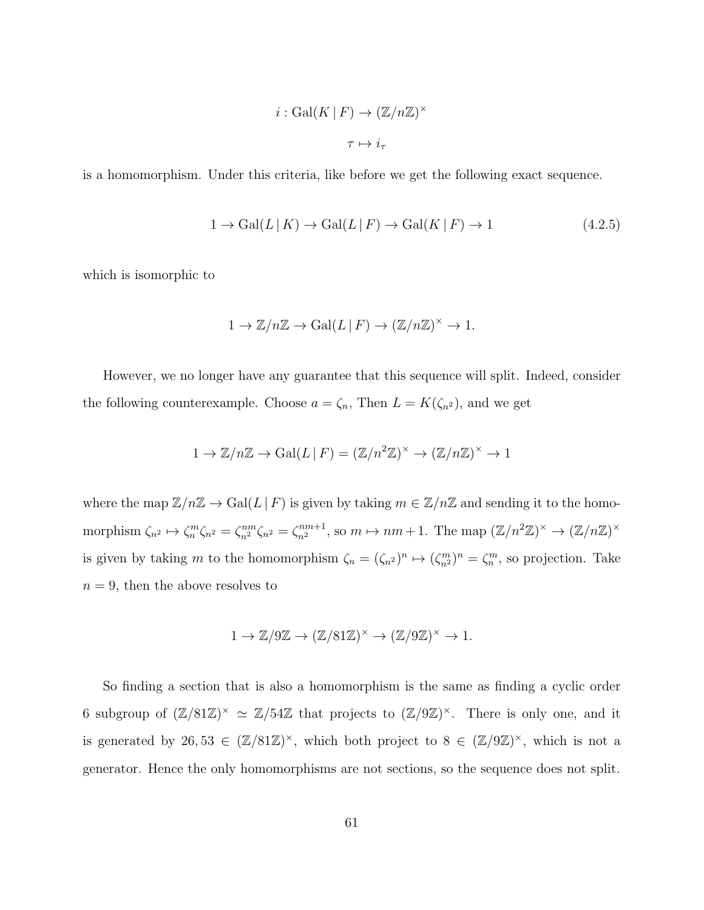$$i : \mathrm{Gal}(K \,|\, F) \to (\mathbb{Z}/n\mathbb{Z})^\times$$

$$\tau \mapsto i_\tau$$

is a homomorphism. Under this criteria, like before we get the following exact sequence.

$$1 \to \mathrm{Gal}(L \,|\, K) \to \mathrm{Gal}(L \,|\, F) \to \mathrm{Gal}(K \,|\, F) \to 1 \tag{4.2.5}$$

which is isomorphic to

$$1 \to \mathbb{Z}/n\mathbb{Z} \to \mathrm{Gal}(L \,|\, F) \to (\mathbb{Z}/n\mathbb{Z})^\times \to 1.$$

However, we no longer have any guarantee that this sequence will split. Indeed, consider the following counterexample. Choose $a = \zeta_n$, Then $L = K(\zeta_{n^2})$, and we get

$$1 \to \mathbb{Z}/n\mathbb{Z} \to \mathrm{Gal}(L \,|\, F) = (\mathbb{Z}/n^2\mathbb{Z})^\times \to (\mathbb{Z}/n\mathbb{Z})^\times \to 1$$

where the map $\mathbb{Z}/n\mathbb{Z} \to \mathrm{Gal}(L \,|\, F)$ is given by taking $m \in \mathbb{Z}/n\mathbb{Z}$ and sending it to the homomorphism $\zeta_{n^2} \mapsto \zeta_n^m \zeta_{n^2} = \zeta_{n^2}^{nm} \zeta_{n^2} = \zeta_{n^2}^{nm+1}$, so $m \mapsto nm+1$. The map $(\mathbb{Z}/n^2\mathbb{Z})^\times \to (\mathbb{Z}/n\mathbb{Z})^\times$ is given by taking $m$ to the homomorphism $\zeta_n = (\zeta_{n^2})^n \mapsto (\zeta_{n^2}^m)^n = \zeta_n^m$, so projection. Take $n = 9$, then the above resolves to

$$1 \to \mathbb{Z}/9\mathbb{Z} \to (\mathbb{Z}/81\mathbb{Z})^\times \to (\mathbb{Z}/9\mathbb{Z})^\times \to 1.$$

So finding a section that is also a homomorphism is the same as finding a cyclic order 6 subgroup of $(\mathbb{Z}/81\mathbb{Z})^\times \simeq \mathbb{Z}/54\mathbb{Z}$ that projects to $(\mathbb{Z}/9\mathbb{Z})^\times$. There is only one, and it is generated by $26, 53 \in (\mathbb{Z}/81\mathbb{Z})^\times$, which both project to $8 \in (\mathbb{Z}/9\mathbb{Z})^\times$, which is not a generator. Hence the only homomorphisms are not sections, so the sequence does not split.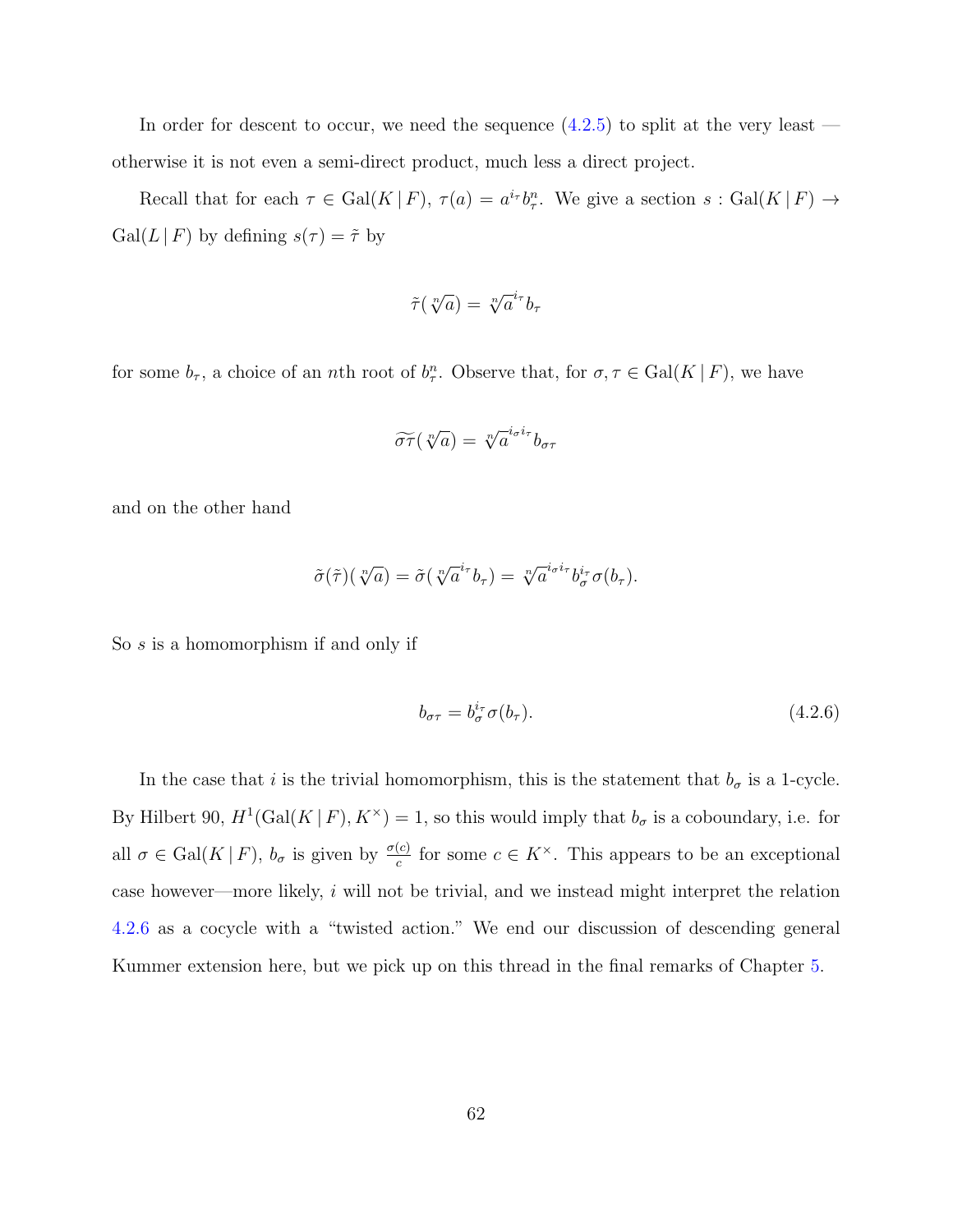In order for descent to occur, we need the sequence (4.2.5) to split at the very least — otherwise it is not even a semi-direct product, much less a direct project.

Recall that for each $\tau \in \operatorname{Gal}(K \mid F)$, $\tau(a) = a^{i_\tau} b_\tau^n$. We give a section $s : \operatorname{Gal}(K \mid F) \to \operatorname{Gal}(L \mid F)$ by defining $s(\tau) = \tilde{\tau}$ by

$$\tilde{\tau}(\sqrt[n]{a}) = \sqrt[n]{a}^{i_\tau} b_\tau$$

for some $b_\tau$, a choice of an $n$th root of $b_\tau^n$. Observe that, for $\sigma, \tau \in \operatorname{Gal}(K \mid F)$, we have

$$\widetilde{\sigma\tau}(\sqrt[n]{a}) = \sqrt[n]{a}^{i_\sigma i_\tau} b_{\sigma\tau}$$

and on the other hand

$$\tilde{\sigma}(\tilde{\tau})(\sqrt[n]{a}) = \tilde{\sigma}(\sqrt[n]{a}^{i_\tau} b_\tau) = \sqrt[n]{a}^{i_\sigma i_\tau} b_\sigma^{i_\tau} \sigma(b_\tau).$$

So $s$ is a homomorphism if and only if

$$b_{\sigma\tau} = b_\sigma^{i_\tau} \sigma(b_\tau). \tag{4.2.6}$$

In the case that $i$ is the trivial homomorphism, this is the statement that $b_\sigma$ is a 1-cycle. By Hilbert 90, $H^1(\operatorname{Gal}(K \mid F), K^\times) = 1$, so this would imply that $b_\sigma$ is a coboundary, i.e. for all $\sigma \in \operatorname{Gal}(K \mid F)$, $b_\sigma$ is given by $\frac{\sigma(c)}{c}$ for some $c \in K^\times$. This appears to be an exceptional case however—more likely, $i$ will not be trivial, and we instead might interpret the relation 4.2.6 as a cocycle with a "twisted action." We end our discussion of descending general Kummer extension here, but we pick up on this thread in the final remarks of Chapter 5.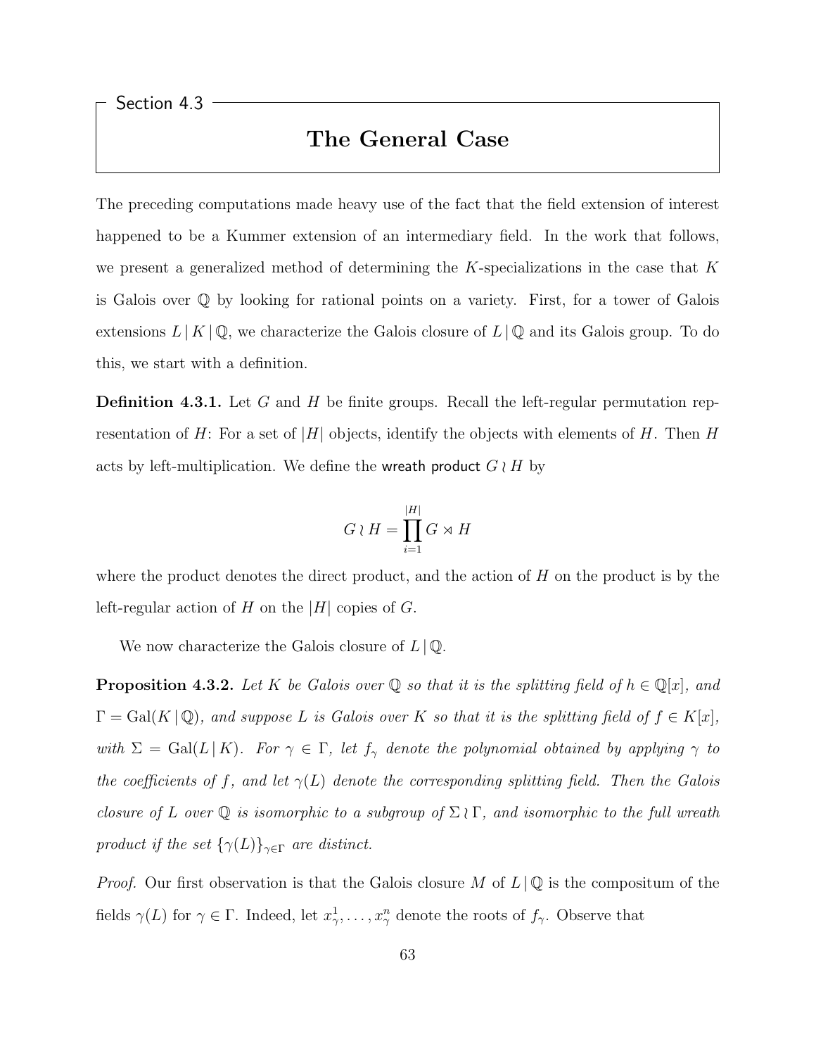Section 4.3

# The General Case

The preceding computations made heavy use of the fact that the field extension of interest happened to be a Kummer extension of an intermediary field. In the work that follows, we present a generalized method of determining the $K$-specializations in the case that $K$ is Galois over $\mathbb{Q}$ by looking for rational points on a variety. First, for a tower of Galois extensions $L \,|\, K \,|\, \mathbb{Q}$, we characterize the Galois closure of $L \,|\, \mathbb{Q}$ and its Galois group. To do this, we start with a definition.

**Definition 4.3.1.** Let $G$ and $H$ be finite groups. Recall the left-regular permutation representation of $H$: For a set of $|H|$ objects, identify the objects with elements of $H$. Then $H$ acts by left-multiplication. We define the wreath product $G \wr H$ by

$$G \wr H = \prod_{i=1}^{|H|} G \rtimes H$$

where the product denotes the direct product, and the action of $H$ on the product is by the left-regular action of $H$ on the $|H|$ copies of $G$.

We now characterize the Galois closure of $L \,|\, \mathbb{Q}$.

**Proposition 4.3.2.** *Let $K$ be Galois over $\mathbb{Q}$ so that it is the splitting field of $h \in \mathbb{Q}[x]$, and $\Gamma = \mathrm{Gal}(K \,|\, \mathbb{Q})$, and suppose $L$ is Galois over $K$ so that it is the splitting field of $f \in K[x]$, with $\Sigma = \mathrm{Gal}(L \,|\, K)$. For $\gamma \in \Gamma$, let $f_\gamma$ denote the polynomial obtained by applying $\gamma$ to the coefficients of $f$, and let $\gamma(L)$ denote the corresponding splitting field. Then the Galois closure of $L$ over $\mathbb{Q}$ is isomorphic to a subgroup of $\Sigma \wr \Gamma$, and isomorphic to the full wreath product if the set $\{\gamma(L)\}_{\gamma \in \Gamma}$ are distinct.*

*Proof.* Our first observation is that the Galois closure $M$ of $L \,|\, \mathbb{Q}$ is the compositum of the fields $\gamma(L)$ for $\gamma \in \Gamma$. Indeed, let $x_\gamma^1, \ldots, x_\gamma^n$ denote the roots of $f_\gamma$. Observe that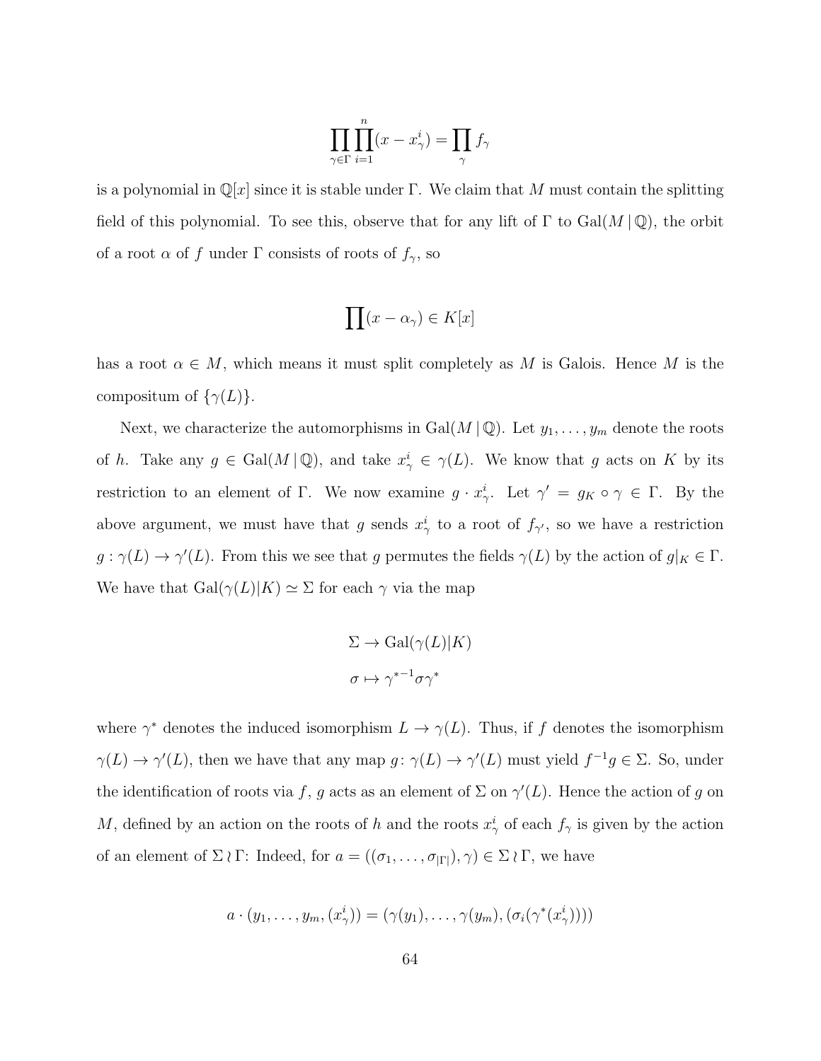$$\prod_{\gamma \in \Gamma} \prod_{i=1}^{n} (x - x_\gamma^i) = \prod_{\gamma} f_\gamma$$

is a polynomial in $\mathbb{Q}[x]$ since it is stable under $\Gamma$. We claim that $M$ must contain the splitting field of this polynomial. To see this, observe that for any lift of $\Gamma$ to $\mathrm{Gal}(M \,|\, \mathbb{Q})$, the orbit of a root $\alpha$ of $f$ under $\Gamma$ consists of roots of $f_\gamma$, so

$$\prod (x - \alpha_\gamma) \in K[x]$$

has a root $\alpha \in M$, which means it must split completely as $M$ is Galois. Hence $M$ is the compositum of $\{\gamma(L)\}$.

Next, we characterize the automorphisms in $\mathrm{Gal}(M \,|\, \mathbb{Q})$. Let $y_1, \ldots, y_m$ denote the roots of $h$. Take any $g \in \mathrm{Gal}(M \,|\, \mathbb{Q})$, and take $x_\gamma^i \in \gamma(L)$. We know that $g$ acts on $K$ by its restriction to an element of $\Gamma$. We now examine $g \cdot x_\gamma^i$. Let $\gamma' = g_K \circ \gamma \in \Gamma$. By the above argument, we must have that $g$ sends $x_\gamma^i$ to a root of $f_{\gamma'}$, so we have a restriction $g : \gamma(L) \to \gamma'(L)$. From this we see that $g$ permutes the fields $\gamma(L)$ by the action of $g|_K \in \Gamma$. We have that $\mathrm{Gal}(\gamma(L)|K) \simeq \Sigma$ for each $\gamma$ via the map

$$\Sigma \to \mathrm{Gal}(\gamma(L)|K)$$
$$\sigma \mapsto {\gamma^*}^{-1} \sigma \gamma^*$$

where $\gamma^*$ denotes the induced isomorphism $L \to \gamma(L)$. Thus, if $f$ denotes the isomorphism $\gamma(L) \to \gamma'(L)$, then we have that any map $g \colon \gamma(L) \to \gamma'(L)$ must yield $f^{-1} g \in \Sigma$. So, under the identification of roots via $f$, $g$ acts as an element of $\Sigma$ on $\gamma'(L)$. Hence the action of $g$ on $M$, defined by an action on the roots of $h$ and the roots $x_\gamma^i$ of each $f_\gamma$ is given by the action of an element of $\Sigma \wr \Gamma$: Indeed, for $a = ((\sigma_1, \ldots, \sigma_{|\Gamma|}), \gamma) \in \Sigma \wr \Gamma$, we have

$$a \cdot (y_1, \ldots, y_m, (x_\gamma^i)) = (\gamma(y_1), \ldots, \gamma(y_m), (\sigma_i(\gamma^*(x_\gamma^i))))$$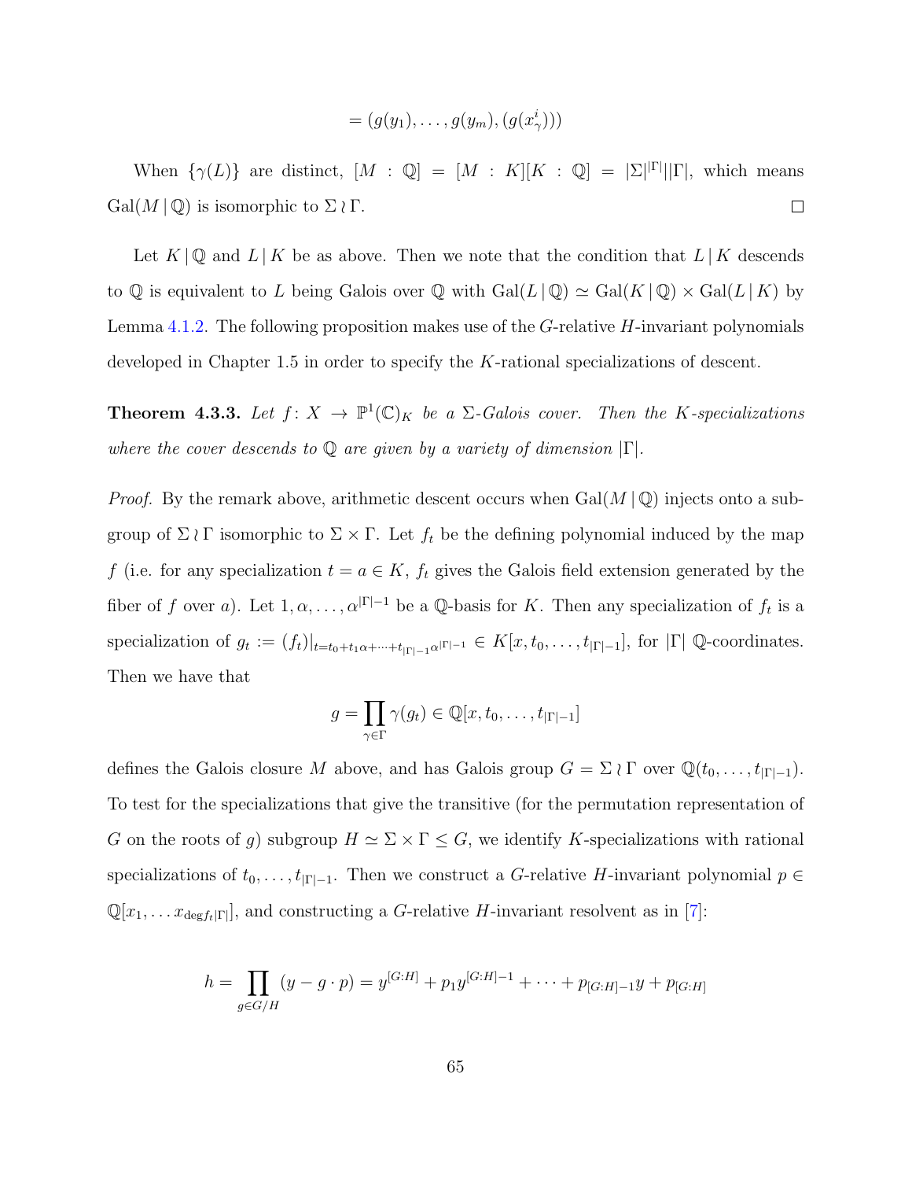$$= (g(y_1), \ldots, g(y_m), (g(x^i_\gamma)))$$

When $\{\gamma(L)\}$ are distinct, $[M : \mathbb{Q}] = [M : K][K : \mathbb{Q}] = |\Sigma|^{|\Gamma|}|\Gamma|$, which means $\mathrm{Gal}(M \,|\, \mathbb{Q})$ is isomorphic to $\Sigma \wr \Gamma$. $\square$

Let $K \,|\, \mathbb{Q}$ and $L \,|\, K$ be as above. Then we note that the condition that $L \,|\, K$ descends to $\mathbb{Q}$ is equivalent to $L$ being Galois over $\mathbb{Q}$ with $\mathrm{Gal}(L \,|\, \mathbb{Q}) \simeq \mathrm{Gal}(K \,|\, \mathbb{Q}) \times \mathrm{Gal}(L \,|\, K)$ by Lemma 4.1.2. The following proposition makes use of the $G$-relative $H$-invariant polynomials developed in Chapter 1.5 in order to specify the $K$-rational specializations of descent.

**Theorem 4.3.3.** *Let $f\colon X \to \mathbb{P}^1(\mathbb{C})_K$ be a $\Sigma$-Galois cover. Then the $K$-specializations where the cover descends to $\mathbb{Q}$ are given by a variety of dimension $|\Gamma|$.*

*Proof.* By the remark above, arithmetic descent occurs when $\mathrm{Gal}(M \,|\, \mathbb{Q})$ injects onto a subgroup of $\Sigma \wr \Gamma$ isomorphic to $\Sigma \times \Gamma$. Let $f_t$ be the defining polynomial induced by the map $f$ (i.e. for any specialization $t = a \in K$, $f_t$ gives the Galois field extension generated by the fiber of $f$ over $a$). Let $1, \alpha, \ldots, \alpha^{|\Gamma|-1}$ be a $\mathbb{Q}$-basis for $K$. Then any specialization of $f_t$ is a specialization of $g_t := (f_t)|_{t = t_0 + t_1\alpha + \cdots + t_{|\Gamma|-1}\alpha^{|\Gamma|-1}} \in K[x, t_0, \ldots, t_{|\Gamma|-1}]$, for $|\Gamma|$ $\mathbb{Q}$-coordinates. Then we have that

$$g = \prod_{\gamma \in \Gamma} \gamma(g_t) \in \mathbb{Q}[x, t_0, \ldots, t_{|\Gamma|-1}]$$

defines the Galois closure $M$ above, and has Galois group $G = \Sigma \wr \Gamma$ over $\mathbb{Q}(t_0, \ldots, t_{|\Gamma|-1})$. To test for the specializations that give the transitive (for the permutation representation of $G$ on the roots of $g$) subgroup $H \simeq \Sigma \times \Gamma \leq G$, we identify $K$-specializations with rational specializations of $t_0, \ldots, t_{|\Gamma|-1}$. Then we construct a $G$-relative $H$-invariant polynomial $p \in \mathbb{Q}[x_1, \ldots x_{\deg f_t |\Gamma|}]$, and constructing a $G$-relative $H$-invariant resolvent as in [7]:

$$h = \prod_{g \in G/H} (y - g \cdot p) = y^{[G:H]} + p_1 y^{[G:H]-1} + \cdots + p_{[G:H]-1} y + p_{[G:H]}$$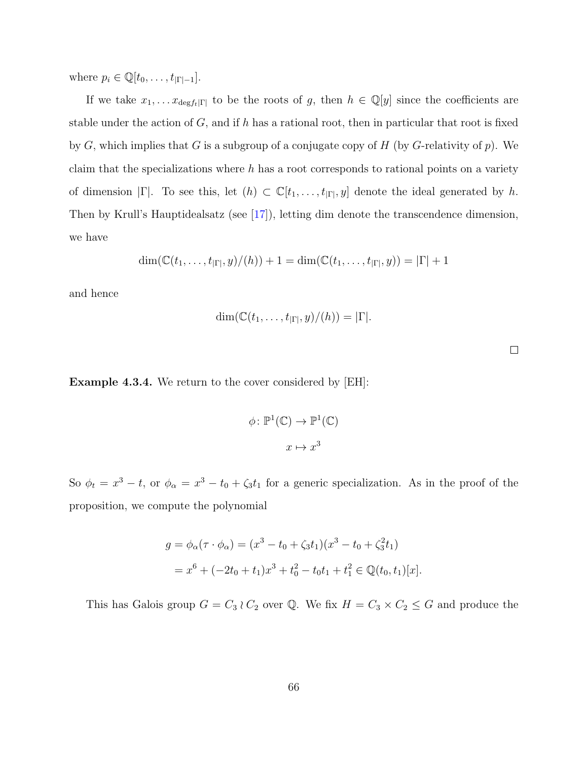where $p_i \in \mathbb{Q}[t_0, \ldots, t_{|\Gamma|-1}]$.

If we take $x_1, \ldots x_{\deg f_t |\Gamma|}$ to be the roots of $g$, then $h \in \mathbb{Q}[y]$ since the coefficients are stable under the action of $G$, and if $h$ has a rational root, then in particular that root is fixed by $G$, which implies that $G$ is a subgroup of a conjugate copy of $H$ (by $G$-relativity of $p$). We claim that the specializations where $h$ has a root corresponds to rational points on a variety of dimension $|\Gamma|$. To see this, let $(h) \subset \mathbb{C}[t_1, \ldots, t_{|\Gamma|}, y]$ denote the ideal generated by $h$. Then by Krull's Hauptidealsatz (see [17]), letting dim denote the transcendence dimension, we have

$$\dim(\mathbb{C}(t_1, \ldots, t_{|\Gamma|}, y)/(h)) + 1 = \dim(\mathbb{C}(t_1, \ldots, t_{|\Gamma|}, y)) = |\Gamma| + 1$$

and hence

$$\dim(\mathbb{C}(t_1, \ldots, t_{|\Gamma|}, y)/(h)) = |\Gamma|.$$

□

**Example 4.3.4.** We return to the cover considered by [EH]:

$$\phi \colon \mathbb{P}^1(\mathbb{C}) \to \mathbb{P}^1(\mathbb{C})$$
$$x \mapsto x^3$$

So $\phi_t = x^3 - t$, or $\phi_\alpha = x^3 - t_0 + \zeta_3 t_1$ for a generic specialization. As in the proof of the proposition, we compute the polynomial

$$\begin{aligned} g = \phi_\alpha(\tau \cdot \phi_\alpha) &= (x^3 - t_0 + \zeta_3 t_1)(x^3 - t_0 + \zeta_3^2 t_1) \\ &= x^6 + (-2t_0 + t_1)x^3 + t_0^2 - t_0 t_1 + t_1^2 \in \mathbb{Q}(t_0, t_1)[x]. \end{aligned}$$

This has Galois group $G = C_3 \wr C_2$ over $\mathbb{Q}$. We fix $H = C_3 \times C_2 \leq G$ and produce the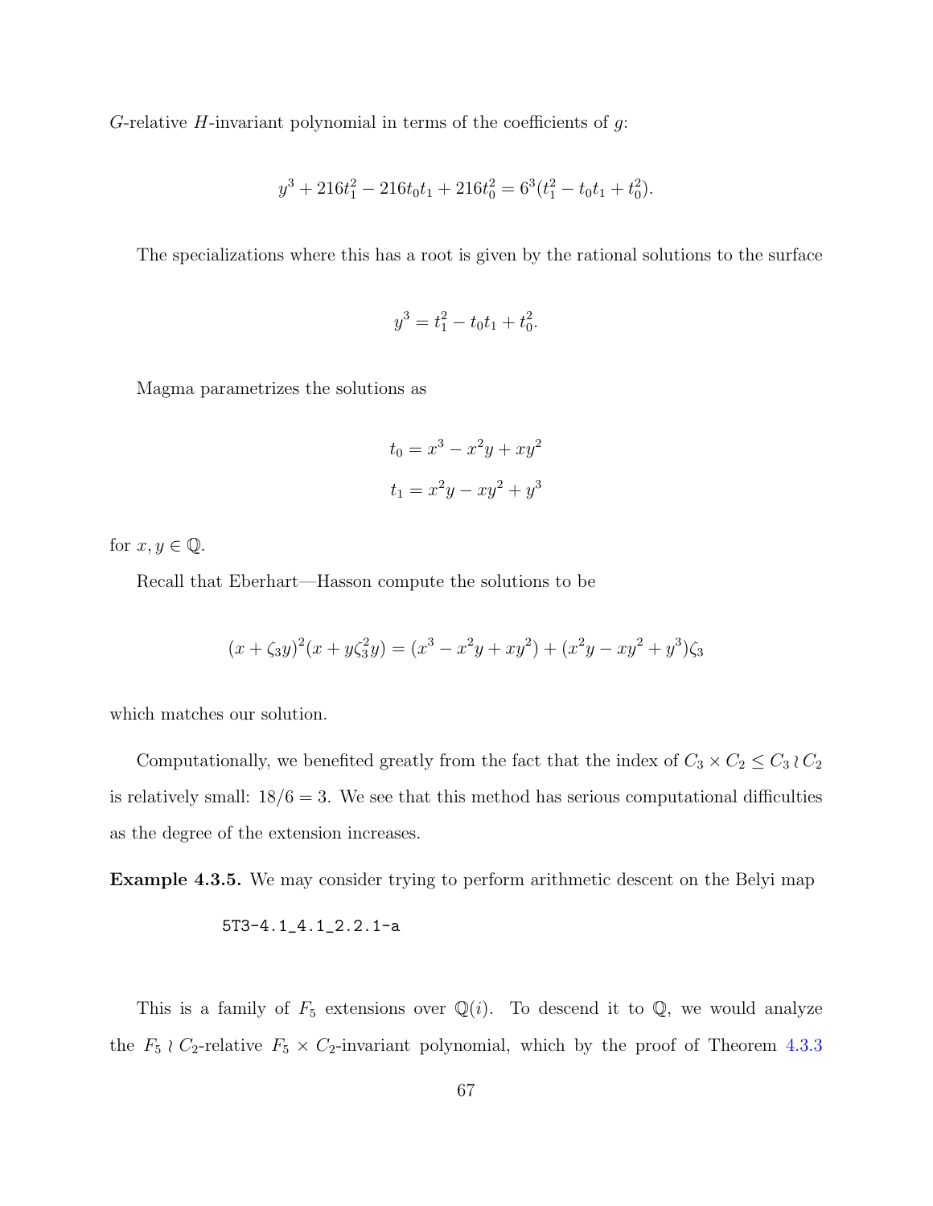$G$-relative $H$-invariant polynomial in terms of the coefficients of $g$:

$$y^3 + 216t_1^2 - 216t_0t_1 + 216t_0^2 = 6^3(t_1^2 - t_0t_1 + t_0^2).$$

The specializations where this has a root is given by the rational solutions to the surface

$$y^3 = t_1^2 - t_0t_1 + t_0^2.$$

Magma parametrizes the solutions as

$$t_0 = x^3 - x^2y + xy^2$$
$$t_1 = x^2y - xy^2 + y^3$$

for $x, y \in \mathbb{Q}$.

Recall that Eberhart—Hasson compute the solutions to be

$$(x + \zeta_3 y)^2(x + y\zeta_3^2 y) = (x^3 - x^2y + xy^2) + (x^2y - xy^2 + y^3)\zeta_3$$

which matches our solution.

Computationally, we benefited greatly from the fact that the index of $C_3 \times C_2 \leq C_3 \wr C_2$ is relatively small: $18/6 = 3$. We see that this method has serious computational difficulties as the degree of the extension increases.

**Example 4.3.5.** We may consider trying to perform arithmetic descent on the Belyi map

```
5T3-4.1_4.1_2.2.1-a
```

This is a family of $F_5$ extensions over $\mathbb{Q}(i)$. To descend it to $\mathbb{Q}$, we would analyze the $F_5 \wr C_2$-relative $F_5 \times C_2$-invariant polynomial, which by the proof of Theorem 4.3.3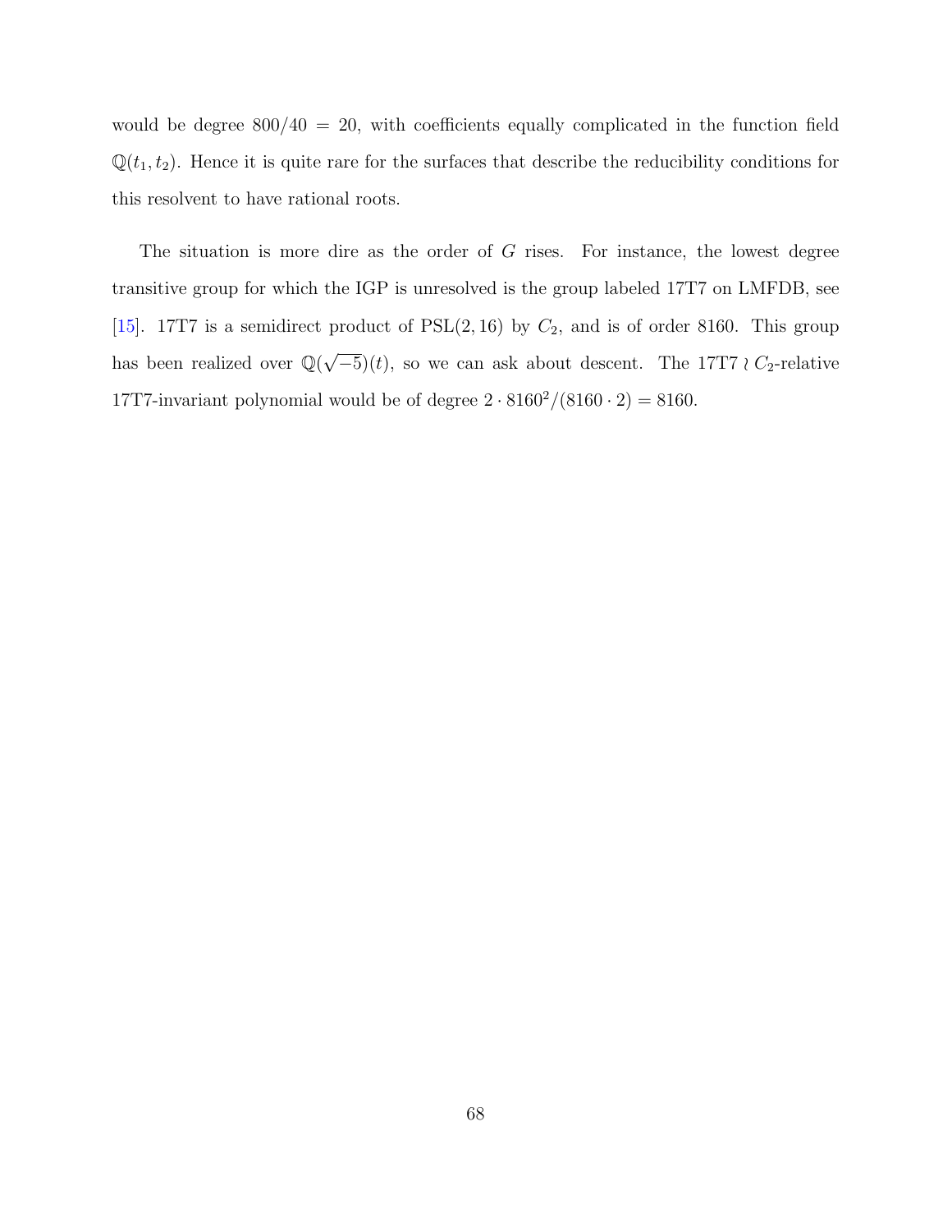would be degree $800/40 = 20$, with coefficients equally complicated in the function field $\mathbb{Q}(t_1, t_2)$. Hence it is quite rare for the surfaces that describe the reducibility conditions for this resolvent to have rational roots.

The situation is more dire as the order of $G$ rises. For instance, the lowest degree transitive group for which the IGP is unresolved is the group labeled 17T7 on LMFDB, see [15]. 17T7 is a semidirect product of $\mathrm{PSL}(2, 16)$ by $C_2$, and is of order 8160. This group has been realized over $\mathbb{Q}(\sqrt{-5})(t)$, so we can ask about descent. The $17\mathrm{T}7 \wr C_2$-relative 17T7-invariant polynomial would be of degree $2 \cdot 8160^2/(8160 \cdot 2) = 8160$.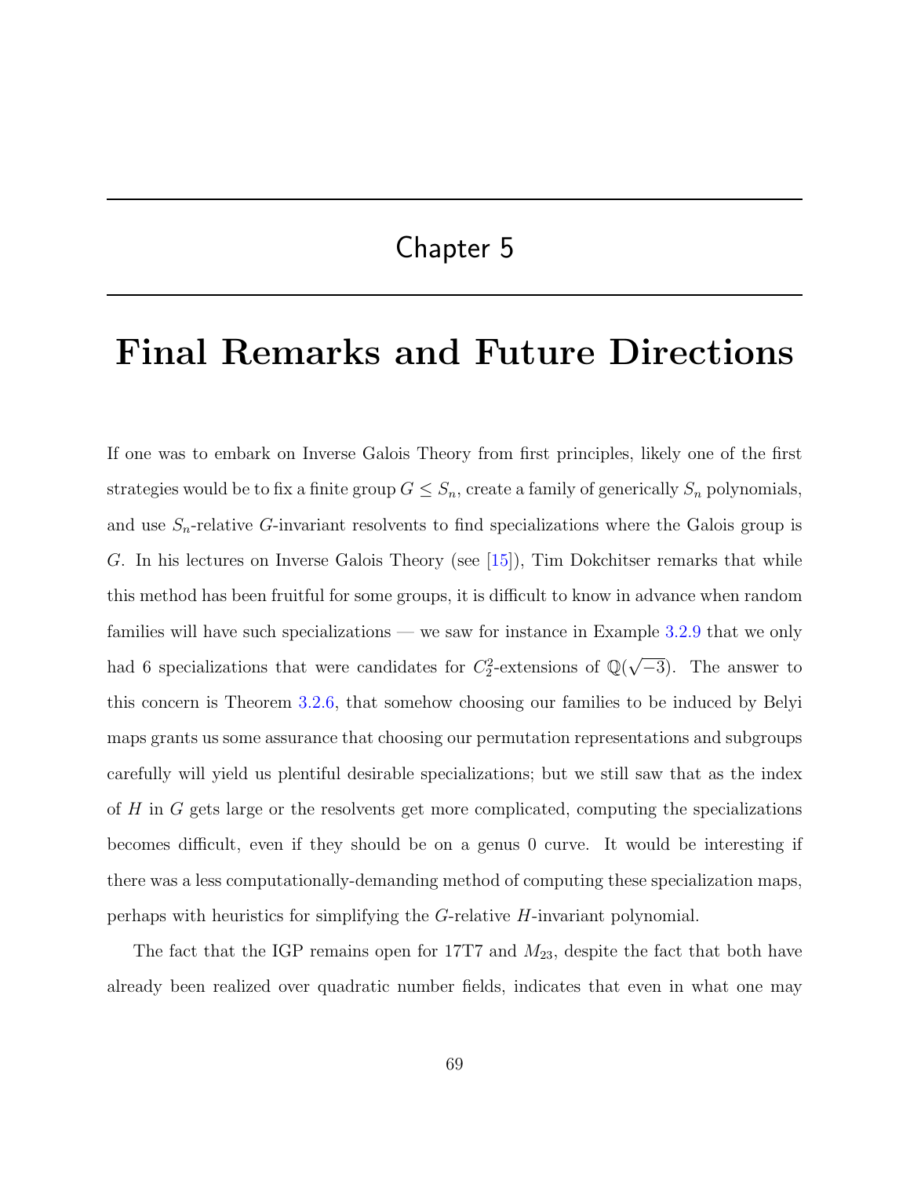# Chapter 5

# Final Remarks and Future Directions

If one was to embark on Inverse Galois Theory from first principles, likely one of the first strategies would be to fix a finite group $G \leq S_n$, create a family of generically $S_n$ polynomials, and use $S_n$-relative $G$-invariant resolvents to find specializations where the Galois group is $G$. In his lectures on Inverse Galois Theory (see [15]), Tim Dokchitser remarks that while this method has been fruitful for some groups, it is difficult to know in advance when random families will have such specializations — we saw for instance in Example 3.2.9 that we only had 6 specializations that were candidates for $C_2^2$-extensions of $\mathbb{Q}(\sqrt{-3})$. The answer to this concern is Theorem 3.2.6, that somehow choosing our families to be induced by Belyi maps grants us some assurance that choosing our permutation representations and subgroups carefully will yield us plentiful desirable specializations; but we still saw that as the index of $H$ in $G$ gets large or the resolvents get more complicated, computing the specializations becomes difficult, even if they should be on a genus 0 curve. It would be interesting if there was a less computationally-demanding method of computing these specialization maps, perhaps with heuristics for simplifying the $G$-relative $H$-invariant polynomial.

The fact that the IGP remains open for 17T7 and $M_{23}$, despite the fact that both have already been realized over quadratic number fields, indicates that even in what one may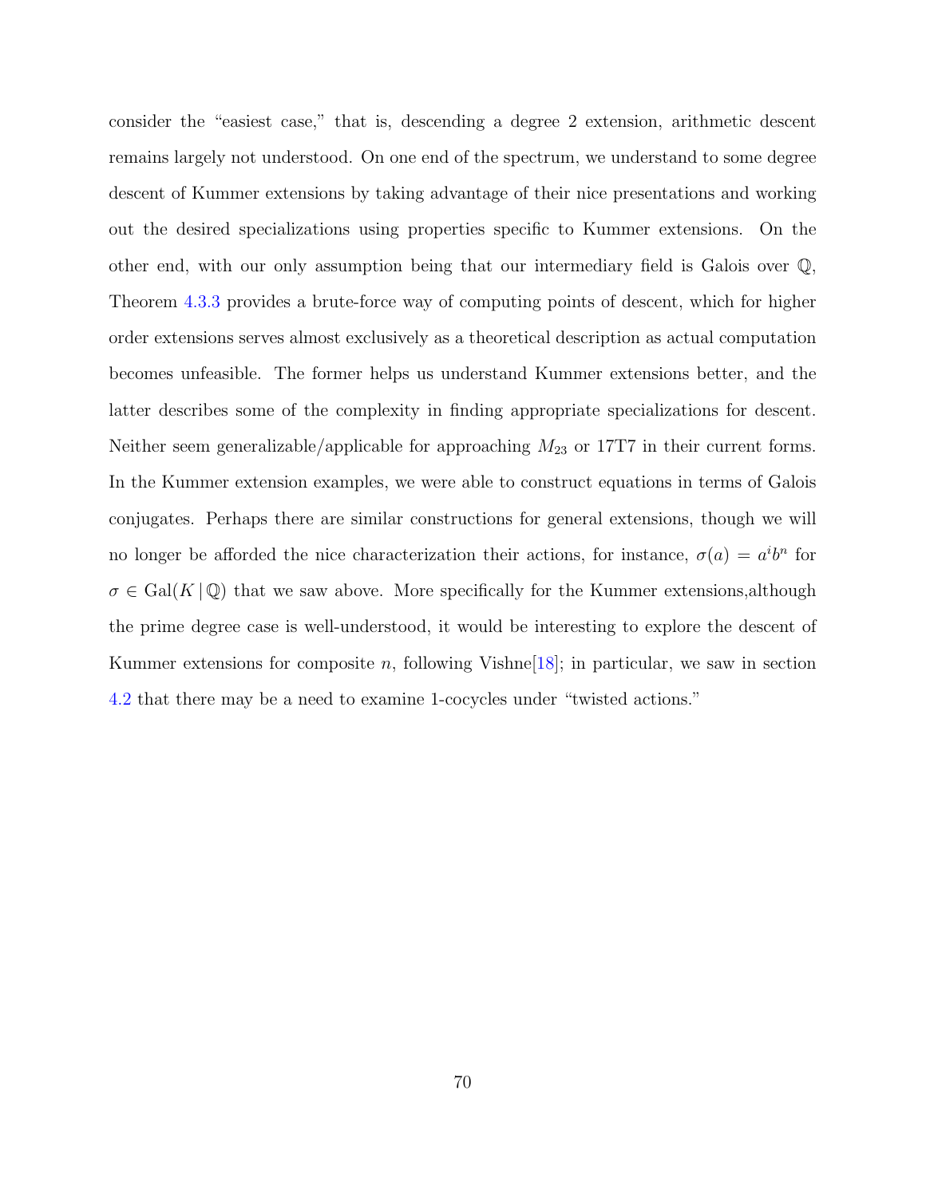consider the "easiest case," that is, descending a degree 2 extension, arithmetic descent remains largely not understood. On one end of the spectrum, we understand to some degree descent of Kummer extensions by taking advantage of their nice presentations and working out the desired specializations using properties specific to Kummer extensions. On the other end, with our only assumption being that our intermediary field is Galois over $\mathbb{Q}$, Theorem 4.3.3 provides a brute-force way of computing points of descent, which for higher order extensions serves almost exclusively as a theoretical description as actual computation becomes unfeasible. The former helps us understand Kummer extensions better, and the latter describes some of the complexity in finding appropriate specializations for descent. Neither seem generalizable/applicable for approaching $M_{23}$ or 17T7 in their current forms. In the Kummer extension examples, we were able to construct equations in terms of Galois conjugates. Perhaps there are similar constructions for general extensions, though we will no longer be afforded the nice characterization their actions, for instance, $\sigma(a) = a^i b^n$ for $\sigma \in \mathrm{Gal}(K \,|\, \mathbb{Q})$ that we saw above. More specifically for the Kummer extensions,although the prime degree case is well-understood, it would be interesting to explore the descent of Kummer extensions for composite $n$, following Vishne[18]; in particular, we saw in section 4.2 that there may be a need to examine 1-cocycles under "twisted actions."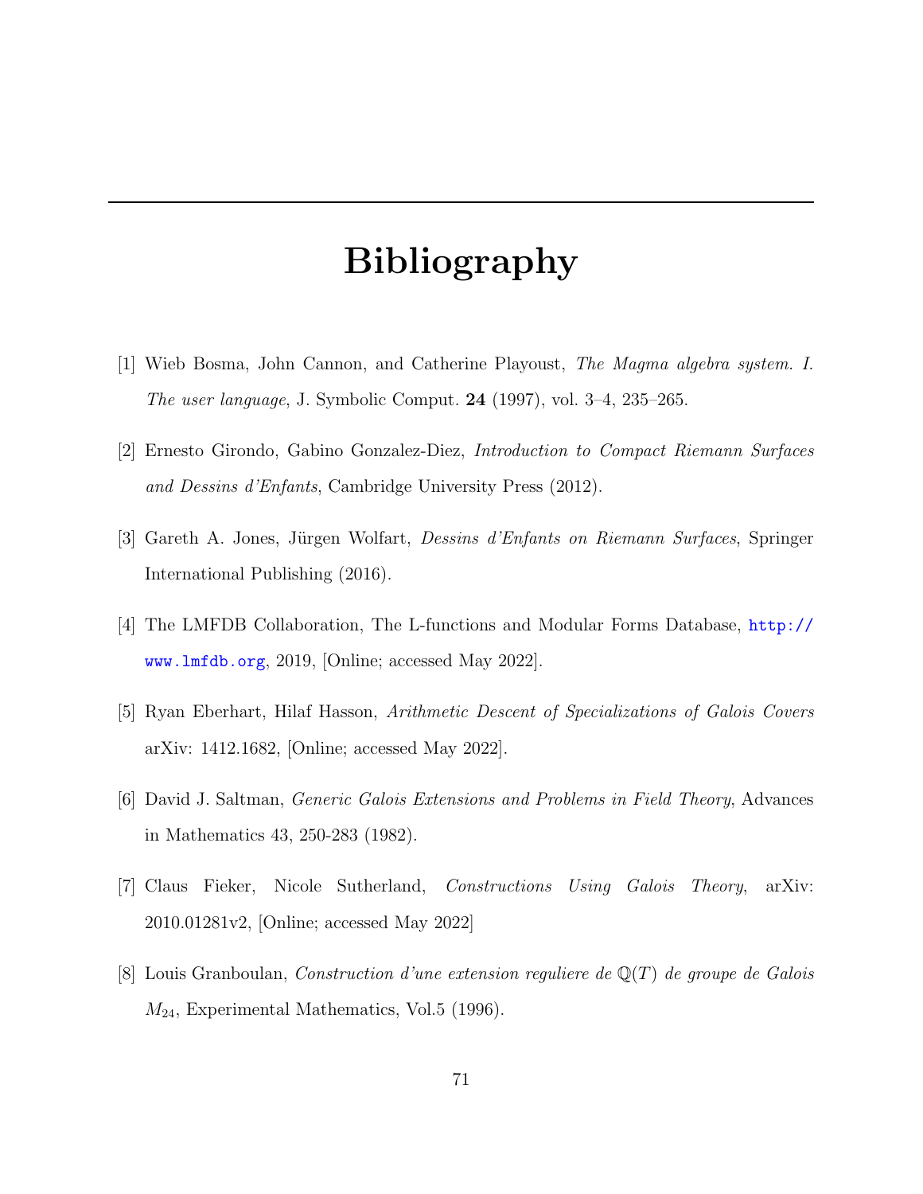# Bibliography

[1] Wieb Bosma, John Cannon, and Catherine Playoust, *The Magma algebra system. I. The user language*, J. Symbolic Comput. **24** (1997), vol. 3–4, 235–265.

[2] Ernesto Girondo, Gabino Gonzalez-Diez, *Introduction to Compact Riemann Surfaces and Dessins d'Enfants*, Cambridge University Press (2012).

[3] Gareth A. Jones, Jürgen Wolfart, *Dessins d'Enfants on Riemann Surfaces*, Springer International Publishing (2016).

[4] The LMFDB Collaboration, The L-functions and Modular Forms Database, http://www.lmfdb.org, 2019, [Online; accessed May 2022].

[5] Ryan Eberhart, Hilaf Hasson, *Arithmetic Descent of Specializations of Galois Covers* arXiv: 1412.1682, [Online; accessed May 2022].

[6] David J. Saltman, *Generic Galois Extensions and Problems in Field Theory*, Advances in Mathematics 43, 250-283 (1982).

[7] Claus Fieker, Nicole Sutherland, *Constructions Using Galois Theory*, arXiv: 2010.01281v2, [Online; accessed May 2022]

[8] Louis Granboulan, *Construction d'une extension reguliere de $\mathbb{Q}(T)$ de groupe de Galois $M_{24}$*, Experimental Mathematics, Vol.5 (1996).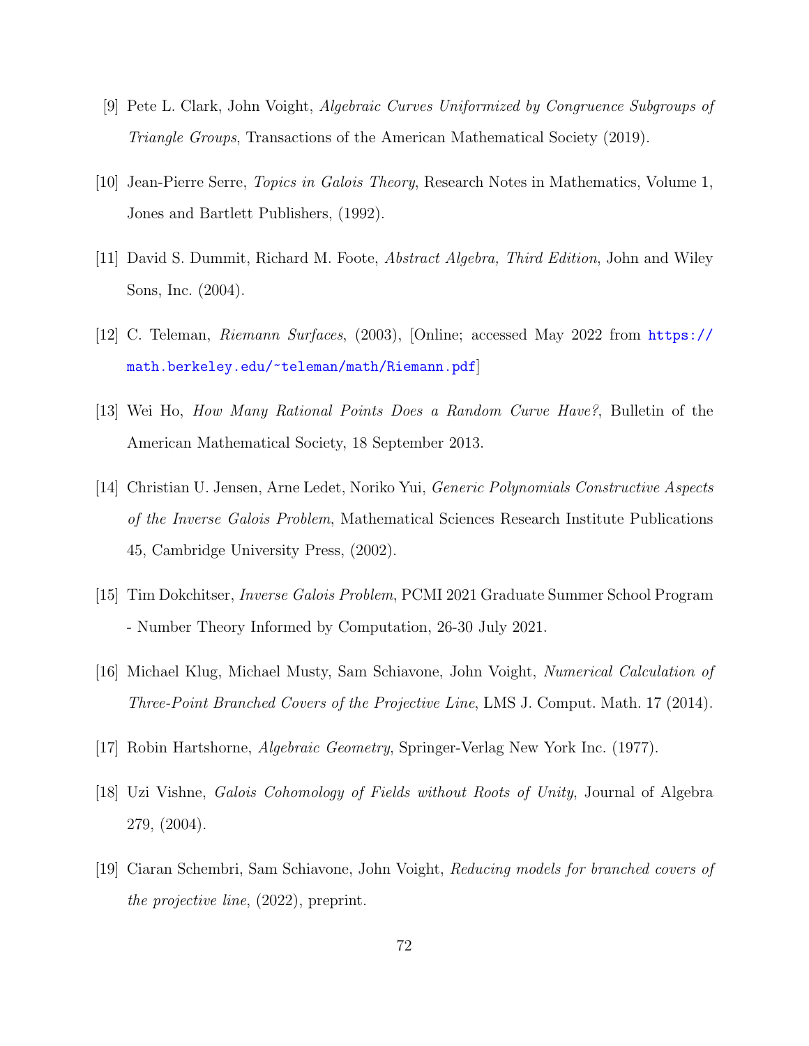[9] Pete L. Clark, John Voight, *Algebraic Curves Uniformized by Congruence Subgroups of Triangle Groups*, Transactions of the American Mathematical Society (2019).

[10] Jean-Pierre Serre, *Topics in Galois Theory*, Research Notes in Mathematics, Volume 1, Jones and Bartlett Publishers, (1992).

[11] David S. Dummit, Richard M. Foote, *Abstract Algebra, Third Edition*, John and Wiley Sons, Inc. (2004).

[12] C. Teleman, *Riemann Surfaces*, (2003), [Online; accessed May 2022 from https://math.berkeley.edu/~teleman/math/Riemann.pdf]

[13] Wei Ho, *How Many Rational Points Does a Random Curve Have?*, Bulletin of the American Mathematical Society, 18 September 2013.

[14] Christian U. Jensen, Arne Ledet, Noriko Yui, *Generic Polynomials Constructive Aspects of the Inverse Galois Problem*, Mathematical Sciences Research Institute Publications 45, Cambridge University Press, (2002).

[15] Tim Dokchitser, *Inverse Galois Problem*, PCMI 2021 Graduate Summer School Program - Number Theory Informed by Computation, 26-30 July 2021.

[16] Michael Klug, Michael Musty, Sam Schiavone, John Voight, *Numerical Calculation of Three-Point Branched Covers of the Projective Line*, LMS J. Comput. Math. 17 (2014).

[17] Robin Hartshorne, *Algebraic Geometry*, Springer-Verlag New York Inc. (1977).

[18] Uzi Vishne, *Galois Cohomology of Fields without Roots of Unity*, Journal of Algebra 279, (2004).

[19] Ciaran Schembri, Sam Schiavone, John Voight, *Reducing models for branched covers of the projective line*, (2022), preprint.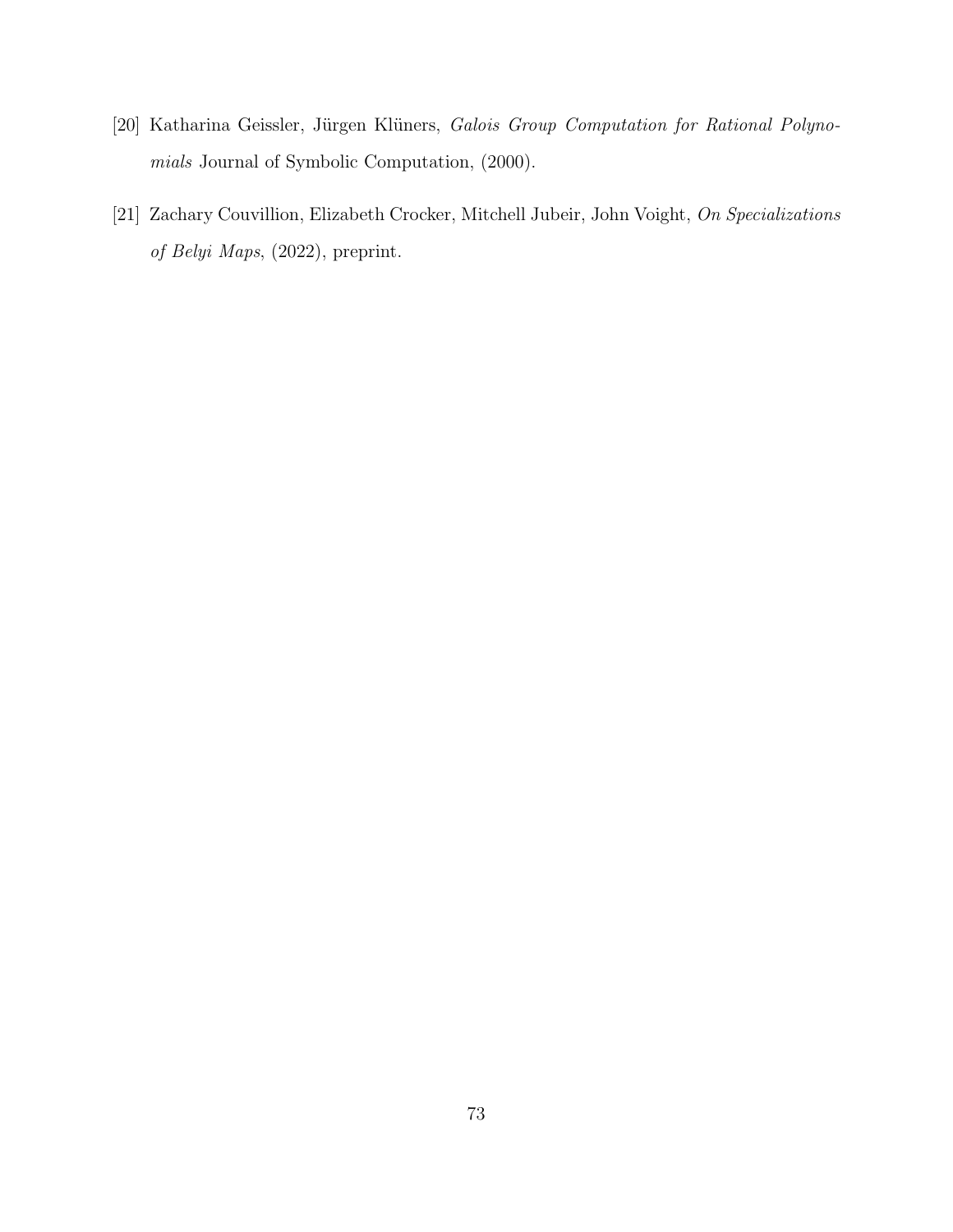[20] Katharina Geissler, Jürgen Klüners, *Galois Group Computation for Rational Polynomials* Journal of Symbolic Computation, (2000).

[21] Zachary Couvillion, Elizabeth Crocker, Mitchell Jubeir, John Voight, *On Specializations of Belyi Maps*, (2022), preprint.